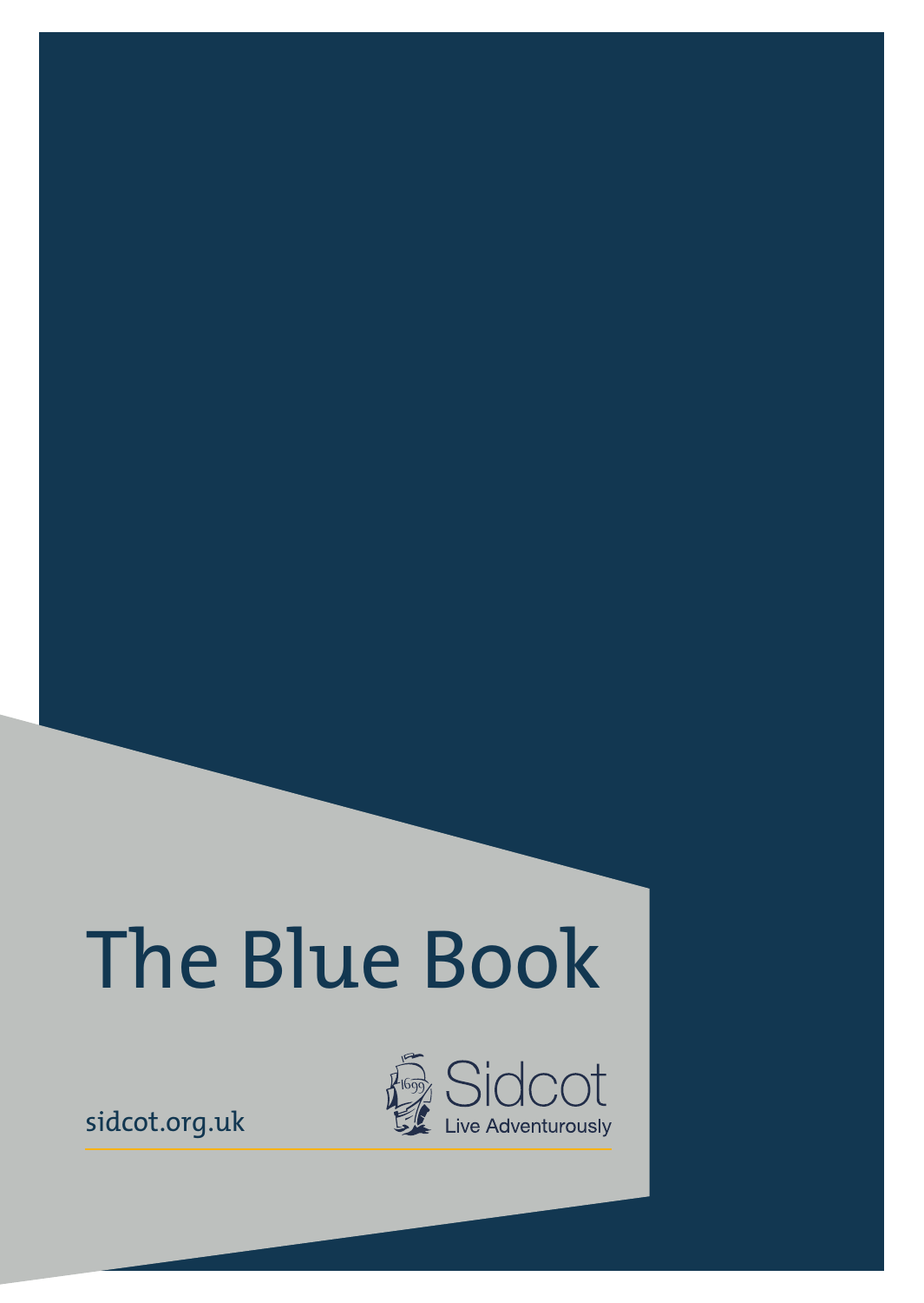# The Blue Book

sidcot.org.uk

Sidcot

Live Adventurously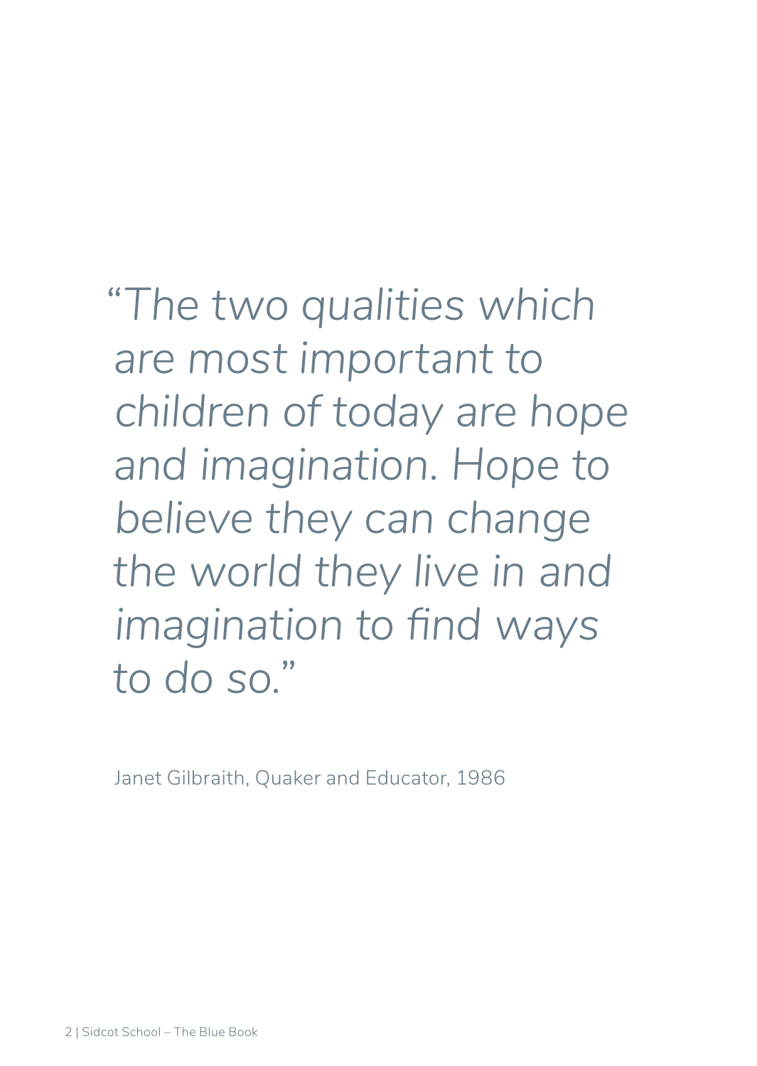*"The two qualities which are most important to children of today are hope and imagination. Hope to believe they can change the world they live in and imagination to find ways to do so."*

Janet Gilbraith, Quaker and Educator, 1986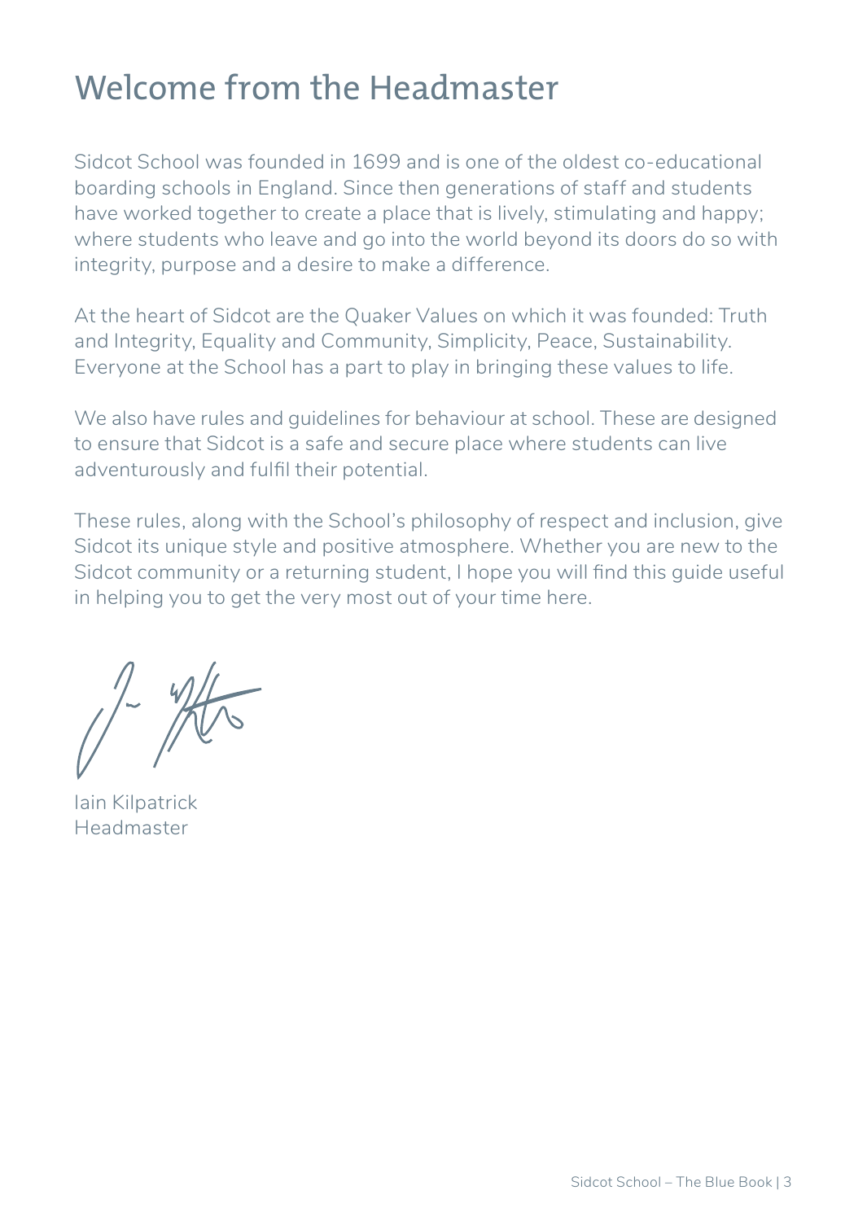# Welcome from the Headmaster

Sidcot School was founded in 1699 and is one of the oldest co-educational boarding schools in England. Since then generations of staff and students have worked together to create a place that is lively, stimulating and happy; where students who leave and go into the world beyond its doors do so with integrity, purpose and a desire to make a difference.

At the heart of Sidcot are the Quaker Values on which it was founded: Truth and Integrity, Equality and Community, Simplicity, Peace, Sustainability. Everyone at the School has a part to play in bringing these values to life.

We also have rules and guidelines for behaviour at school. These are designed to ensure that Sidcot is a safe and secure place where students can live adventurously and fulfil their potential.

These rules, along with the School's philosophy of respect and inclusion, give Sidcot its unique style and positive atmosphere. Whether you are new to the Sidcot community or a returning student, I hope you will find this guide useful in helping you to get the very most out of your time here.

Iain Kilpatrick
Headmaster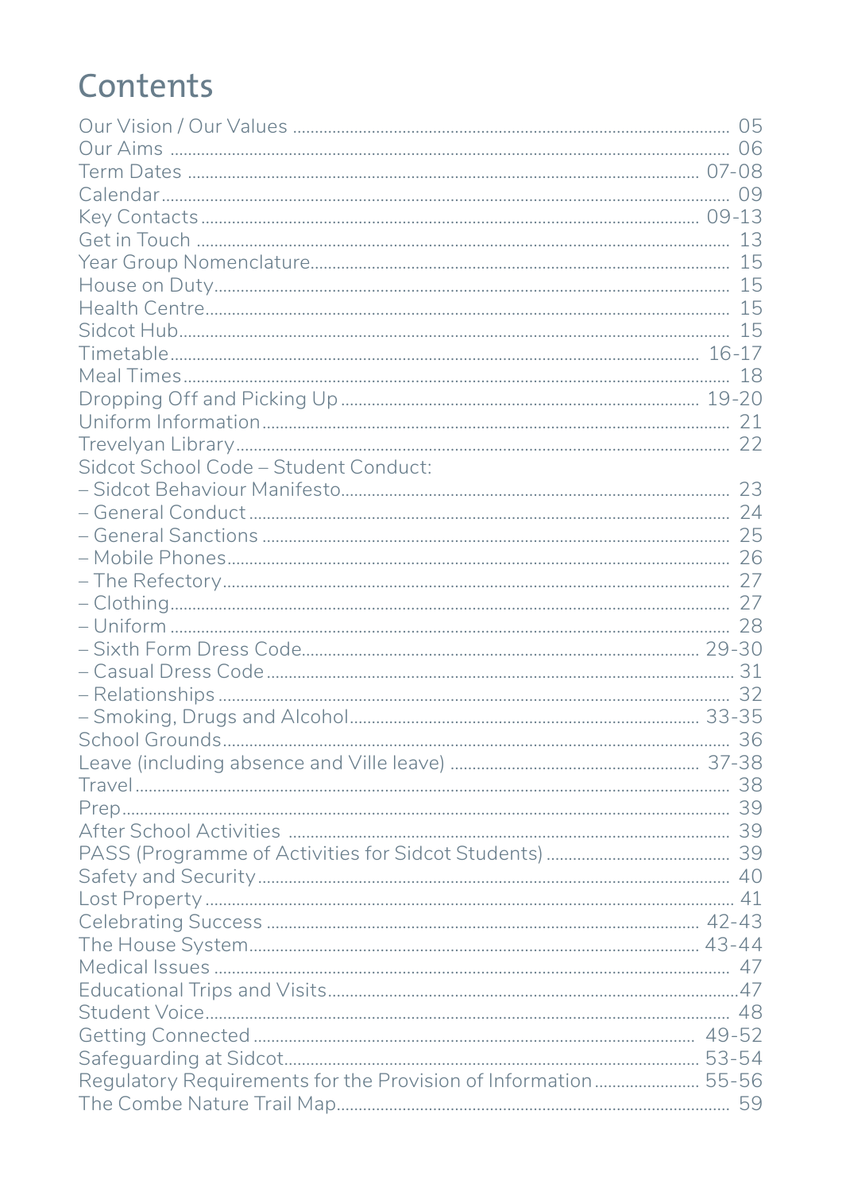# Contents

| | |
|---|---|
| Our Vision / Our Values | 05 |
| Our Aims | 06 |
| Term Dates | 07-08 |
| Calendar | 09 |
| Key Contacts | 09-13 |
| Get in Touch | 13 |
| Year Group Nomenclature | 15 |
| House on Duty | 15 |
| Health Centre | 15 |
| Sidcot Hub | 15 |
| Timetable | 16-17 |
| Meal Times | 18 |
| Dropping Off and Picking Up | 19-20 |
| Uniform Information | 21 |
| Trevelyan Library | 22 |
| Sidcot School Code – Student Conduct: | |
| – Sidcot Behaviour Manifesto | 23 |
| – General Conduct | 24 |
| – General Sanctions | 25 |
| – Mobile Phones | 26 |
| – The Refectory | 27 |
| – Clothing | 27 |
| – Uniform | 28 |
| – Sixth Form Dress Code | 29-30 |
| – Casual Dress Code | 31 |
| – Relationships | 32 |
| – Smoking, Drugs and Alcohol | 33-35 |
| School Grounds | 36 |
| Leave (including absence and Ville leave) | 37-38 |
| Travel | 38 |
| Prep | 39 |
| After School Activities | 39 |
| PASS (Programme of Activities for Sidcot Students) | 39 |
| Safety and Security | 40 |
| Lost Property | 41 |
| Celebrating Success | 42-43 |
| The House System | 43-44 |
| Medical Issues | 47 |
| Educational Trips and Visits | 47 |
| Student Voice | 48 |
| Getting Connected | 49-52 |
| Safeguarding at Sidcot | 53-54 |
| Regulatory Requirements for the Provision of Information | 55-56 |
| The Combe Nature Trail Map | 59 |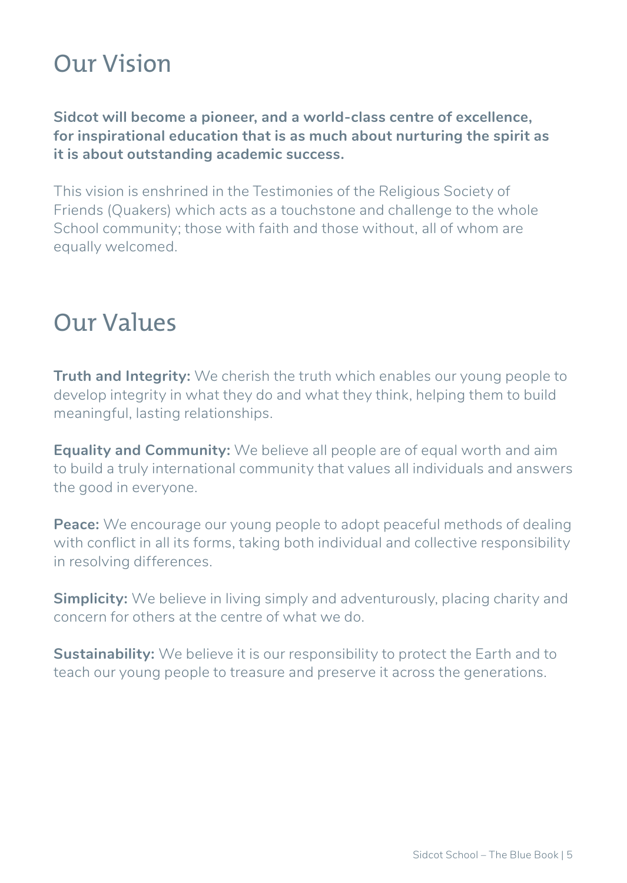## Our Vision

**Sidcot will become a pioneer, and a world-class centre of excellence, for inspirational education that is as much about nurturing the spirit as it is about outstanding academic success.**

This vision is enshrined in the Testimonies of the Religious Society of Friends (Quakers) which acts as a touchstone and challenge to the whole School community; those with faith and those without, all of whom are equally welcomed.

## Our Values

**Truth and Integrity:** We cherish the truth which enables our young people to develop integrity in what they do and what they think, helping them to build meaningful, lasting relationships.

**Equality and Community:** We believe all people are of equal worth and aim to build a truly international community that values all individuals and answers the good in everyone.

**Peace:** We encourage our young people to adopt peaceful methods of dealing with conflict in all its forms, taking both individual and collective responsibility in resolving differences.

**Simplicity:** We believe in living simply and adventurously, placing charity and concern for others at the centre of what we do.

**Sustainability:** We believe it is our responsibility to protect the Earth and to teach our young people to treasure and preserve it across the generations.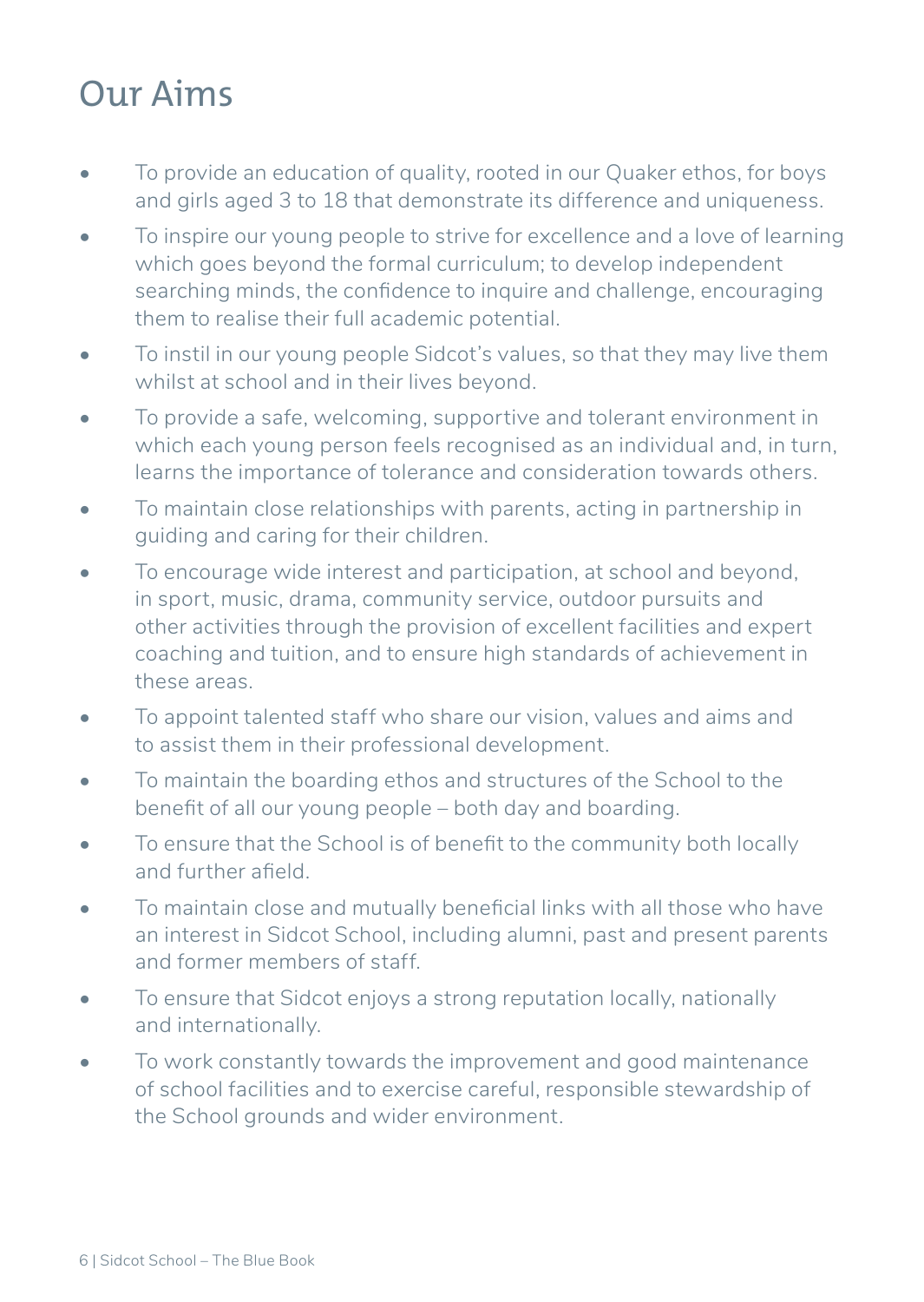# Our Aims

- To provide an education of quality, rooted in our Quaker ethos, for boys and girls aged 3 to 18 that demonstrate its difference and uniqueness.
- To inspire our young people to strive for excellence and a love of learning which goes beyond the formal curriculum; to develop independent searching minds, the confidence to inquire and challenge, encouraging them to realise their full academic potential.
- To instil in our young people Sidcot's values, so that they may live them whilst at school and in their lives beyond.
- To provide a safe, welcoming, supportive and tolerant environment in which each young person feels recognised as an individual and, in turn, learns the importance of tolerance and consideration towards others.
- To maintain close relationships with parents, acting in partnership in guiding and caring for their children.
- To encourage wide interest and participation, at school and beyond, in sport, music, drama, community service, outdoor pursuits and other activities through the provision of excellent facilities and expert coaching and tuition, and to ensure high standards of achievement in these areas.
- To appoint talented staff who share our vision, values and aims and to assist them in their professional development.
- To maintain the boarding ethos and structures of the School to the benefit of all our young people – both day and boarding.
- To ensure that the School is of benefit to the community both locally and further afield.
- To maintain close and mutually beneficial links with all those who have an interest in Sidcot School, including alumni, past and present parents and former members of staff.
- To ensure that Sidcot enjoys a strong reputation locally, nationally and internationally.
- To work constantly towards the improvement and good maintenance of school facilities and to exercise careful, responsible stewardship of the School grounds and wider environment.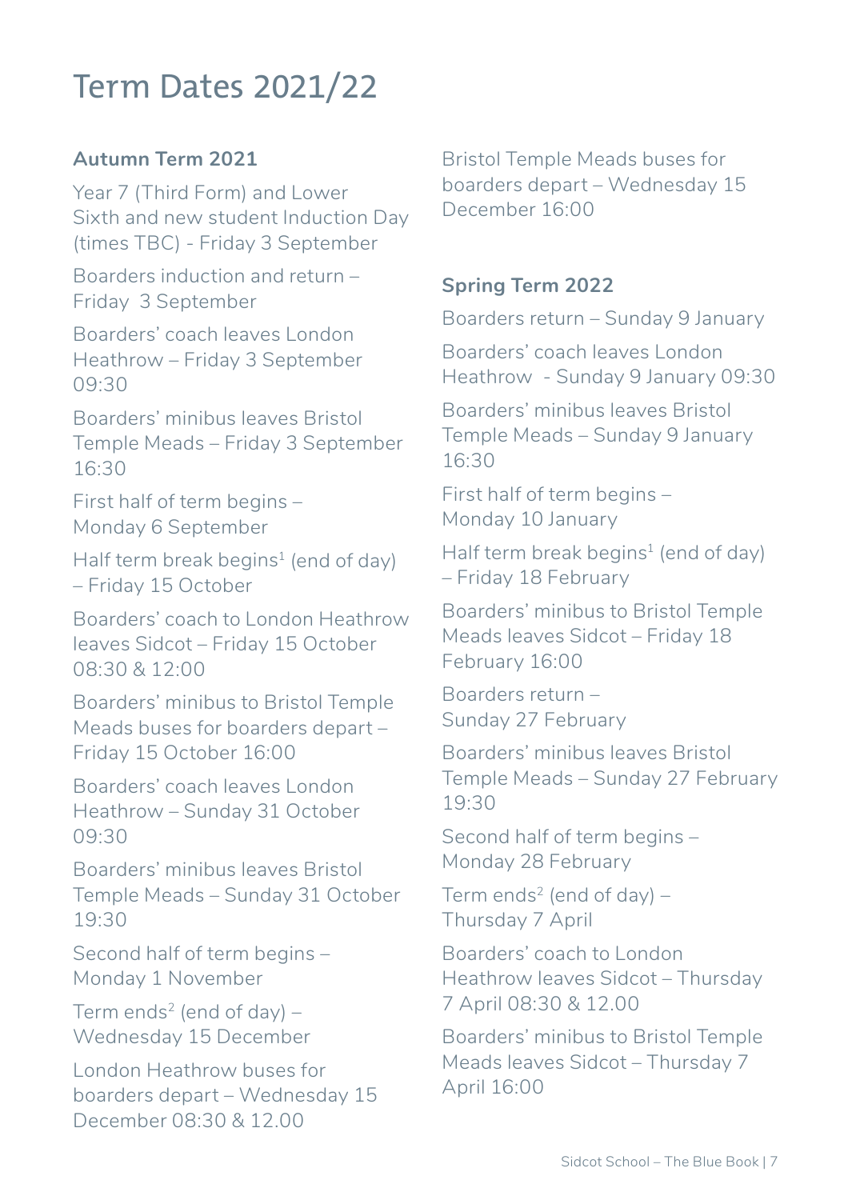# Term Dates 2021/22

### Autumn Term 2021

Year 7 (Third Form) and Lower Sixth and new student Induction Day (times TBC) - Friday 3 September

Boarders induction and return – Friday 3 September

Boarders' coach leaves London Heathrow – Friday 3 September 09:30

Boarders' minibus leaves Bristol Temple Meads – Friday 3 September 16:30

First half of term begins – Monday 6 September

Half term break begins[1] (end of day) – Friday 15 October

Boarders' coach to London Heathrow leaves Sidcot – Friday 15 October 08:30 & 12:00

Boarders' minibus to Bristol Temple Meads buses for boarders depart – Friday 15 October 16:00

Boarders' coach leaves London Heathrow – Sunday 31 October 09:30

Boarders' minibus leaves Bristol Temple Meads – Sunday 31 October 19:30

Second half of term begins – Monday 1 November

Term ends[2] (end of day) – Wednesday 15 December

London Heathrow buses for boarders depart – Wednesday 15 December 08:30 & 12.00

Bristol Temple Meads buses for boarders depart – Wednesday 15 December 16:00

### Spring Term 2022

Boarders return – Sunday 9 January

Boarders' coach leaves London Heathrow - Sunday 9 January 09:30

Boarders' minibus leaves Bristol Temple Meads – Sunday 9 January 16:30

First half of term begins – Monday 10 January

Half term break begins[1] (end of day) – Friday 18 February

Boarders' minibus to Bristol Temple Meads leaves Sidcot – Friday 18 February 16:00

Boarders return – Sunday 27 February

Boarders' minibus leaves Bristol Temple Meads – Sunday 27 February 19:30

Second half of term begins – Monday 28 February

Term ends[2] (end of day) – Thursday 7 April

Boarders' coach to London Heathrow leaves Sidcot – Thursday 7 April 08:30 & 12.00

Boarders' minibus to Bristol Temple Meads leaves Sidcot – Thursday 7 April 16:00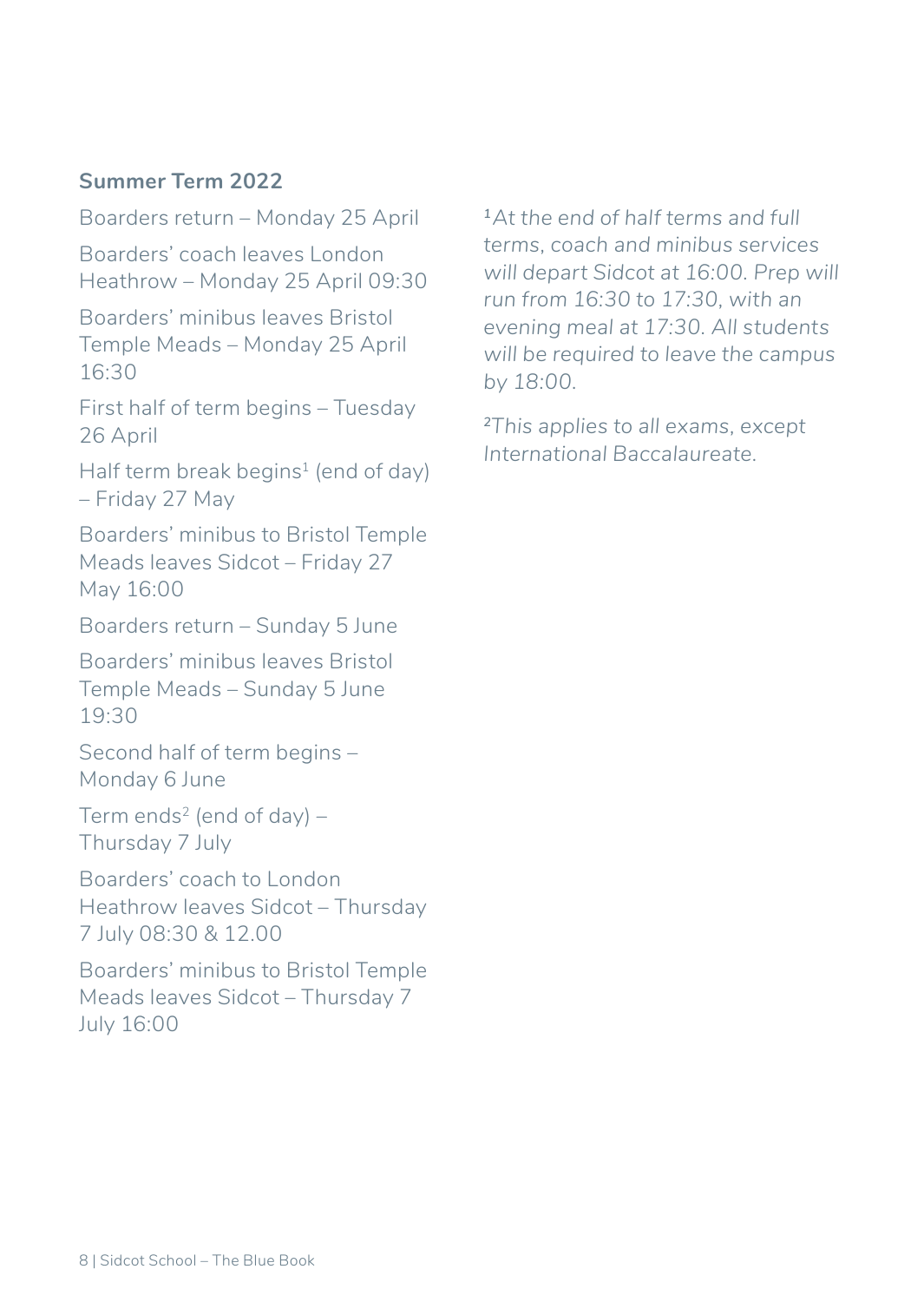**Summer Term 2022**

Boarders return – Monday 25 April

Boarders' coach leaves London Heathrow – Monday 25 April 09:30

Boarders' minibus leaves Bristol Temple Meads – Monday 25 April 16:30

First half of term begins – Tuesday 26 April

Half term break begins[1] (end of day) – Friday 27 May

Boarders' minibus to Bristol Temple Meads leaves Sidcot – Friday 27 May 16:00

Boarders return – Sunday 5 June

Boarders' minibus leaves Bristol Temple Meads – Sunday 5 June 19:30

Second half of term begins – Monday 6 June

Term ends[2] (end of day) – Thursday 7 July

Boarders' coach to London Heathrow leaves Sidcot – Thursday 7 July 08:30 & 12.00

Boarders' minibus to Bristol Temple Meads leaves Sidcot – Thursday 7 July 16:00

[1] *At the end of half terms and full terms, coach and minibus services will depart Sidcot at 16:00. Prep will run from 16:30 to 17:30, with an evening meal at 17:30. All students will be required to leave the campus by 18:00.*

[2] *This applies to all exams, except International Baccalaureate.*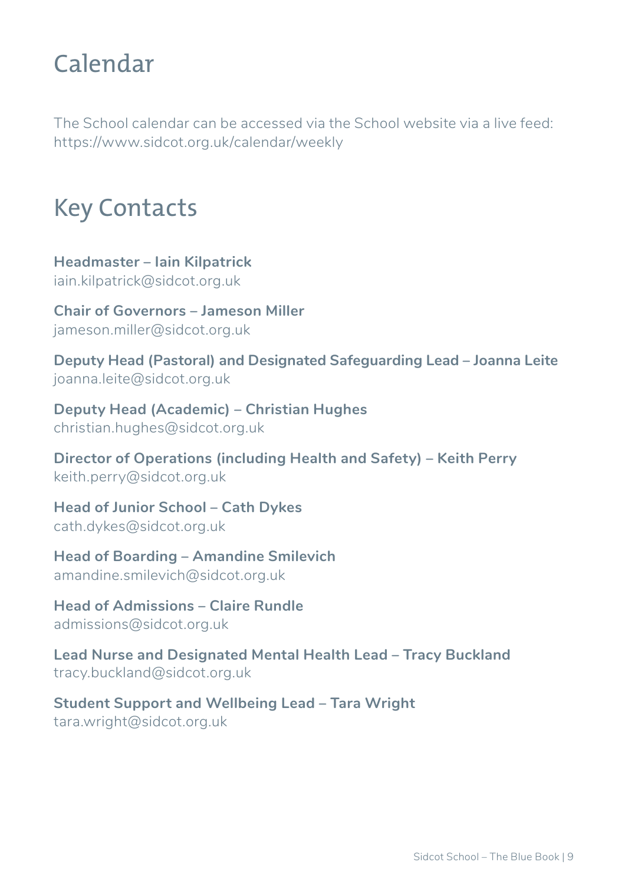# Calendar

The School calendar can be accessed via the School website via a live feed: https://www.sidcot.org.uk/calendar/weekly

# Key Contacts

**Headmaster – Iain Kilpatrick**
iain.kilpatrick@sidcot.org.uk

**Chair of Governors – Jameson Miller**
jameson.miller@sidcot.org.uk

**Deputy Head (Pastoral) and Designated Safeguarding Lead – Joanna Leite**
joanna.leite@sidcot.org.uk

**Deputy Head (Academic) – Christian Hughes**
christian.hughes@sidcot.org.uk

**Director of Operations (including Health and Safety) – Keith Perry**
keith.perry@sidcot.org.uk

**Head of Junior School – Cath Dykes**
cath.dykes@sidcot.org.uk

**Head of Boarding – Amandine Smilevich**
amandine.smilevich@sidcot.org.uk

**Head of Admissions – Claire Rundle**
admissions@sidcot.org.uk

**Lead Nurse and Designated Mental Health Lead – Tracy Buckland**
tracy.buckland@sidcot.org.uk

**Student Support and Wellbeing Lead – Tara Wright**
tara.wright@sidcot.org.uk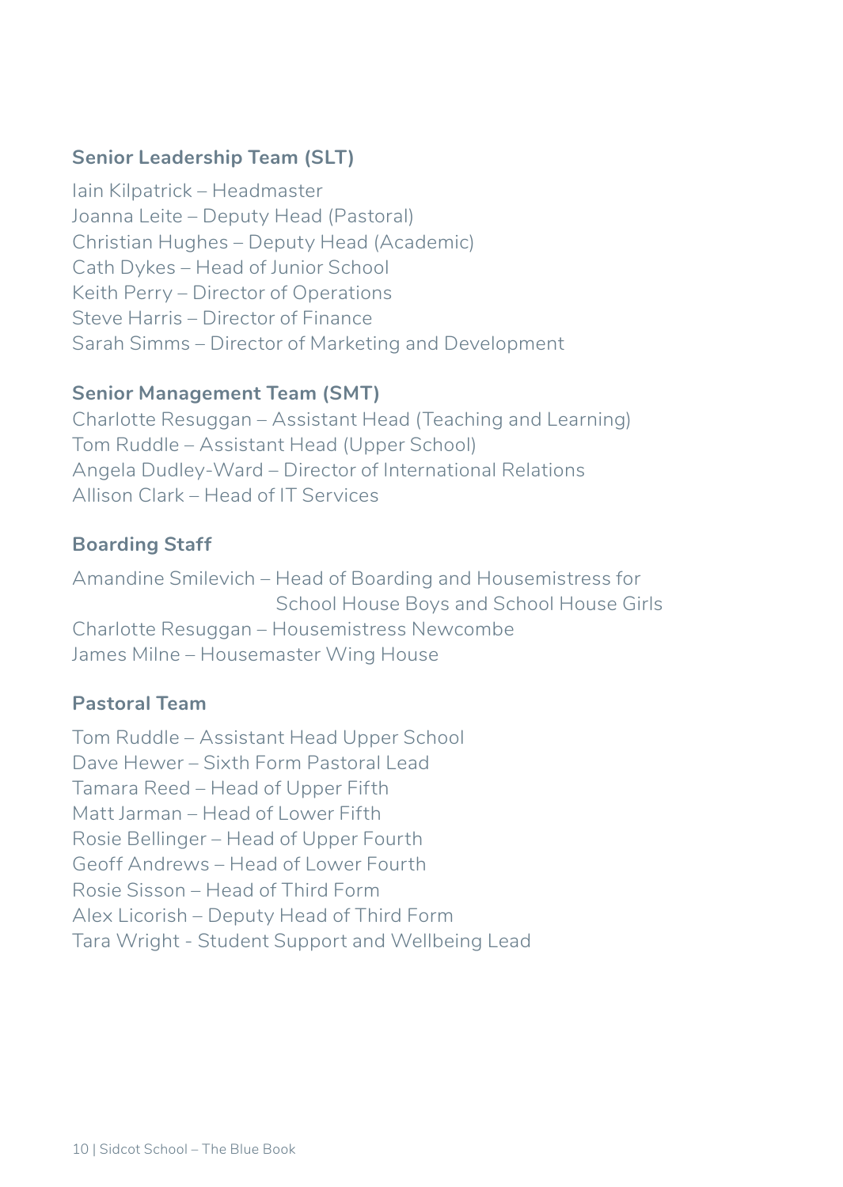### Senior Leadership Team (SLT)

Iain Kilpatrick – Headmaster
Joanna Leite – Deputy Head (Pastoral)
Christian Hughes – Deputy Head (Academic)
Cath Dykes – Head of Junior School
Keith Perry – Director of Operations
Steve Harris – Director of Finance
Sarah Simms – Director of Marketing and Development

### Senior Management Team (SMT)

Charlotte Resuggan – Assistant Head (Teaching and Learning)
Tom Ruddle – Assistant Head (Upper School)
Angela Dudley-Ward – Director of International Relations
Allison Clark – Head of IT Services

### Boarding Staff

Amandine Smilevich – Head of Boarding and Housemistress for School House Boys and School House Girls
Charlotte Resuggan – Housemistress Newcombe
James Milne – Housemaster Wing House

### Pastoral Team

Tom Ruddle – Assistant Head Upper School
Dave Hewer – Sixth Form Pastoral Lead
Tamara Reed – Head of Upper Fifth
Matt Jarman – Head of Lower Fifth
Rosie Bellinger – Head of Upper Fourth
Geoff Andrews – Head of Lower Fourth
Rosie Sisson – Head of Third Form
Alex Licorish – Deputy Head of Third Form
Tara Wright - Student Support and Wellbeing Lead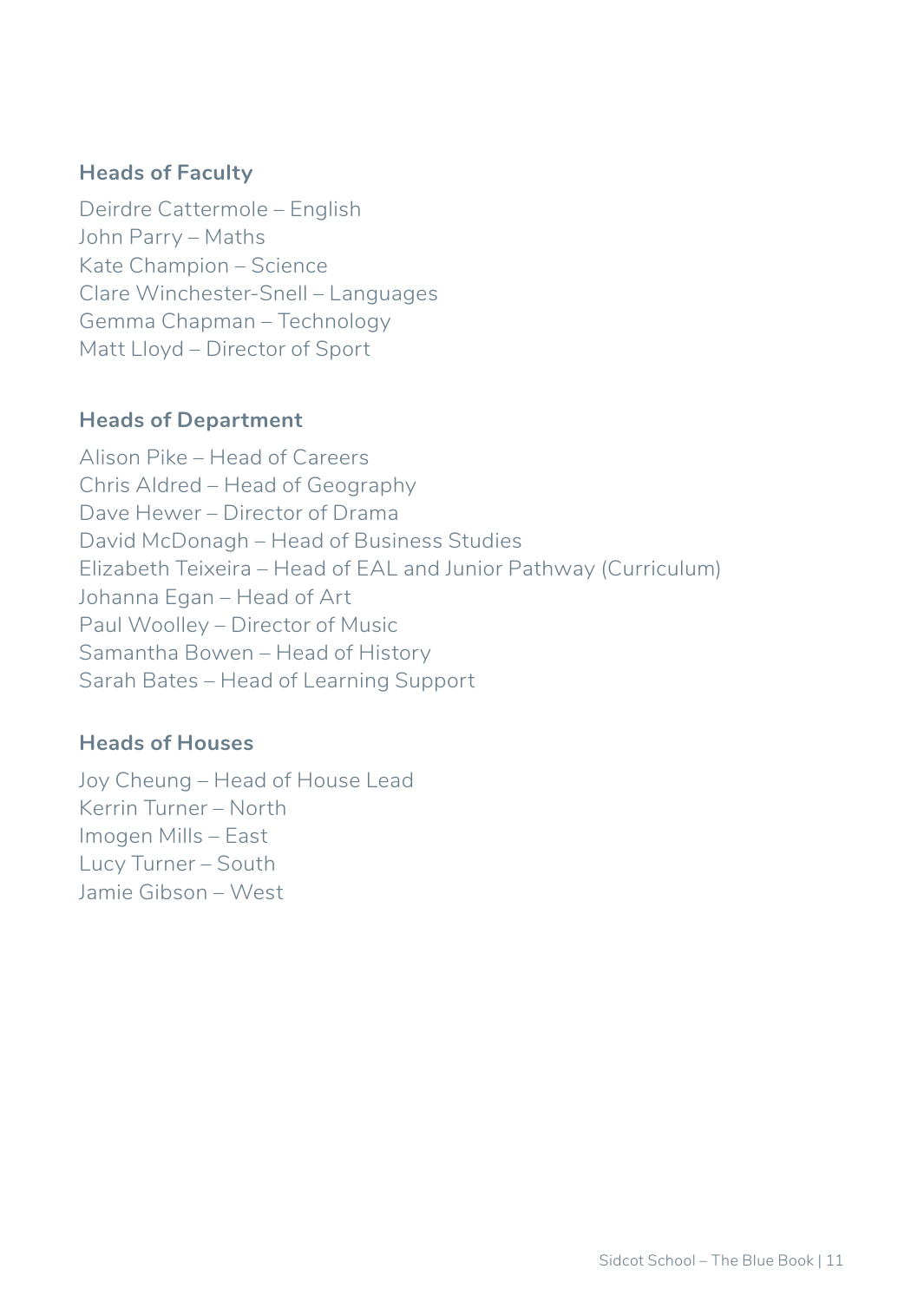### Heads of Faculty

Deirdre Cattermole – English
John Parry – Maths
Kate Champion – Science
Clare Winchester-Snell – Languages
Gemma Chapman – Technology
Matt Lloyd – Director of Sport

### Heads of Department

Alison Pike – Head of Careers
Chris Aldred – Head of Geography
Dave Hewer – Director of Drama
David McDonagh – Head of Business Studies
Elizabeth Teixeira – Head of EAL and Junior Pathway (Curriculum)
Johanna Egan – Head of Art
Paul Woolley – Director of Music
Samantha Bowen – Head of History
Sarah Bates – Head of Learning Support

### Heads of Houses

Joy Cheung – Head of House Lead
Kerrin Turner – North
Imogen Mills – East
Lucy Turner – South
Jamie Gibson – West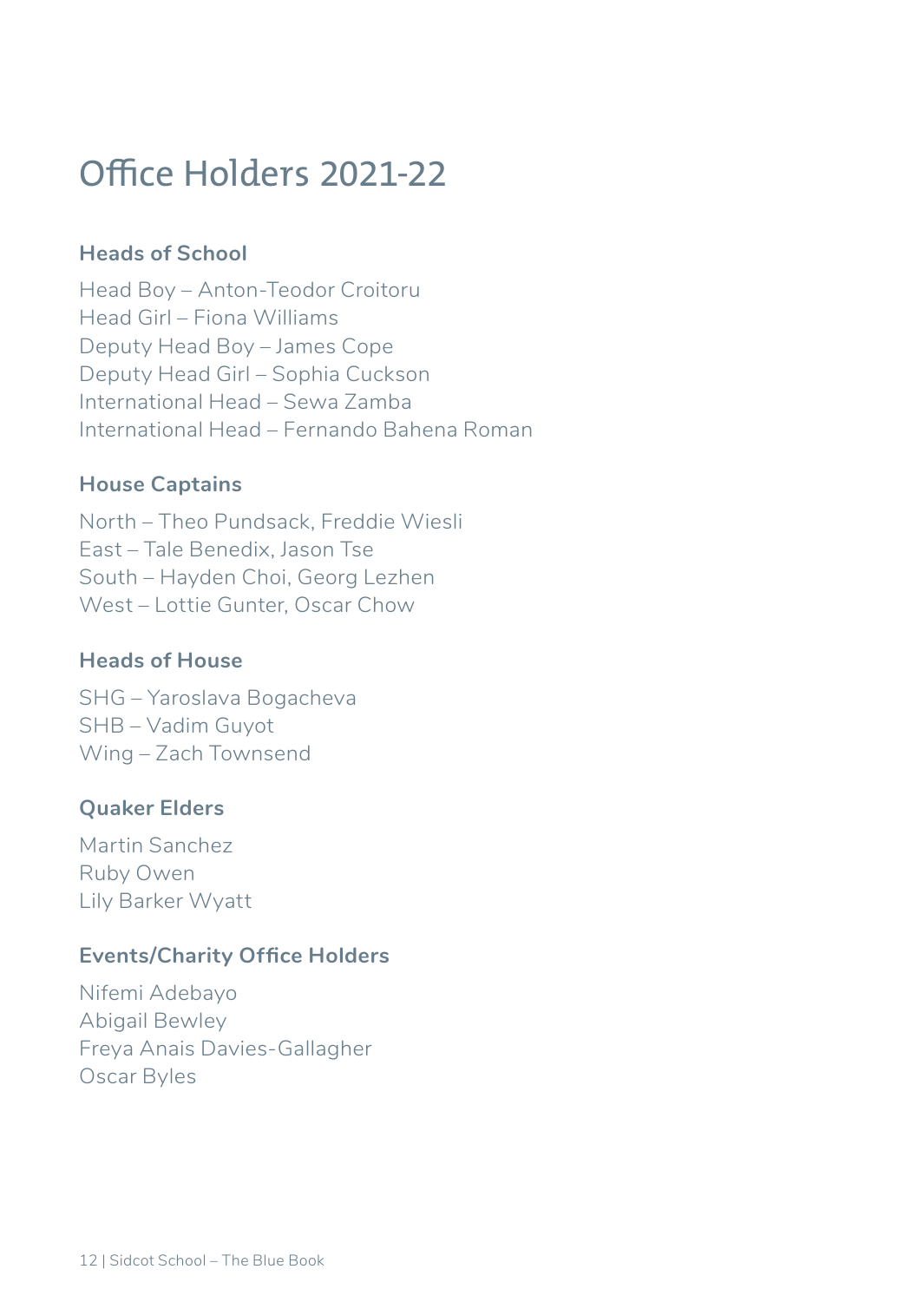# Office Holders 2021-22

### Heads of School

Head Boy – Anton-Teodor Croitoru
Head Girl – Fiona Williams
Deputy Head Boy – James Cope
Deputy Head Girl – Sophia Cuckson
International Head – Sewa Zamba
International Head – Fernando Bahena Roman

### House Captains

North – Theo Pundsack, Freddie Wiesli
East – Tale Benedix, Jason Tse
South – Hayden Choi, Georg Lezhen
West – Lottie Gunter, Oscar Chow

### Heads of House

SHG – Yaroslava Bogacheva
SHB – Vadim Guyot
Wing – Zach Townsend

### Quaker Elders

Martin Sanchez
Ruby Owen
Lily Barker Wyatt

### Events/Charity Office Holders

Nifemi Adebayo
Abigail Bewley
Freya Anais Davies-Gallagher
Oscar Byles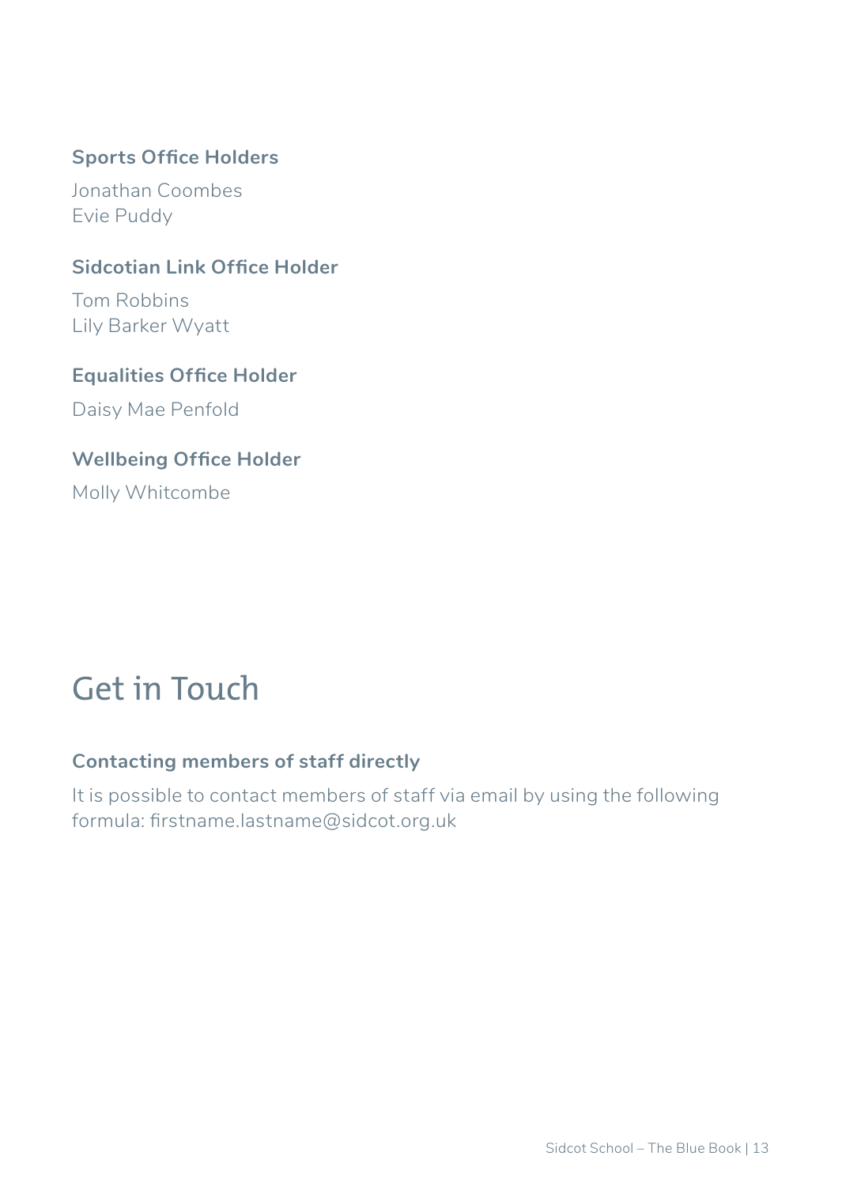### Sports Office Holders

Jonathan Coombes
Evie Puddy

### Sidcotian Link Office Holder

Tom Robbins
Lily Barker Wyatt

### Equalities Office Holder

Daisy Mae Penfold

### Wellbeing Office Holder

Molly Whitcombe

# Get in Touch

### Contacting members of staff directly

It is possible to contact members of staff via email by using the following formula: firstname.lastname@sidcot.org.uk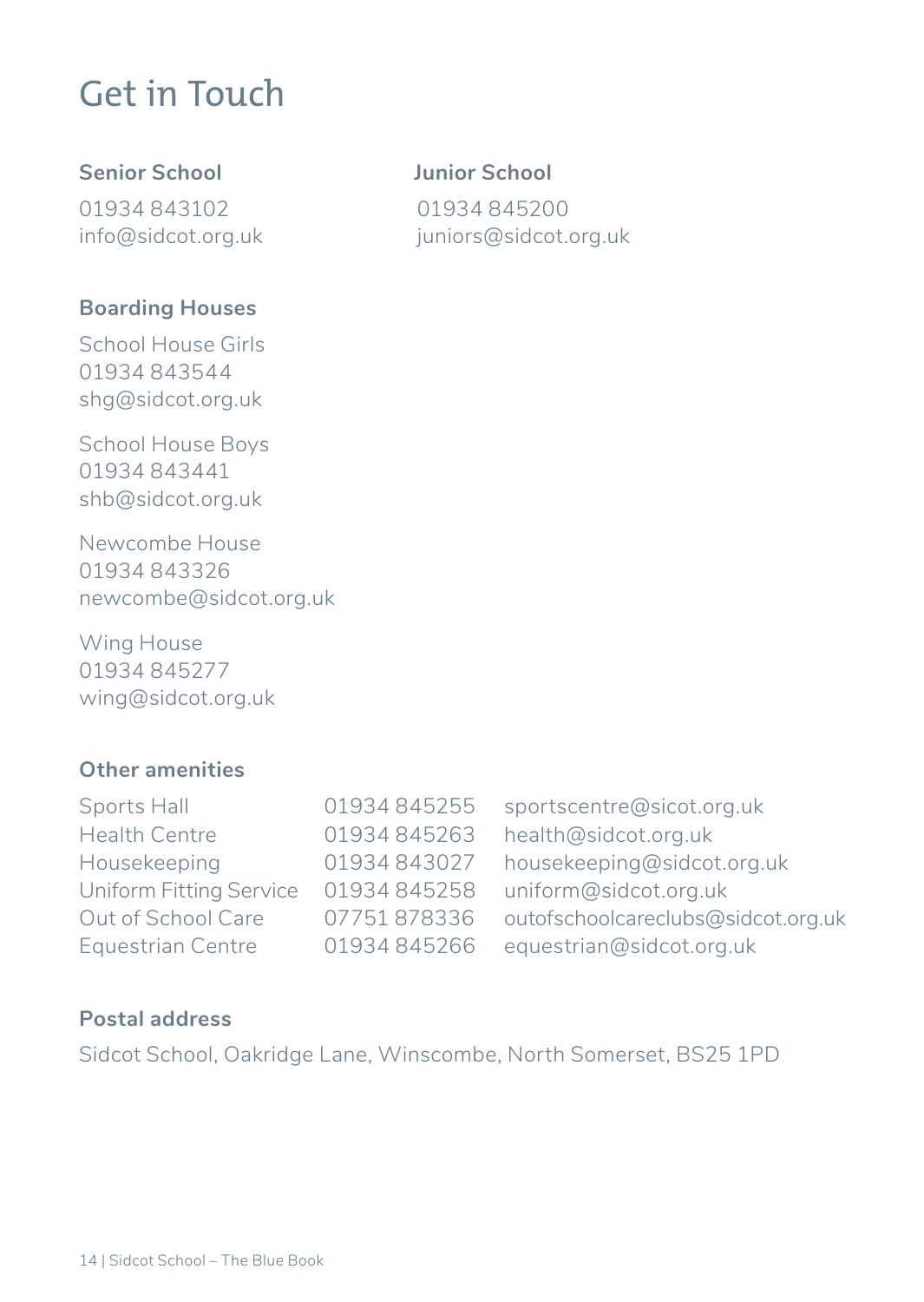# Get in Touch

### Senior School

01934 843102
info@sidcot.org.uk

### Junior School

01934 845200
juniors@sidcot.org.uk

### Boarding Houses

School House Girls
01934 843544
shg@sidcot.org.uk

School House Boys
01934 843441
shb@sidcot.org.uk

Newcombe House
01934 843326
newcombe@sidcot.org.uk

Wing House
01934 845277
wing@sidcot.org.uk

### Other amenities

| | | |
|---|---|---|
| Sports Hall | 01934 845255 | sportscentre@sicot.org.uk |
| Health Centre | 01934 845263 | health@sidcot.org.uk |
| Housekeeping | 01934 843027 | housekeeping@sidcot.org.uk |
| Uniform Fitting Service | 01934 845258 | uniform@sidcot.org.uk |
| Out of School Care | 07751 878336 | outofschoolcareclubs@sidcot.org.uk |
| Equestrian Centre | 01934 845266 | equestrian@sidcot.org.uk |

### Postal address

Sidcot School, Oakridge Lane, Winscombe, North Somerset, BS25 1PD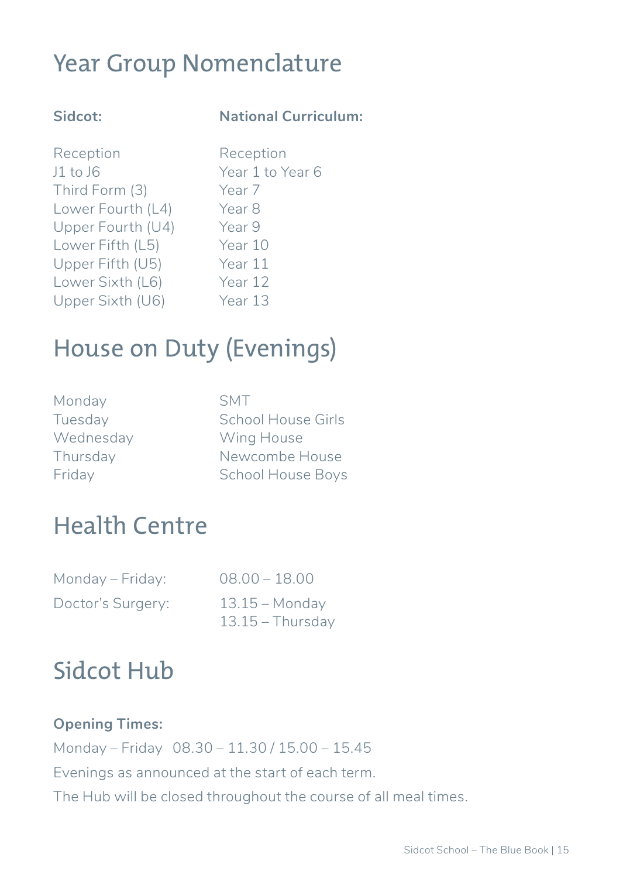## Year Group Nomenclature

| **Sidcot:** | **National Curriculum:** |
| --- | --- |
| Reception | Reception |
| J1 to J6 | Year 1 to Year 6 |
| Third Form (3) | Year 7 |
| Lower Fourth (L4) | Year 8 |
| Upper Fourth (U4) | Year 9 |
| Lower Fifth (L5) | Year 10 |
| Upper Fifth (U5) | Year 11 |
| Lower Sixth (L6) | Year 12 |
| Upper Sixth (U6) | Year 13 |

## House on Duty (Evenings)

| | |
| --- | --- |
| Monday | SMT |
| Tuesday | School House Girls |
| Wednesday | Wing House |
| Thursday | Newcombe House |
| Friday | School House Boys |

## Health Centre

| | |
| --- | --- |
| Monday – Friday: | 08.00 – 18.00 |
| Doctor's Surgery: | 13.15 – Monday<br>13.15 – Thursday |

## Sidcot Hub

**Opening Times:**

Monday – Friday 08.30 – 11.30 / 15.00 – 15.45

Evenings as announced at the start of each term.

The Hub will be closed throughout the course of all meal times.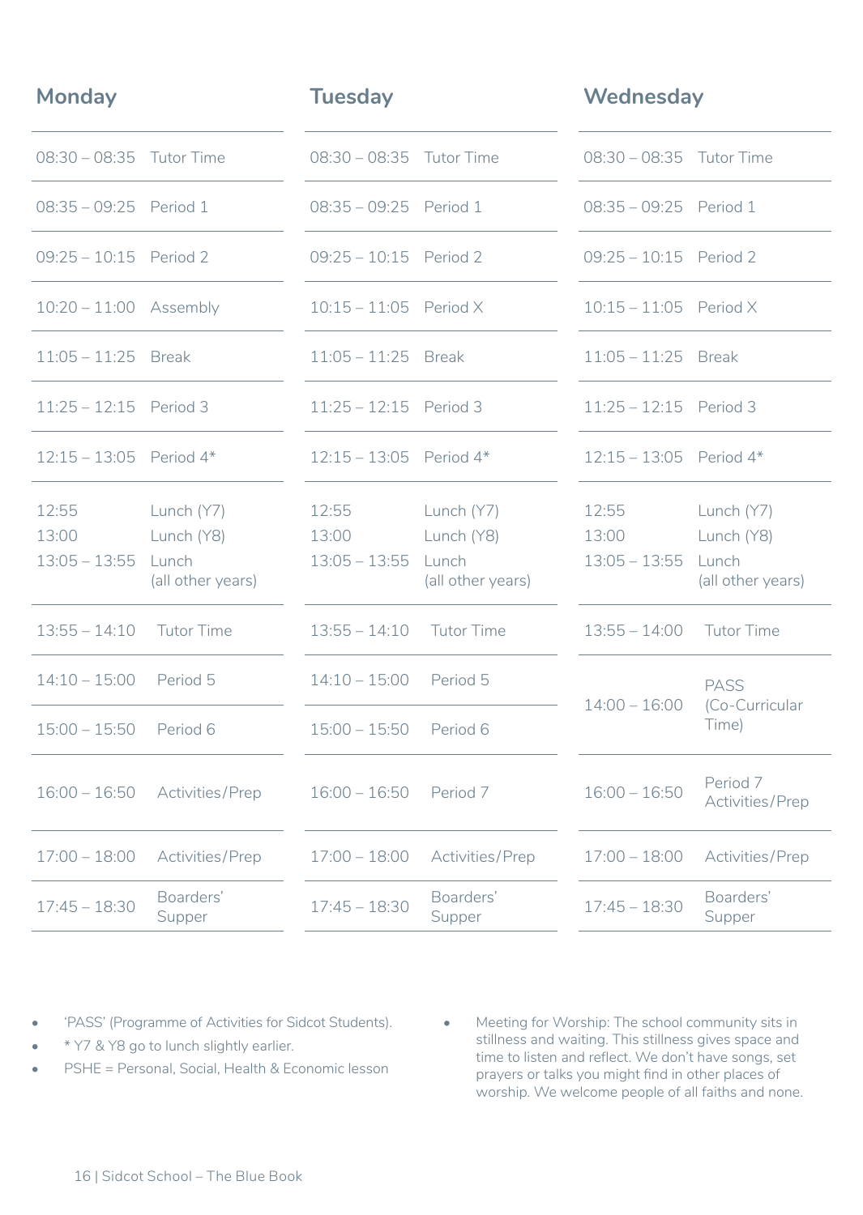## Monday

| Time | Activity |
|---|---|
| 08:30 – 08:35 | Tutor Time |
| 08:35 – 09:25 | Period 1 |
| 09:25 – 10:15 | Period 2 |
| 10:20 – 11:00 | Assembly |
| 11:05 – 11:25 | Break |
| 11:25 – 12:15 | Period 3 |
| 12:15 – 13:05 | Period 4* |
| 12:55<br>13:00<br>13:05 – 13:55 | Lunch (Y7)<br>Lunch (Y8)<br>Lunch (all other years) |
| 13:55 – 14:10 | Tutor Time |
| 14:10 – 15:00 | Period 5 |
| 15:00 – 15:50 | Period 6 |
| 16:00 – 16:50 | Activities/Prep |
| 17:00 – 18:00 | Activities/Prep |
| 17:45 – 18:30 | Boarders' Supper |

## Tuesday

| Time | Activity |
|---|---|
| 08:30 – 08:35 | Tutor Time |
| 08:35 – 09:25 | Period 1 |
| 09:25 – 10:15 | Period 2 |
| 10:15 – 11:05 | Period X |
| 11:05 – 11:25 | Break |
| 11:25 – 12:15 | Period 3 |
| 12:15 – 13:05 | Period 4* |
| 12:55<br>13:00<br>13:05 – 13:55 | Lunch (Y7)<br>Lunch (Y8)<br>Lunch (all other years) |
| 13:55 – 14:10 | Tutor Time |
| 14:10 – 15:00 | Period 5 |
| 15:00 – 15:50 | Period 6 |
| 16:00 – 16:50 | Period 7 |
| 17:00 – 18:00 | Activities/Prep |
| 17:45 – 18:30 | Boarders' Supper |

## Wednesday

| Time | Activity |
|---|---|
| 08:30 – 08:35 | Tutor Time |
| 08:35 – 09:25 | Period 1 |
| 09:25 – 10:15 | Period 2 |
| 10:15 – 11:05 | Period X |
| 11:05 – 11:25 | Break |
| 11:25 – 12:15 | Period 3 |
| 12:15 – 13:05 | Period 4* |
| 12:55<br>13:00<br>13:05 – 13:55 | Lunch (Y7)<br>Lunch (Y8)<br>Lunch (all other years) |
| 13:55 – 14:00 | Tutor Time |
| 14:00 – 16:00 | PASS (Co-Curricular Time) |
| 16:00 – 16:50 | Period 7<br>Activities/Prep |
| 17:00 – 18:00 | Activities/Prep |
| 17:45 – 18:30 | Boarders' Supper |

- 'PASS' (Programme of Activities for Sidcot Students).
- * Y7 & Y8 go to lunch slightly earlier.
- PSHE = Personal, Social, Health & Economic lesson
- Meeting for Worship: The school community sits in stillness and waiting. This stillness gives space and time to listen and reflect. We don't have songs, set prayers or talks you might find in other places of worship. We welcome people of all faiths and none.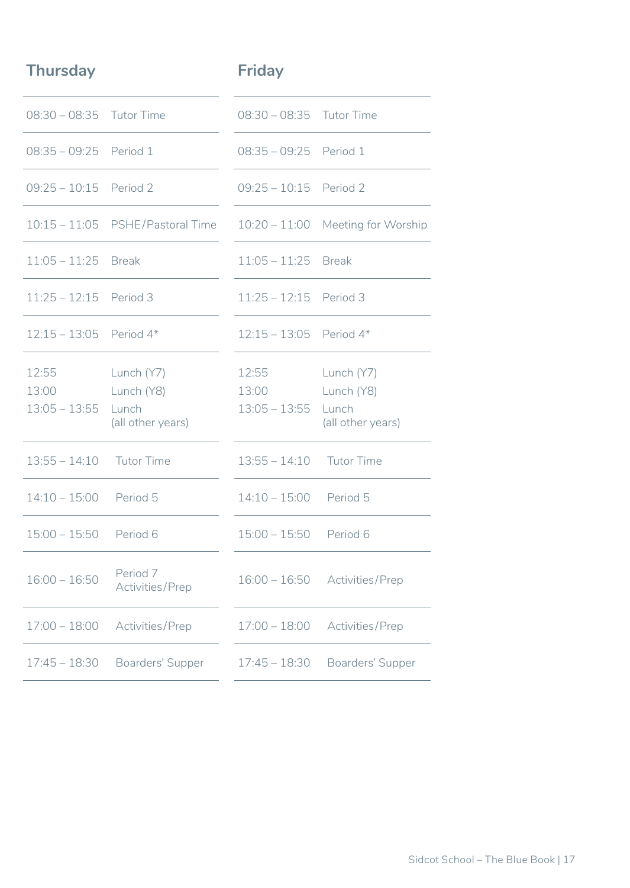## Thursday

| | |
|---|---|
| 08:30 – 08:35 | Tutor Time |
| 08:35 – 09:25 | Period 1 |
| 09:25 – 10:15 | Period 2 |
| 10:15 – 11:05 | PSHE/Pastoral Time |
| 11:05 – 11:25 | Break |
| 11:25 – 12:15 | Period 3 |
| 12:15 – 13:05 | Period 4* |
| 12:55<br>13:00<br>13:05 – 13:55 | Lunch (Y7)<br>Lunch (Y8)<br>Lunch (all other years) |
| 13:55 – 14:10 | Tutor Time |
| 14:10 – 15:00 | Period 5 |
| 15:00 – 15:50 | Period 6 |
| 16:00 – 16:50 | Period 7<br>Activities/Prep |
| 17:00 – 18:00 | Activities/Prep |
| 17:45 – 18:30 | Boarders' Supper |

## Friday

| | |
|---|---|
| 08:30 – 08:35 | Tutor Time |
| 08:35 – 09:25 | Period 1 |
| 09:25 – 10:15 | Period 2 |
| 10:20 – 11:00 | Meeting for Worship |
| 11:05 – 11:25 | Break |
| 11:25 – 12:15 | Period 3 |
| 12:15 – 13:05 | Period 4* |
| 12:55<br>13:00<br>13:05 – 13:55 | Lunch (Y7)<br>Lunch (Y8)<br>Lunch (all other years) |
| 13:55 – 14:10 | Tutor Time |
| 14:10 – 15:00 | Period 5 |
| 15:00 – 15:50 | Period 6 |
| 16:00 – 16:50 | Activities/Prep |
| 17:00 – 18:00 | Activities/Prep |
| 17:45 – 18:30 | Boarders' Supper |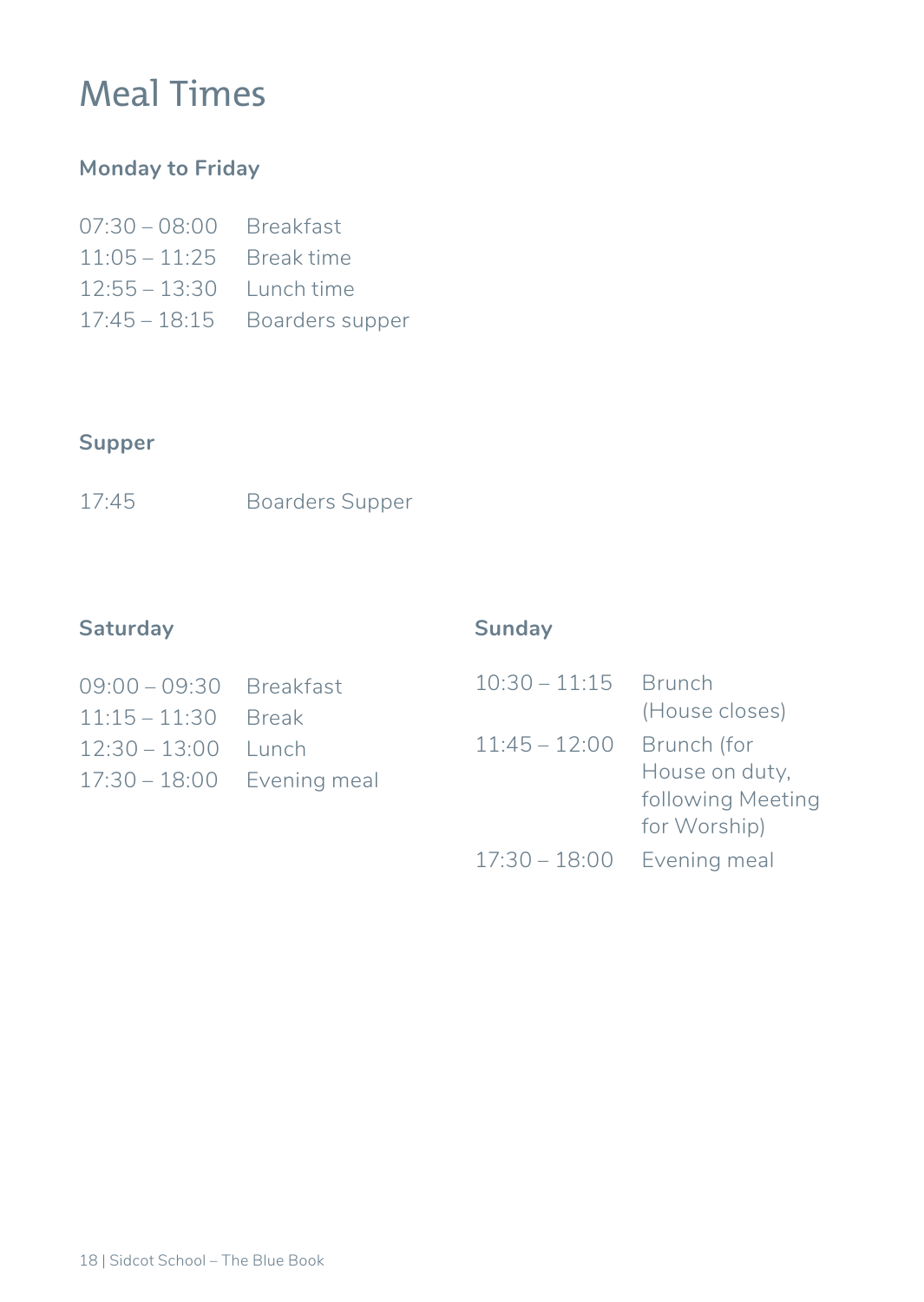# Meal Times

### Monday to Friday

| | |
|---|---|
| 07:30 – 08:00 | Breakfast |
| 11:05 – 11:25 | Break time |
| 12:55 – 13:30 | Lunch time |
| 17:45 – 18:15 | Boarders supper |

### Supper

| | |
|---|---|
| 17:45 | Boarders Supper |

### Saturday

| | |
|---|---|
| 09:00 – 09:30 | Breakfast |
| 11:15 – 11:30 | Break |
| 12:30 – 13:00 | Lunch |
| 17:30 – 18:00 | Evening meal |

### Sunday

| | |
|---|---|
| 10:30 – 11:15 | Brunch (House closes) |
| 11:45 – 12:00 | Brunch (for House on duty, following Meeting for Worship) |
| 17:30 – 18:00 | Evening meal |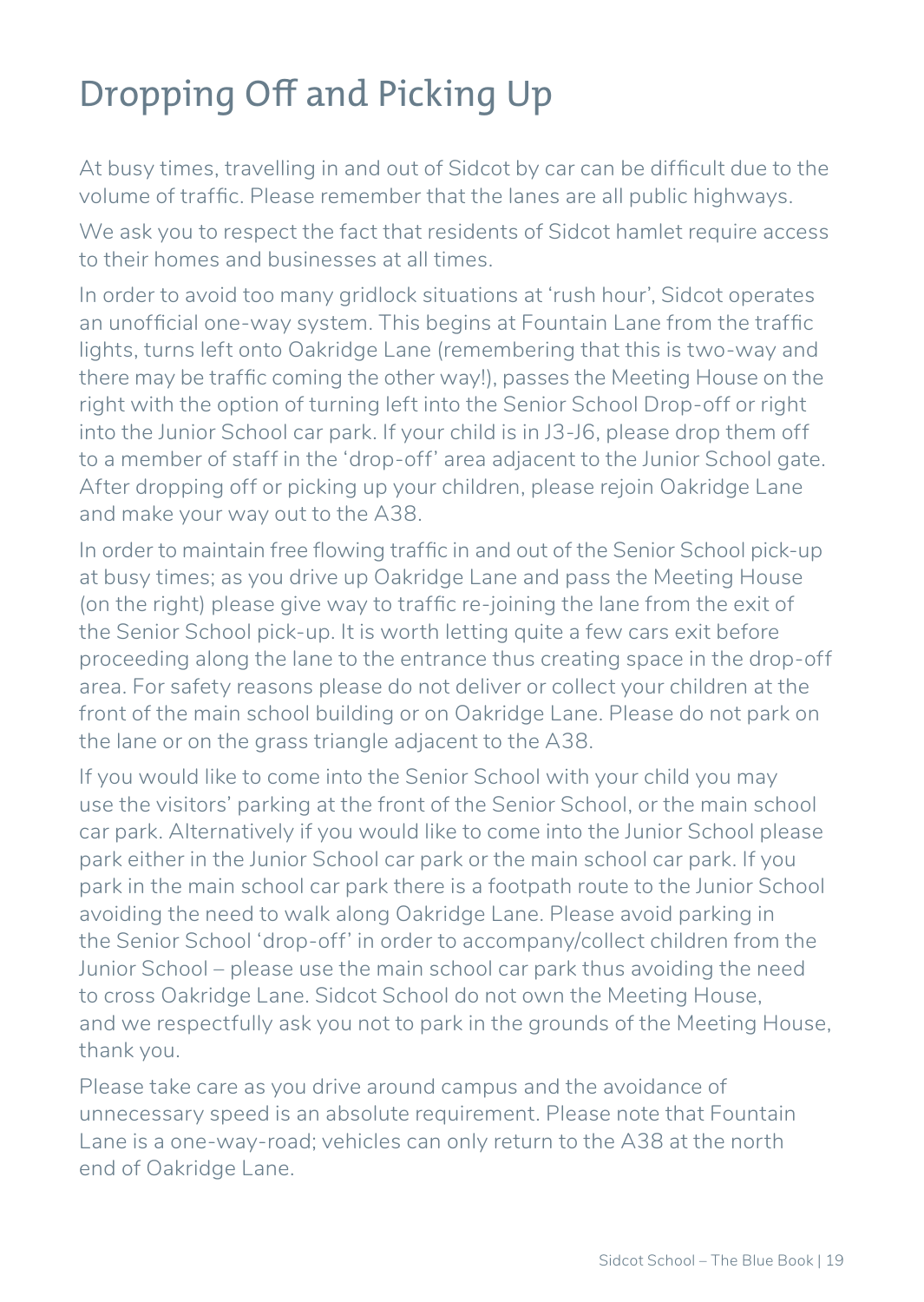# Dropping Off and Picking Up

At busy times, travelling in and out of Sidcot by car can be difficult due to the volume of traffic. Please remember that the lanes are all public highways.

We ask you to respect the fact that residents of Sidcot hamlet require access to their homes and businesses at all times.

In order to avoid too many gridlock situations at 'rush hour', Sidcot operates an unofficial one-way system. This begins at Fountain Lane from the traffic lights, turns left onto Oakridge Lane (remembering that this is two-way and there may be traffic coming the other way!), passes the Meeting House on the right with the option of turning left into the Senior School Drop-off or right into the Junior School car park. If your child is in J3-J6, please drop them off to a member of staff in the 'drop-off' area adjacent to the Junior School gate. After dropping off or picking up your children, please rejoin Oakridge Lane and make your way out to the A38.

In order to maintain free flowing traffic in and out of the Senior School pick-up at busy times; as you drive up Oakridge Lane and pass the Meeting House (on the right) please give way to traffic re-joining the lane from the exit of the Senior School pick-up. It is worth letting quite a few cars exit before proceeding along the lane to the entrance thus creating space in the drop-off area. For safety reasons please do not deliver or collect your children at the front of the main school building or on Oakridge Lane. Please do not park on the lane or on the grass triangle adjacent to the A38.

If you would like to come into the Senior School with your child you may use the visitors' parking at the front of the Senior School, or the main school car park. Alternatively if you would like to come into the Junior School please park either in the Junior School car park or the main school car park. If you park in the main school car park there is a footpath route to the Junior School avoiding the need to walk along Oakridge Lane. Please avoid parking in the Senior School 'drop-off' in order to accompany/collect children from the Junior School – please use the main school car park thus avoiding the need to cross Oakridge Lane. Sidcot School do not own the Meeting House, and we respectfully ask you not to park in the grounds of the Meeting House, thank you.

Please take care as you drive around campus and the avoidance of unnecessary speed is an absolute requirement. Please note that Fountain Lane is a one-way-road; vehicles can only return to the A38 at the north end of Oakridge Lane.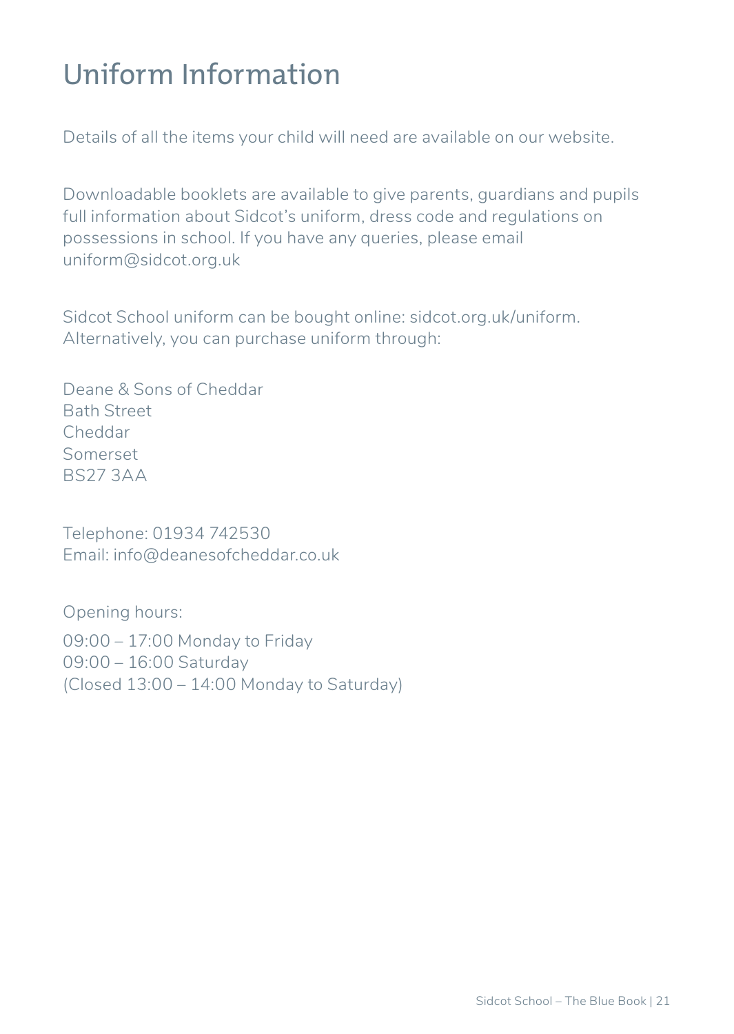# Uniform Information

Details of all the items your child will need are available on our website.

Downloadable booklets are available to give parents, guardians and pupils full information about Sidcot's uniform, dress code and regulations on possessions in school. If you have any queries, please email uniform@sidcot.org.uk

Sidcot School uniform can be bought online: sidcot.org.uk/uniform. Alternatively, you can purchase uniform through:

Deane & Sons of Cheddar
Bath Street
Cheddar
Somerset
BS27 3AA

Telephone: 01934 742530
Email: info@deanesofcheddar.co.uk

Opening hours:

09:00 – 17:00 Monday to Friday
09:00 – 16:00 Saturday
(Closed 13:00 – 14:00 Monday to Saturday)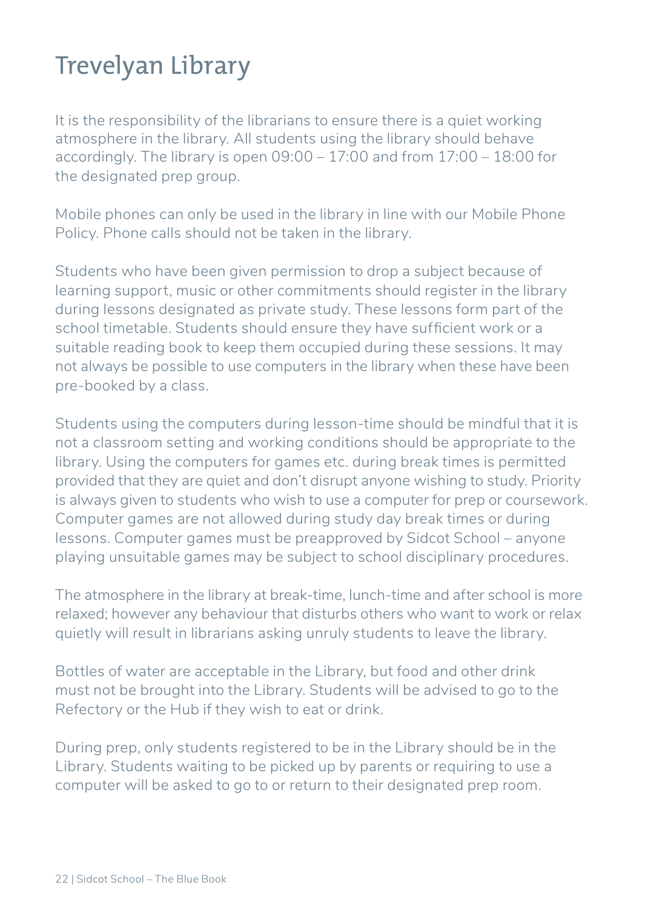# Trevelyan Library

It is the responsibility of the librarians to ensure there is a quiet working atmosphere in the library. All students using the library should behave accordingly. The library is open 09:00 – 17:00 and from 17:00 – 18:00 for the designated prep group.

Mobile phones can only be used in the library in line with our Mobile Phone Policy. Phone calls should not be taken in the library.

Students who have been given permission to drop a subject because of learning support, music or other commitments should register in the library during lessons designated as private study. These lessons form part of the school timetable. Students should ensure they have sufficient work or a suitable reading book to keep them occupied during these sessions. It may not always be possible to use computers in the library when these have been pre-booked by a class.

Students using the computers during lesson-time should be mindful that it is not a classroom setting and working conditions should be appropriate to the library. Using the computers for games etc. during break times is permitted provided that they are quiet and don't disrupt anyone wishing to study. Priority is always given to students who wish to use a computer for prep or coursework. Computer games are not allowed during study day break times or during lessons. Computer games must be preapproved by Sidcot School – anyone playing unsuitable games may be subject to school disciplinary procedures.

The atmosphere in the library at break-time, lunch-time and after school is more relaxed; however any behaviour that disturbs others who want to work or relax quietly will result in librarians asking unruly students to leave the library.

Bottles of water are acceptable in the Library, but food and other drink must not be brought into the Library. Students will be advised to go to the Refectory or the Hub if they wish to eat or drink.

During prep, only students registered to be in the Library should be in the Library. Students waiting to be picked up by parents or requiring to use a computer will be asked to go to or return to their designated prep room.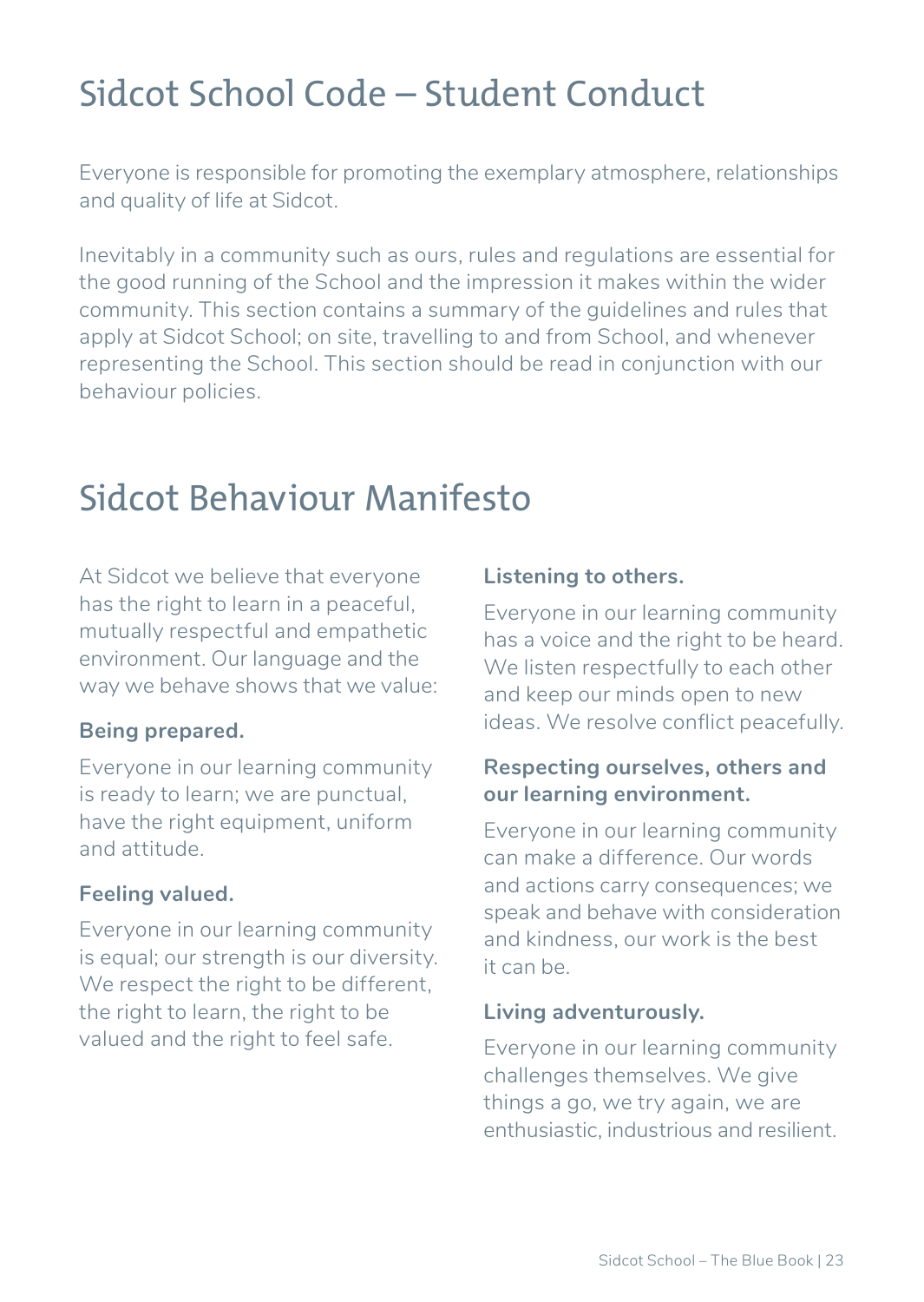# Sidcot School Code – Student Conduct

Everyone is responsible for promoting the exemplary atmosphere, relationships and quality of life at Sidcot.

Inevitably in a community such as ours, rules and regulations are essential for the good running of the School and the impression it makes within the wider community. This section contains a summary of the guidelines and rules that apply at Sidcot School; on site, travelling to and from School, and whenever representing the School. This section should be read in conjunction with our behaviour policies.

# Sidcot Behaviour Manifesto

At Sidcot we believe that everyone has the right to learn in a peaceful, mutually respectful and empathetic environment. Our language and the way we behave shows that we value:

**Being prepared.**

Everyone in our learning community is ready to learn; we are punctual, have the right equipment, uniform and attitude.

**Feeling valued.**

Everyone in our learning community is equal; our strength is our diversity. We respect the right to be different, the right to learn, the right to be valued and the right to feel safe.

**Listening to others.**

Everyone in our learning community has a voice and the right to be heard. We listen respectfully to each other and keep our minds open to new ideas. We resolve conflict peacefully.

**Respecting ourselves, others and our learning environment.**

Everyone in our learning community can make a difference. Our words and actions carry consequences; we speak and behave with consideration and kindness, our work is the best it can be.

**Living adventurously.**

Everyone in our learning community challenges themselves. We give things a go, we try again, we are enthusiastic, industrious and resilient.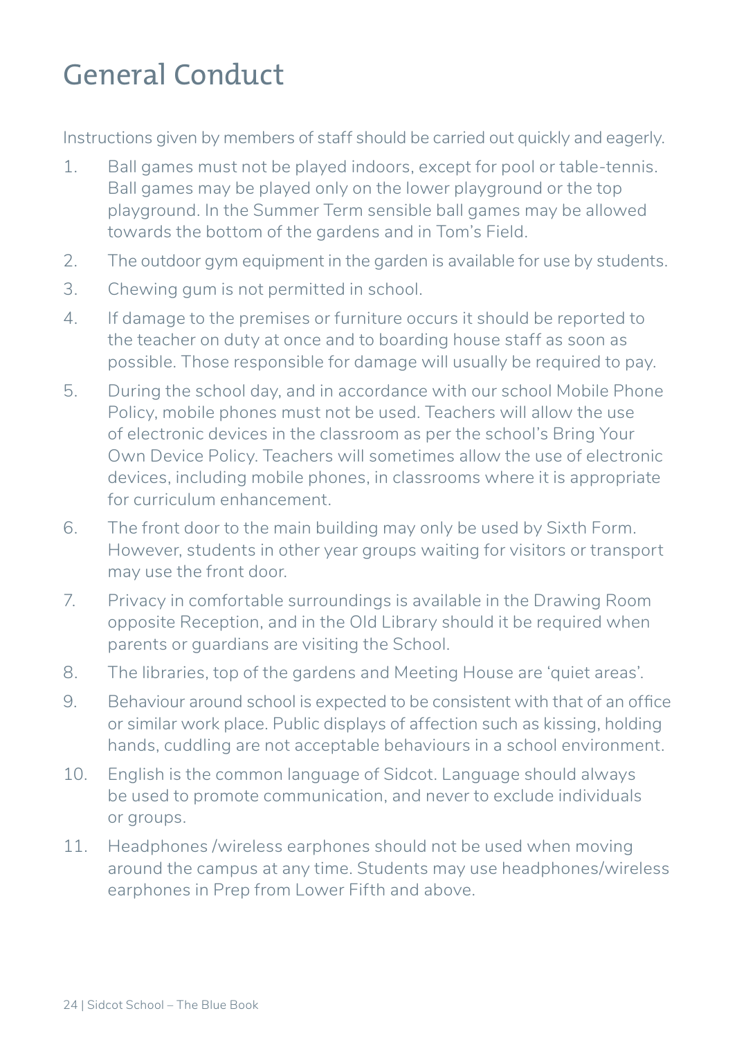# General Conduct

Instructions given by members of staff should be carried out quickly and eagerly.

1. Ball games must not be played indoors, except for pool or table-tennis. Ball games may be played only on the lower playground or the top playground. In the Summer Term sensible ball games may be allowed towards the bottom of the gardens and in Tom's Field.
2. The outdoor gym equipment in the garden is available for use by students.
3. Chewing gum is not permitted in school.
4. If damage to the premises or furniture occurs it should be reported to the teacher on duty at once and to boarding house staff as soon as possible. Those responsible for damage will usually be required to pay.
5. During the school day, and in accordance with our school Mobile Phone Policy, mobile phones must not be used. Teachers will allow the use of electronic devices in the classroom as per the school's Bring Your Own Device Policy. Teachers will sometimes allow the use of electronic devices, including mobile phones, in classrooms where it is appropriate for curriculum enhancement.
6. The front door to the main building may only be used by Sixth Form. However, students in other year groups waiting for visitors or transport may use the front door.
7. Privacy in comfortable surroundings is available in the Drawing Room opposite Reception, and in the Old Library should it be required when parents or guardians are visiting the School.
8. The libraries, top of the gardens and Meeting House are 'quiet areas'.
9. Behaviour around school is expected to be consistent with that of an office or similar work place. Public displays of affection such as kissing, holding hands, cuddling are not acceptable behaviours in a school environment.
10. English is the common language of Sidcot. Language should always be used to promote communication, and never to exclude individuals or groups.
11. Headphones /wireless earphones should not be used when moving around the campus at any time. Students may use headphones/wireless earphones in Prep from Lower Fifth and above.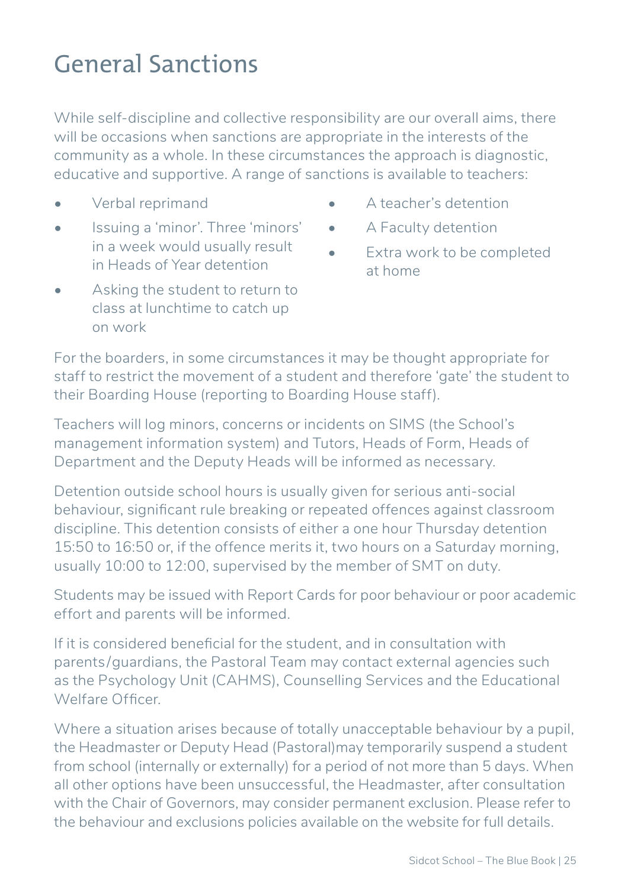# General Sanctions

While self-discipline and collective responsibility are our overall aims, there will be occasions when sanctions are appropriate in the interests of the community as a whole. In these circumstances the approach is diagnostic, educative and supportive. A range of sanctions is available to teachers:

- Verbal reprimand
- Issuing a 'minor'. Three 'minors' in a week would usually result in Heads of Year detention
- Asking the student to return to class at lunchtime to catch up on work
- A teacher's detention
- A Faculty detention
- Extra work to be completed at home

For the boarders, in some circumstances it may be thought appropriate for staff to restrict the movement of a student and therefore 'gate' the student to their Boarding House (reporting to Boarding House staff).

Teachers will log minors, concerns or incidents on SIMS (the School's management information system) and Tutors, Heads of Form, Heads of Department and the Deputy Heads will be informed as necessary.

Detention outside school hours is usually given for serious anti-social behaviour, significant rule breaking or repeated offences against classroom discipline. This detention consists of either a one hour Thursday detention 15:50 to 16:50 or, if the offence merits it, two hours on a Saturday morning, usually 10:00 to 12:00, supervised by the member of SMT on duty.

Students may be issued with Report Cards for poor behaviour or poor academic effort and parents will be informed.

If it is considered beneficial for the student, and in consultation with parents/guardians, the Pastoral Team may contact external agencies such as the Psychology Unit (CAHMS), Counselling Services and the Educational Welfare Officer.

Where a situation arises because of totally unacceptable behaviour by a pupil, the Headmaster or Deputy Head (Pastoral)may temporarily suspend a student from school (internally or externally) for a period of not more than 5 days. When all other options have been unsuccessful, the Headmaster, after consultation with the Chair of Governors, may consider permanent exclusion. Please refer to the behaviour and exclusions policies available on the website for full details.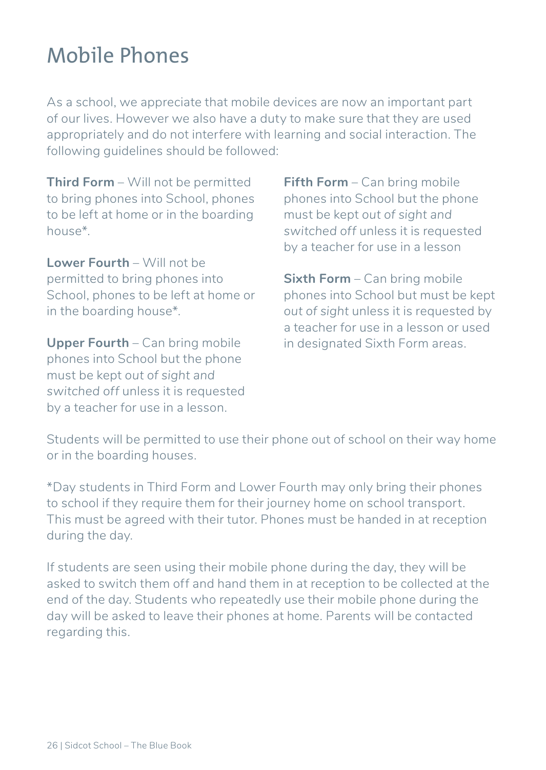# Mobile Phones

As a school, we appreciate that mobile devices are now an important part of our lives. However we also have a duty to make sure that they are used appropriately and do not interfere with learning and social interaction. The following guidelines should be followed:

**Third Form** – Will not be permitted to bring phones into School, phones to be left at home or in the boarding house*.

**Lower Fourth** – Will not be permitted to bring phones into School, phones to be left at home or in the boarding house*.

**Upper Fourth** – Can bring mobile phones into School but the phone must be kept *out of sight and switched off* unless it is requested by a teacher for use in a lesson.

**Fifth Form** – Can bring mobile phones into School but the phone must be kept *out of sight and switched off* unless it is requested by a teacher for use in a lesson

**Sixth Form** – Can bring mobile phones into School but must be kept *out of sight* unless it is requested by a teacher for use in a lesson or used in designated Sixth Form areas.

Students will be permitted to use their phone out of school on their way home or in the boarding houses.

*Day students in Third Form and Lower Fourth may only bring their phones to school if they require them for their journey home on school transport. This must be agreed with their tutor. Phones must be handed in at reception during the day.

If students are seen using their mobile phone during the day, they will be asked to switch them off and hand them in at reception to be collected at the end of the day. Students who repeatedly use their mobile phone during the day will be asked to leave their phones at home. Parents will be contacted regarding this.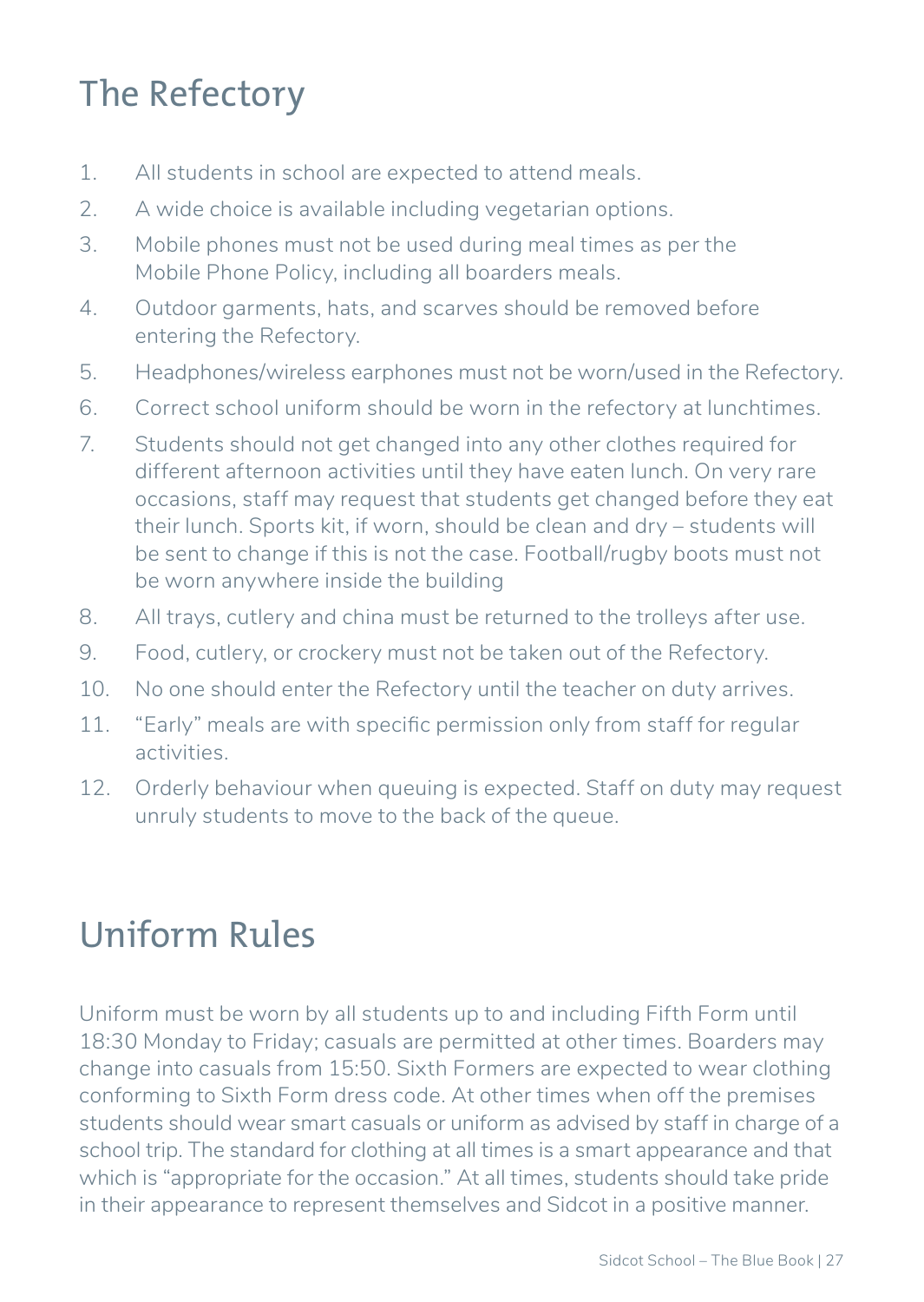# The Refectory

1. All students in school are expected to attend meals.
2. A wide choice is available including vegetarian options.
3. Mobile phones must not be used during meal times as per the Mobile Phone Policy, including all boarders meals.
4. Outdoor garments, hats, and scarves should be removed before entering the Refectory.
5. Headphones/wireless earphones must not be worn/used in the Refectory.
6. Correct school uniform should be worn in the refectory at lunchtimes.
7. Students should not get changed into any other clothes required for different afternoon activities until they have eaten lunch. On very rare occasions, staff may request that students get changed before they eat their lunch. Sports kit, if worn, should be clean and dry – students will be sent to change if this is not the case. Football/rugby boots must not be worn anywhere inside the building
8. All trays, cutlery and china must be returned to the trolleys after use.
9. Food, cutlery, or crockery must not be taken out of the Refectory.
10. No one should enter the Refectory until the teacher on duty arrives.
11. "Early" meals are with specific permission only from staff for regular activities.
12. Orderly behaviour when queuing is expected. Staff on duty may request unruly students to move to the back of the queue.

# Uniform Rules

Uniform must be worn by all students up to and including Fifth Form until 18:30 Monday to Friday; casuals are permitted at other times. Boarders may change into casuals from 15:50. Sixth Formers are expected to wear clothing conforming to Sixth Form dress code. At other times when off the premises students should wear smart casuals or uniform as advised by staff in charge of a school trip. The standard for clothing at all times is a smart appearance and that which is "appropriate for the occasion." At all times, students should take pride in their appearance to represent themselves and Sidcot in a positive manner.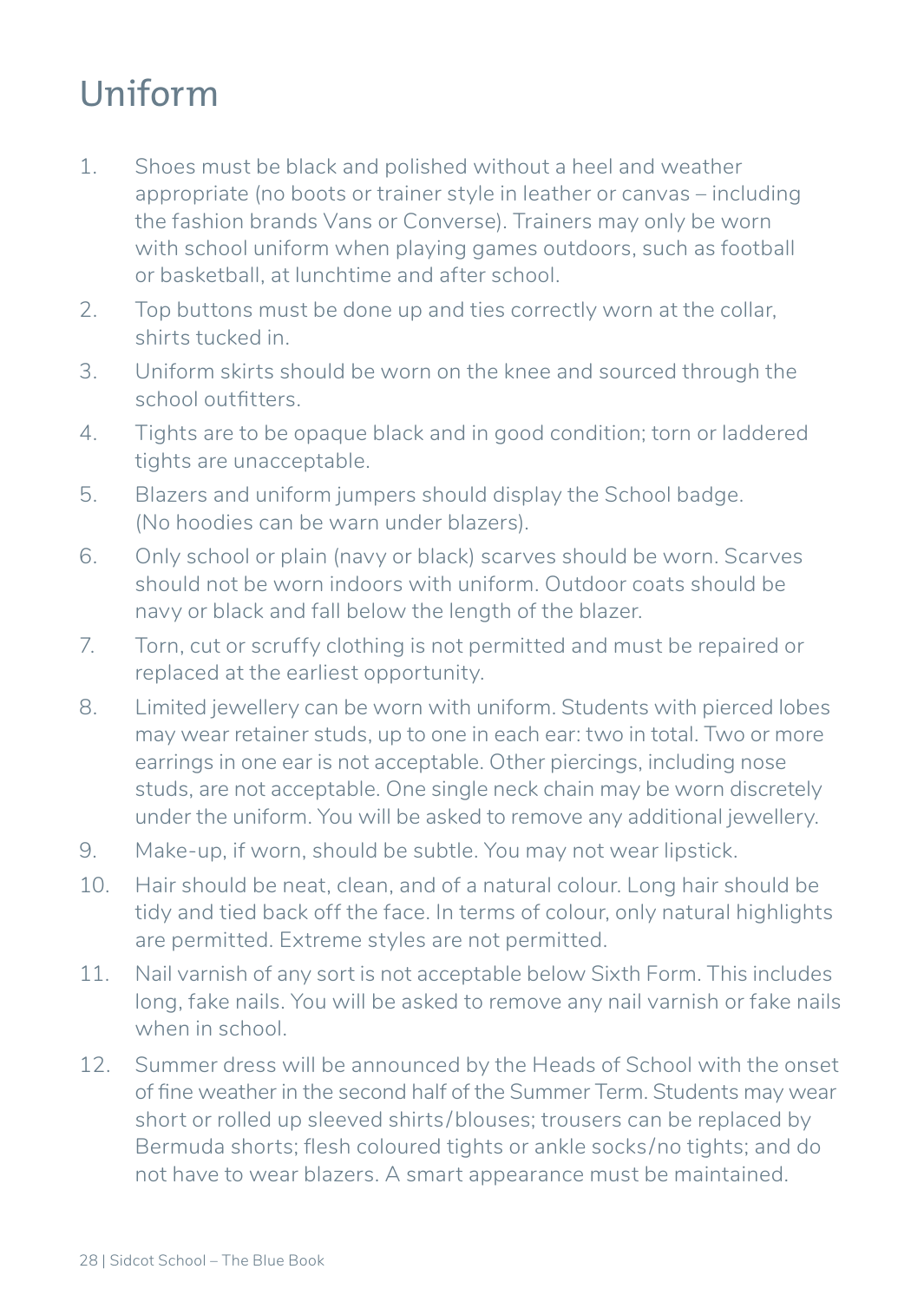# Uniform

1. Shoes must be black and polished without a heel and weather appropriate (no boots or trainer style in leather or canvas – including the fashion brands Vans or Converse). Trainers may only be worn with school uniform when playing games outdoors, such as football or basketball, at lunchtime and after school.
2. Top buttons must be done up and ties correctly worn at the collar, shirts tucked in.
3. Uniform skirts should be worn on the knee and sourced through the school outfitters.
4. Tights are to be opaque black and in good condition; torn or laddered tights are unacceptable.
5. Blazers and uniform jumpers should display the School badge. (No hoodies can be warn under blazers).
6. Only school or plain (navy or black) scarves should be worn. Scarves should not be worn indoors with uniform. Outdoor coats should be navy or black and fall below the length of the blazer.
7. Torn, cut or scruffy clothing is not permitted and must be repaired or replaced at the earliest opportunity.
8. Limited jewellery can be worn with uniform. Students with pierced lobes may wear retainer studs, up to one in each ear: two in total. Two or more earrings in one ear is not acceptable. Other piercings, including nose studs, are not acceptable. One single neck chain may be worn discretely under the uniform. You will be asked to remove any additional jewellery.
9. Make-up, if worn, should be subtle. You may not wear lipstick.
10. Hair should be neat, clean, and of a natural colour. Long hair should be tidy and tied back off the face. In terms of colour, only natural highlights are permitted. Extreme styles are not permitted.
11. Nail varnish of any sort is not acceptable below Sixth Form. This includes long, fake nails. You will be asked to remove any nail varnish or fake nails when in school.
12. Summer dress will be announced by the Heads of School with the onset of fine weather in the second half of the Summer Term. Students may wear short or rolled up sleeved shirts/blouses; trousers can be replaced by Bermuda shorts; flesh coloured tights or ankle socks/no tights; and do not have to wear blazers. A smart appearance must be maintained.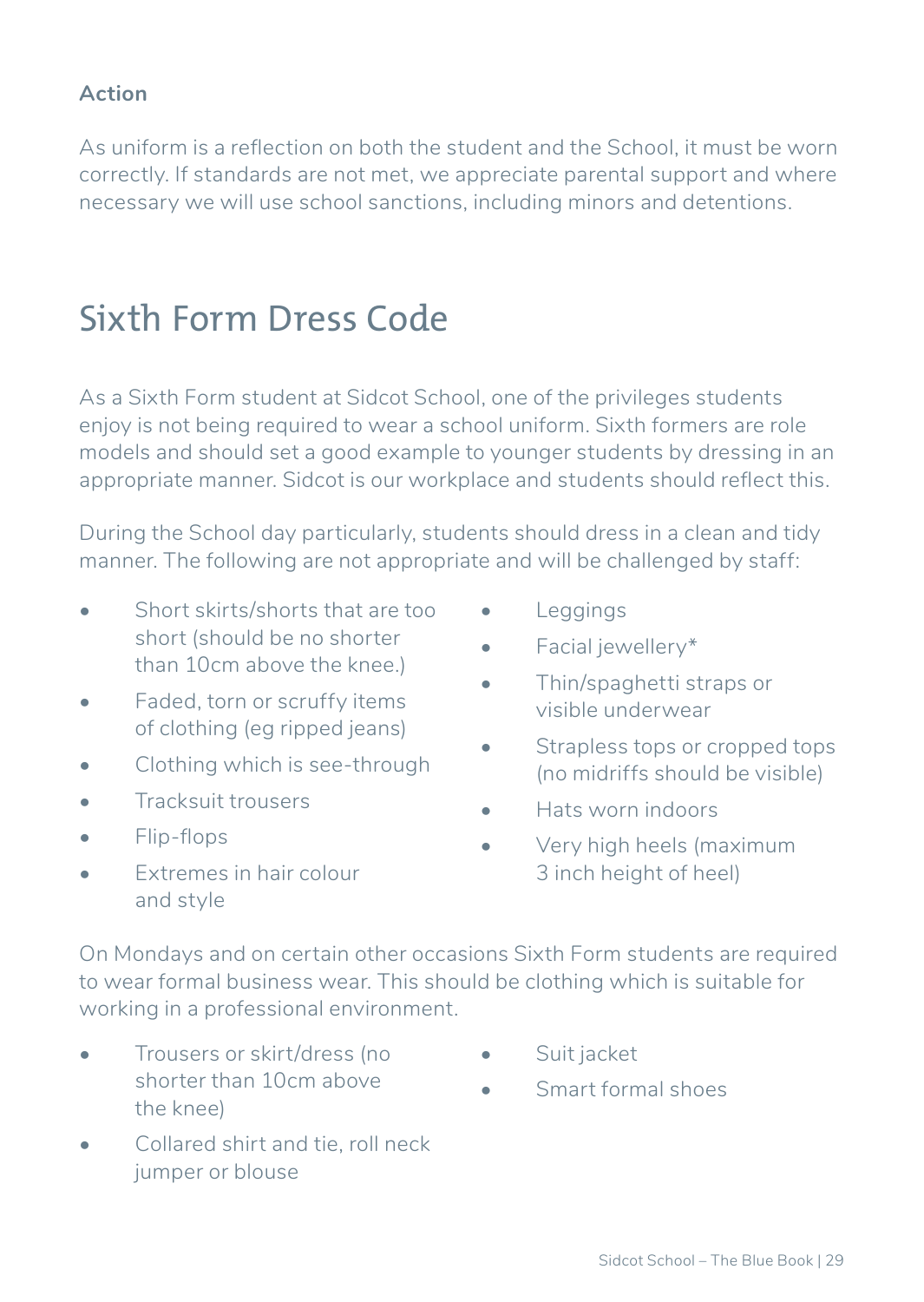**Action**

As uniform is a reflection on both the student and the School, it must be worn correctly. If standards are not met, we appreciate parental support and where necessary we will use school sanctions, including minors and detentions.

# Sixth Form Dress Code

As a Sixth Form student at Sidcot School, one of the privileges students enjoy is not being required to wear a school uniform. Sixth formers are role models and should set a good example to younger students by dressing in an appropriate manner. Sidcot is our workplace and students should reflect this.

During the School day particularly, students should dress in a clean and tidy manner. The following are not appropriate and will be challenged by staff:

- Short skirts/shorts that are too short (should be no shorter than 10cm above the knee.)
- Faded, torn or scruffy items of clothing (eg ripped jeans)
- Clothing which is see-through
- Tracksuit trousers
- Flip-flops
- Extremes in hair colour and style
- Leggings
- Facial jewellery*
- Thin/spaghetti straps or visible underwear
- Strapless tops or cropped tops (no midriffs should be visible)
- Hats worn indoors
- Very high heels (maximum 3 inch height of heel)

On Mondays and on certain other occasions Sixth Form students are required to wear formal business wear. This should be clothing which is suitable for working in a professional environment.

- Trousers or skirt/dress (no shorter than 10cm above the knee)
- Collared shirt and tie, roll neck jumper or blouse
- Suit jacket
- Smart formal shoes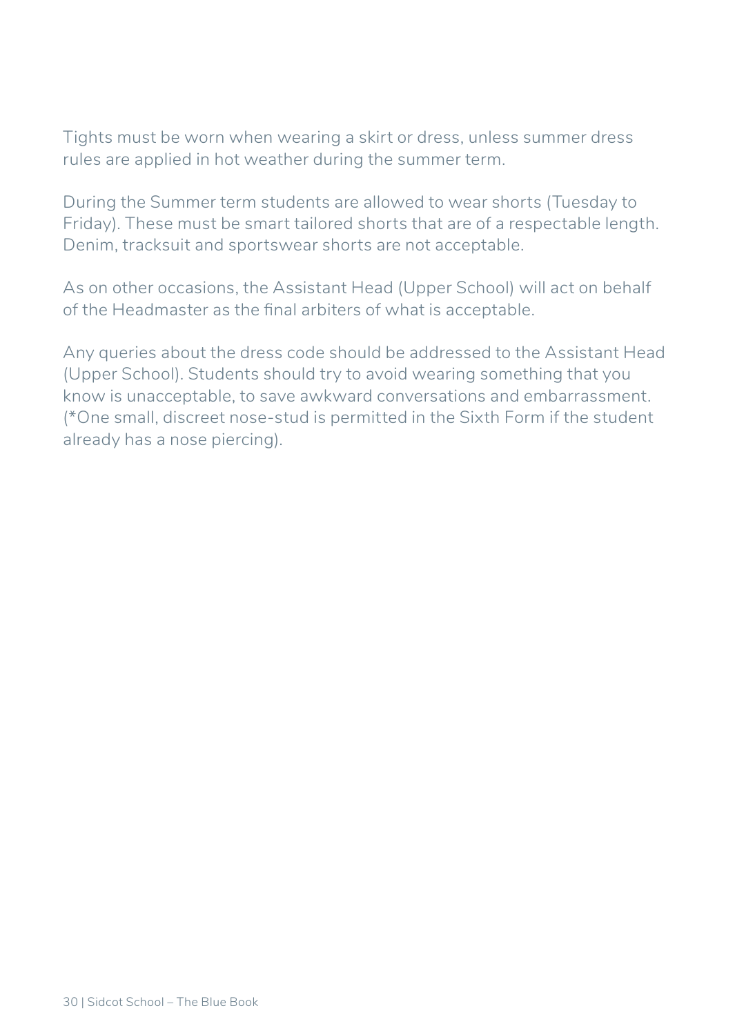Tights must be worn when wearing a skirt or dress, unless summer dress rules are applied in hot weather during the summer term.

During the Summer term students are allowed to wear shorts (Tuesday to Friday). These must be smart tailored shorts that are of a respectable length. Denim, tracksuit and sportswear shorts are not acceptable.

As on other occasions, the Assistant Head (Upper School) will act on behalf of the Headmaster as the final arbiters of what is acceptable.

Any queries about the dress code should be addressed to the Assistant Head (Upper School). Students should try to avoid wearing something that you know is unacceptable, to save awkward conversations and embarrassment. (*One small, discreet nose-stud is permitted in the Sixth Form if the student already has a nose piercing).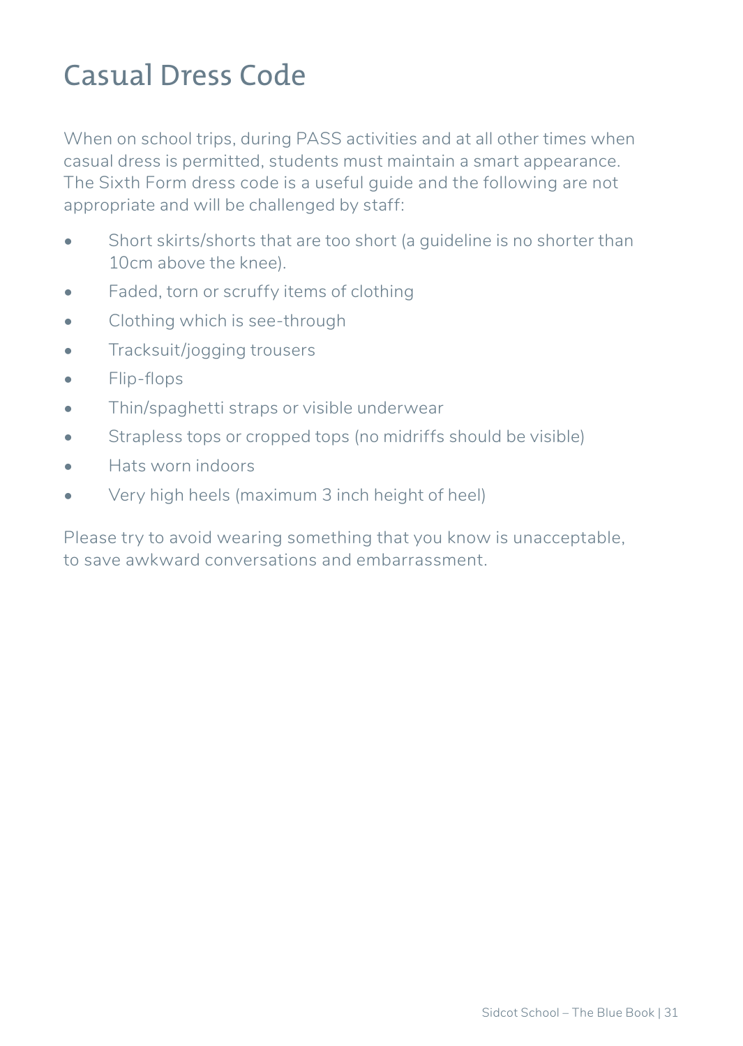# Casual Dress Code

When on school trips, during PASS activities and at all other times when casual dress is permitted, students must maintain a smart appearance. The Sixth Form dress code is a useful guide and the following are not appropriate and will be challenged by staff:

- Short skirts/shorts that are too short (a guideline is no shorter than 10cm above the knee).
- Faded, torn or scruffy items of clothing
- Clothing which is see-through
- Tracksuit/jogging trousers
- Flip-flops
- Thin/spaghetti straps or visible underwear
- Strapless tops or cropped tops (no midriffs should be visible)
- Hats worn indoors
- Very high heels (maximum 3 inch height of heel)

Please try to avoid wearing something that you know is unacceptable, to save awkward conversations and embarrassment.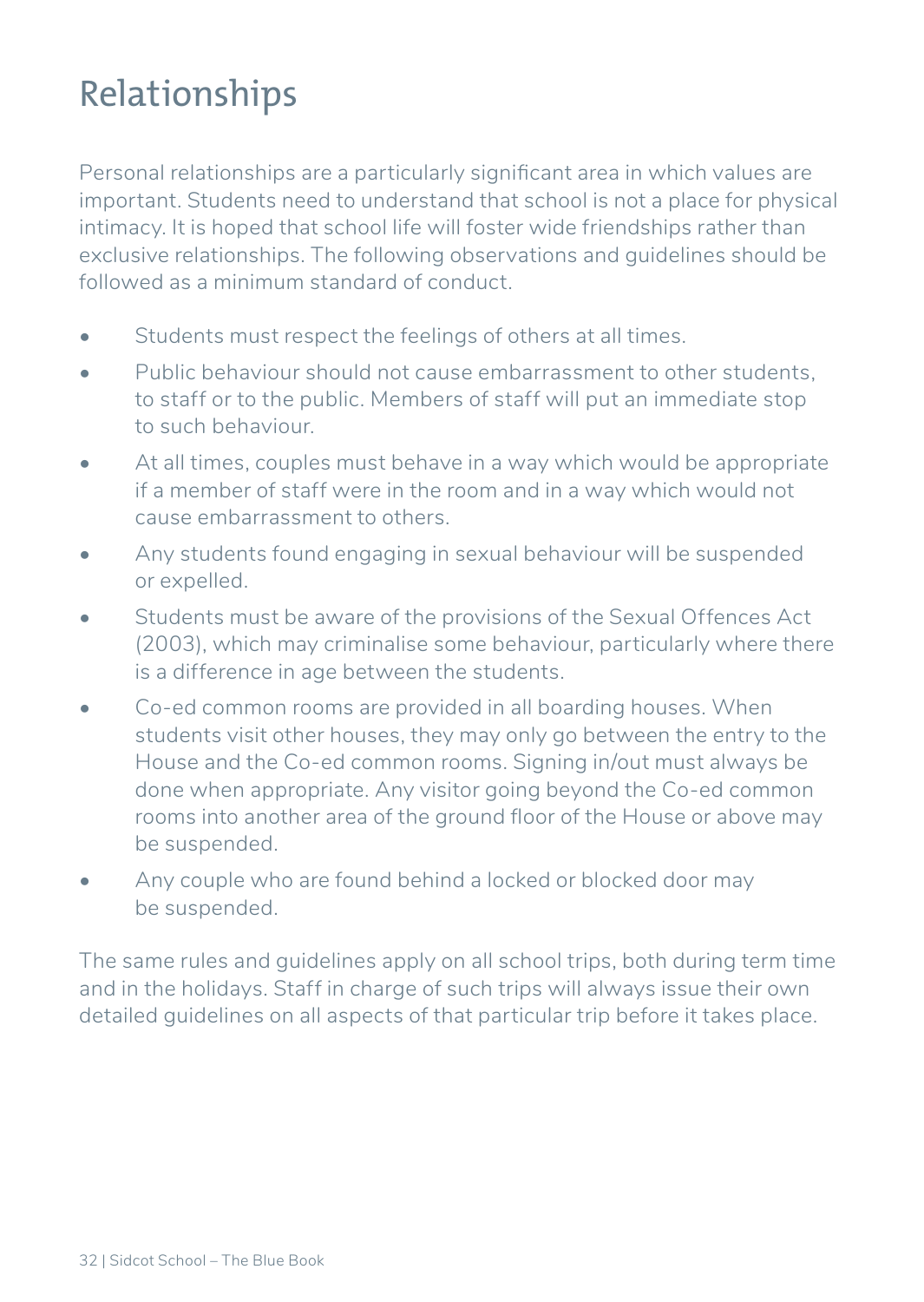# Relationships

Personal relationships are a particularly significant area in which values are important. Students need to understand that school is not a place for physical intimacy. It is hoped that school life will foster wide friendships rather than exclusive relationships. The following observations and guidelines should be followed as a minimum standard of conduct.

- Students must respect the feelings of others at all times.
- Public behaviour should not cause embarrassment to other students, to staff or to the public. Members of staff will put an immediate stop to such behaviour.
- At all times, couples must behave in a way which would be appropriate if a member of staff were in the room and in a way which would not cause embarrassment to others.
- Any students found engaging in sexual behaviour will be suspended or expelled.
- Students must be aware of the provisions of the Sexual Offences Act (2003), which may criminalise some behaviour, particularly where there is a difference in age between the students.
- Co-ed common rooms are provided in all boarding houses. When students visit other houses, they may only go between the entry to the House and the Co-ed common rooms. Signing in/out must always be done when appropriate. Any visitor going beyond the Co-ed common rooms into another area of the ground floor of the House or above may be suspended.
- Any couple who are found behind a locked or blocked door may be suspended.

The same rules and guidelines apply on all school trips, both during term time and in the holidays. Staff in charge of such trips will always issue their own detailed guidelines on all aspects of that particular trip before it takes place.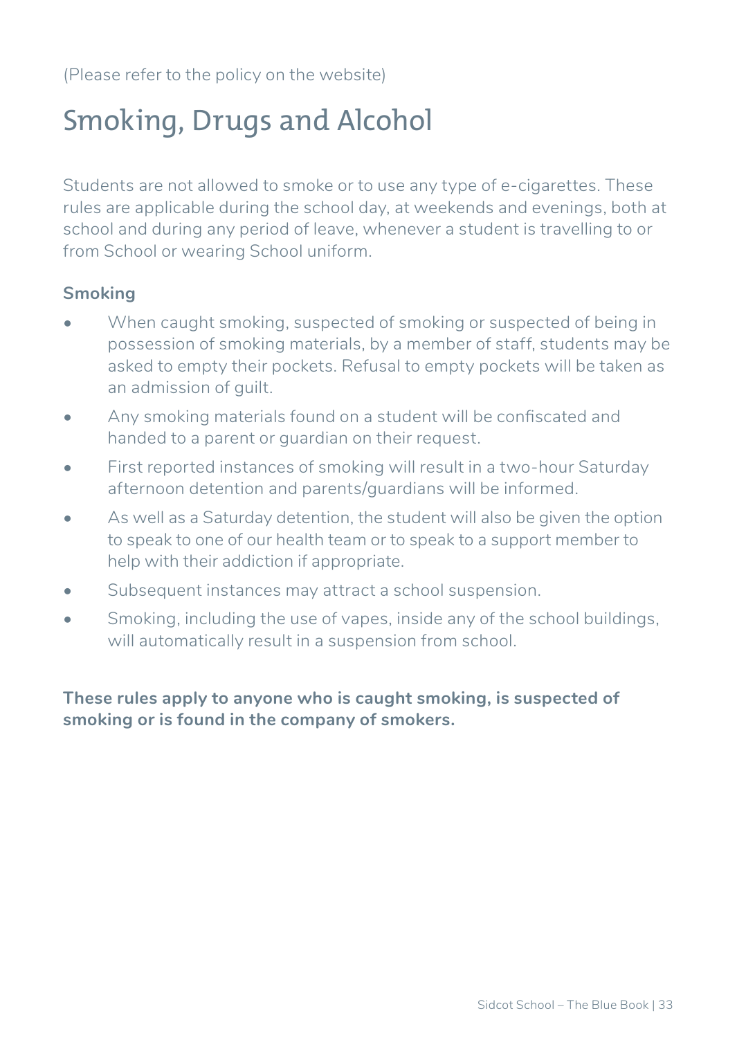(Please refer to the policy on the website)

# Smoking, Drugs and Alcohol

Students are not allowed to smoke or to use any type of e-cigarettes. These rules are applicable during the school day, at weekends and evenings, both at school and during any period of leave, whenever a student is travelling to or from School or wearing School uniform.

**Smoking**

- When caught smoking, suspected of smoking or suspected of being in possession of smoking materials, by a member of staff, students may be asked to empty their pockets. Refusal to empty pockets will be taken as an admission of guilt.
- Any smoking materials found on a student will be confiscated and handed to a parent or guardian on their request.
- First reported instances of smoking will result in a two-hour Saturday afternoon detention and parents/guardians will be informed.
- As well as a Saturday detention, the student will also be given the option to speak to one of our health team or to speak to a support member to help with their addiction if appropriate.
- Subsequent instances may attract a school suspension.
- Smoking, including the use of vapes, inside any of the school buildings, will automatically result in a suspension from school.

**These rules apply to anyone who is caught smoking, is suspected of smoking or is found in the company of smokers.**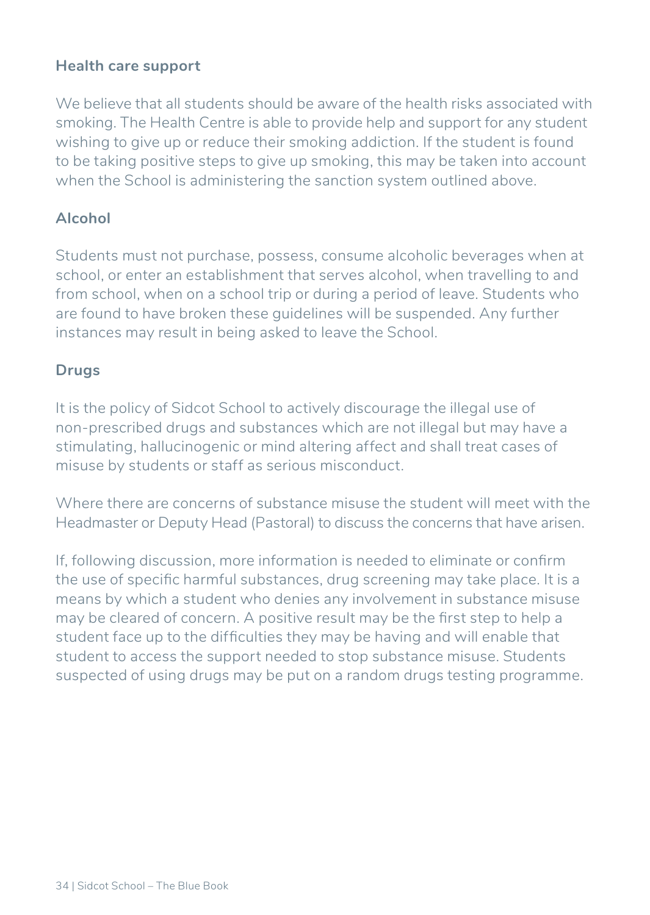### Health care support

We believe that all students should be aware of the health risks associated with smoking. The Health Centre is able to provide help and support for any student wishing to give up or reduce their smoking addiction. If the student is found to be taking positive steps to give up smoking, this may be taken into account when the School is administering the sanction system outlined above.

### Alcohol

Students must not purchase, possess, consume alcoholic beverages when at school, or enter an establishment that serves alcohol, when travelling to and from school, when on a school trip or during a period of leave. Students who are found to have broken these guidelines will be suspended. Any further instances may result in being asked to leave the School.

### Drugs

It is the policy of Sidcot School to actively discourage the illegal use of non-prescribed drugs and substances which are not illegal but may have a stimulating, hallucinogenic or mind altering affect and shall treat cases of misuse by students or staff as serious misconduct.

Where there are concerns of substance misuse the student will meet with the Headmaster or Deputy Head (Pastoral) to discuss the concerns that have arisen.

If, following discussion, more information is needed to eliminate or confirm the use of specific harmful substances, drug screening may take place. It is a means by which a student who denies any involvement in substance misuse may be cleared of concern. A positive result may be the first step to help a student face up to the difficulties they may be having and will enable that student to access the support needed to stop substance misuse. Students suspected of using drugs may be put on a random drugs testing programme.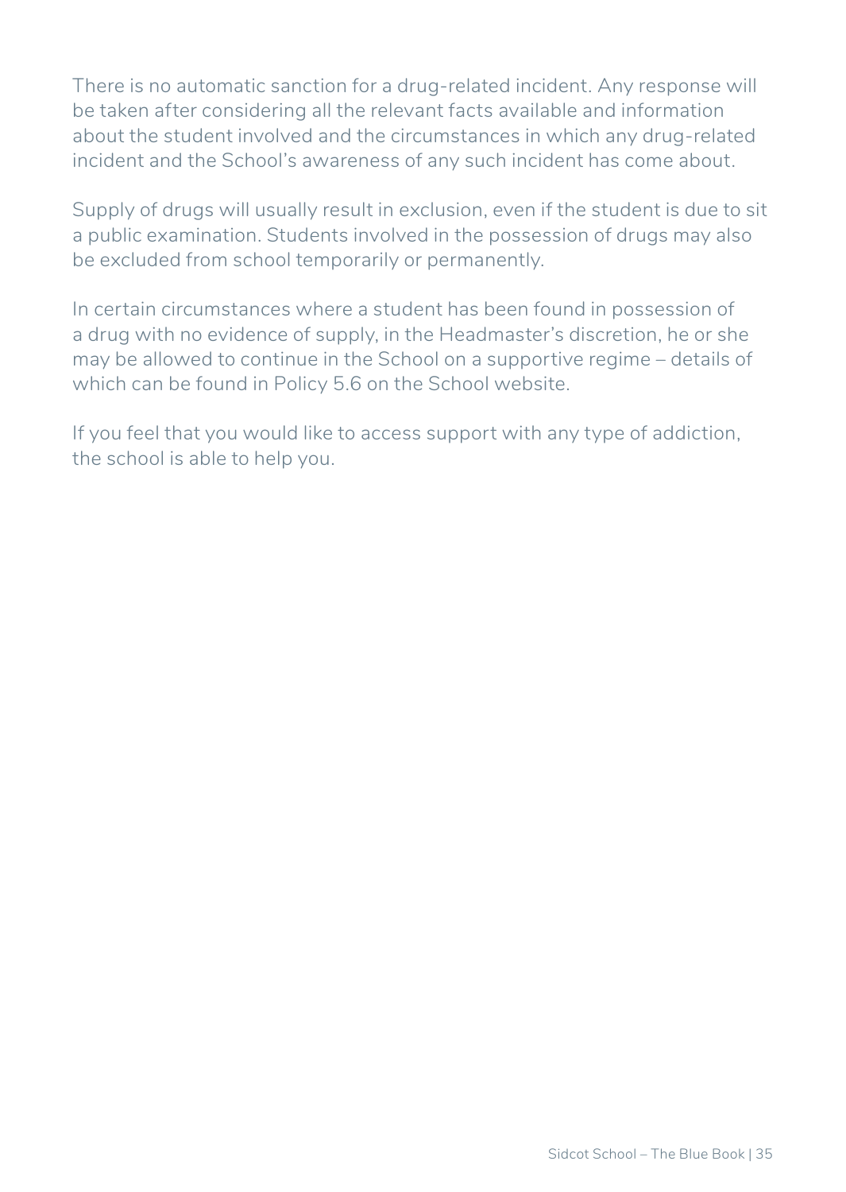There is no automatic sanction for a drug-related incident. Any response will be taken after considering all the relevant facts available and information about the student involved and the circumstances in which any drug-related incident and the School's awareness of any such incident has come about.

Supply of drugs will usually result in exclusion, even if the student is due to sit a public examination. Students involved in the possession of drugs may also be excluded from school temporarily or permanently.

In certain circumstances where a student has been found in possession of a drug with no evidence of supply, in the Headmaster's discretion, he or she may be allowed to continue in the School on a supportive regime – details of which can be found in Policy 5.6 on the School website.

If you feel that you would like to access support with any type of addiction, the school is able to help you.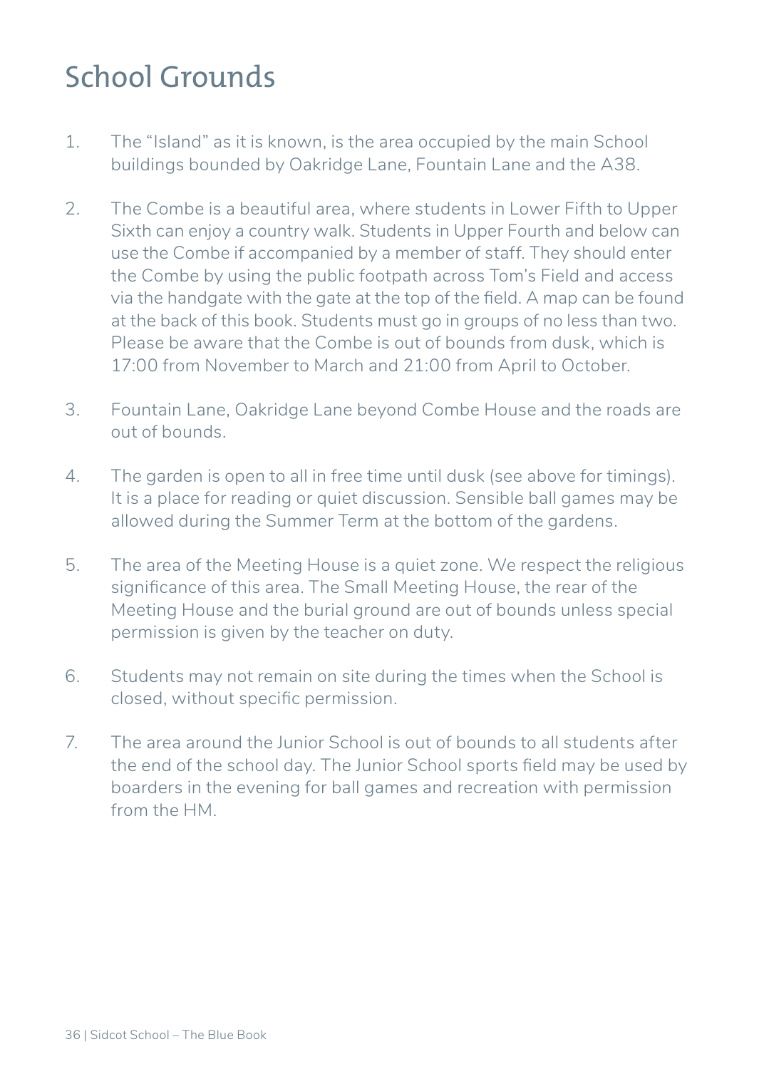# School Grounds

1. The "Island" as it is known, is the area occupied by the main School buildings bounded by Oakridge Lane, Fountain Lane and the A38.

2. The Combe is a beautiful area, where students in Lower Fifth to Upper Sixth can enjoy a country walk. Students in Upper Fourth and below can use the Combe if accompanied by a member of staff. They should enter the Combe by using the public footpath across Tom's Field and access via the handgate with the gate at the top of the field. A map can be found at the back of this book. Students must go in groups of no less than two. Please be aware that the Combe is out of bounds from dusk, which is 17:00 from November to March and 21:00 from April to October.

3. Fountain Lane, Oakridge Lane beyond Combe House and the roads are out of bounds.

4. The garden is open to all in free time until dusk (see above for timings). It is a place for reading or quiet discussion. Sensible ball games may be allowed during the Summer Term at the bottom of the gardens.

5. The area of the Meeting House is a quiet zone. We respect the religious significance of this area. The Small Meeting House, the rear of the Meeting House and the burial ground are out of bounds unless special permission is given by the teacher on duty.

6. Students may not remain on site during the times when the School is closed, without specific permission.

7. The area around the Junior School is out of bounds to all students after the end of the school day. The Junior School sports field may be used by boarders in the evening for ball games and recreation with permission from the HM.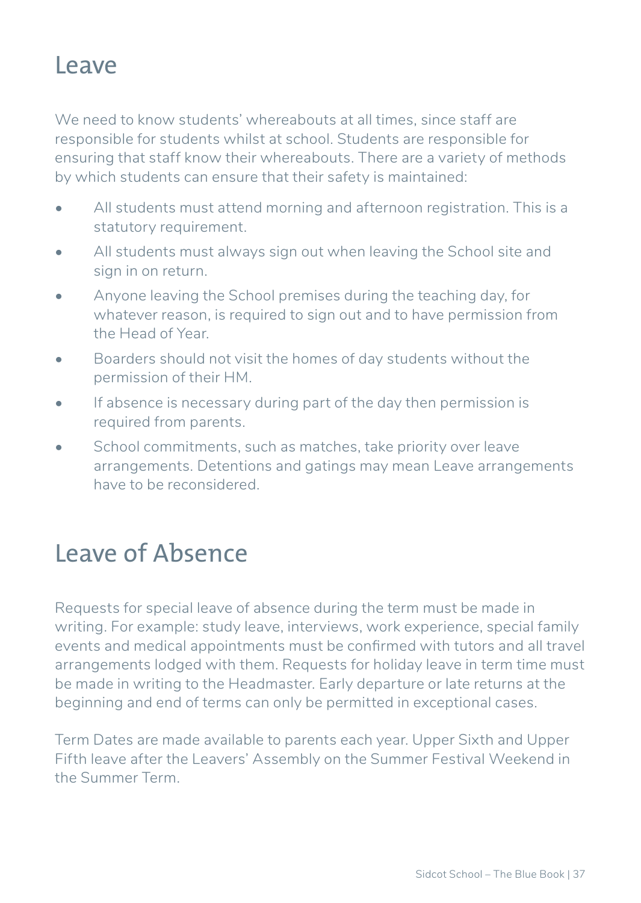# Leave

We need to know students' whereabouts at all times, since staff are responsible for students whilst at school. Students are responsible for ensuring that staff know their whereabouts. There are a variety of methods by which students can ensure that their safety is maintained:

- All students must attend morning and afternoon registration. This is a statutory requirement.
- All students must always sign out when leaving the School site and sign in on return.
- Anyone leaving the School premises during the teaching day, for whatever reason, is required to sign out and to have permission from the Head of Year.
- Boarders should not visit the homes of day students without the permission of their HM.
- If absence is necessary during part of the day then permission is required from parents.
- School commitments, such as matches, take priority over leave arrangements. Detentions and gatings may mean Leave arrangements have to be reconsidered.

# Leave of Absence

Requests for special leave of absence during the term must be made in writing. For example: study leave, interviews, work experience, special family events and medical appointments must be confirmed with tutors and all travel arrangements lodged with them. Requests for holiday leave in term time must be made in writing to the Headmaster. Early departure or late returns at the beginning and end of terms can only be permitted in exceptional cases.

Term Dates are made available to parents each year. Upper Sixth and Upper Fifth leave after the Leavers' Assembly on the Summer Festival Weekend in the Summer Term.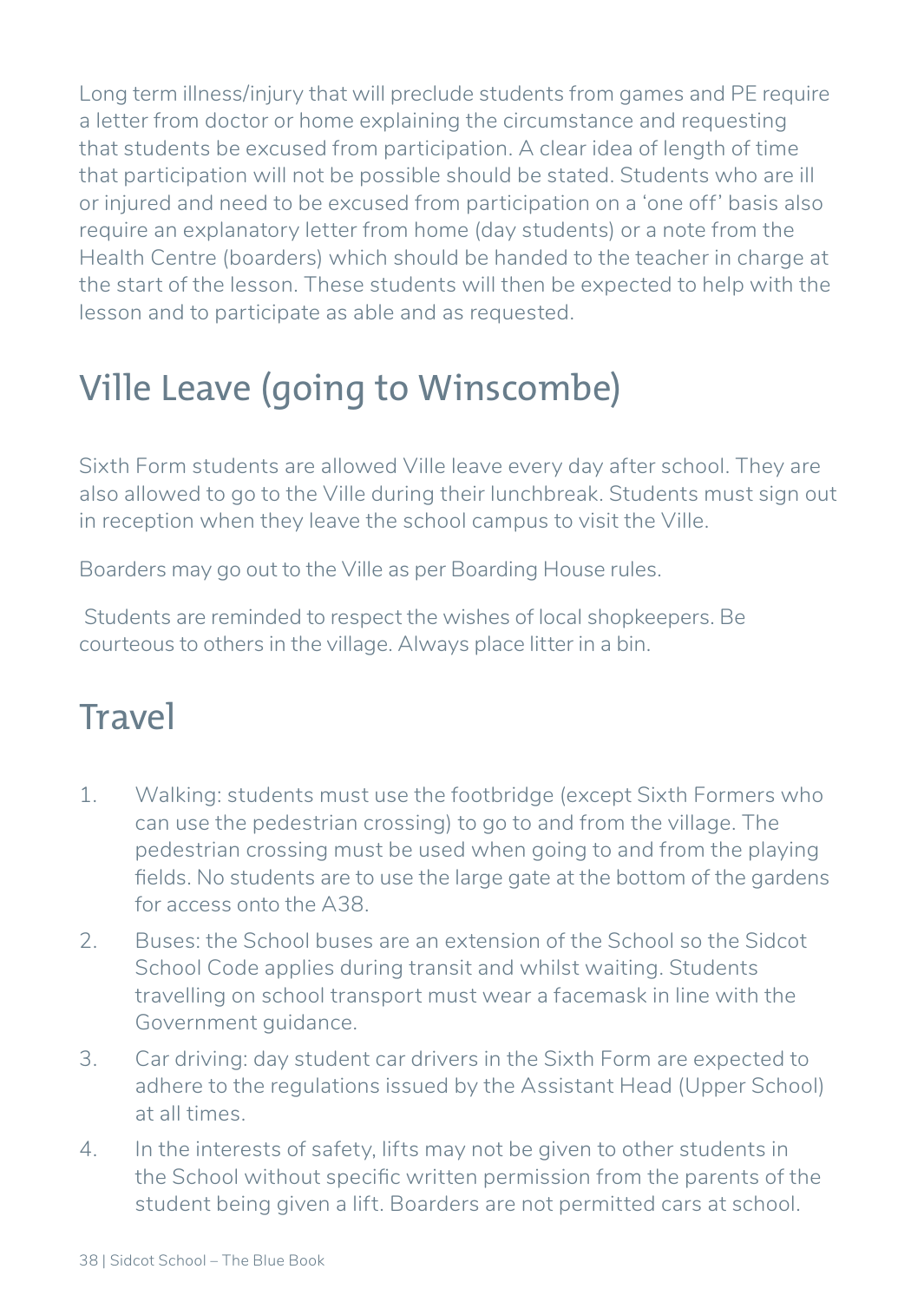Long term illness/injury that will preclude students from games and PE require a letter from doctor or home explaining the circumstance and requesting that students be excused from participation. A clear idea of length of time that participation will not be possible should be stated. Students who are ill or injured and need to be excused from participation on a 'one off' basis also require an explanatory letter from home (day students) or a note from the Health Centre (boarders) which should be handed to the teacher in charge at the start of the lesson. These students will then be expected to help with the lesson and to participate as able and as requested.

## Ville Leave (going to Winscombe)

Sixth Form students are allowed Ville leave every day after school. They are also allowed to go to the Ville during their lunchbreak. Students must sign out in reception when they leave the school campus to visit the Ville.

Boarders may go out to the Ville as per Boarding House rules.

Students are reminded to respect the wishes of local shopkeepers. Be courteous to others in the village. Always place litter in a bin.

## Travel

1. Walking: students must use the footbridge (except Sixth Formers who can use the pedestrian crossing) to go to and from the village. The pedestrian crossing must be used when going to and from the playing fields. No students are to use the large gate at the bottom of the gardens for access onto the A38.
2. Buses: the School buses are an extension of the School so the Sidcot School Code applies during transit and whilst waiting. Students travelling on school transport must wear a facemask in line with the Government guidance.
3. Car driving: day student car drivers in the Sixth Form are expected to adhere to the regulations issued by the Assistant Head (Upper School) at all times.
4. In the interests of safety, lifts may not be given to other students in the School without specific written permission from the parents of the student being given a lift. Boarders are not permitted cars at school.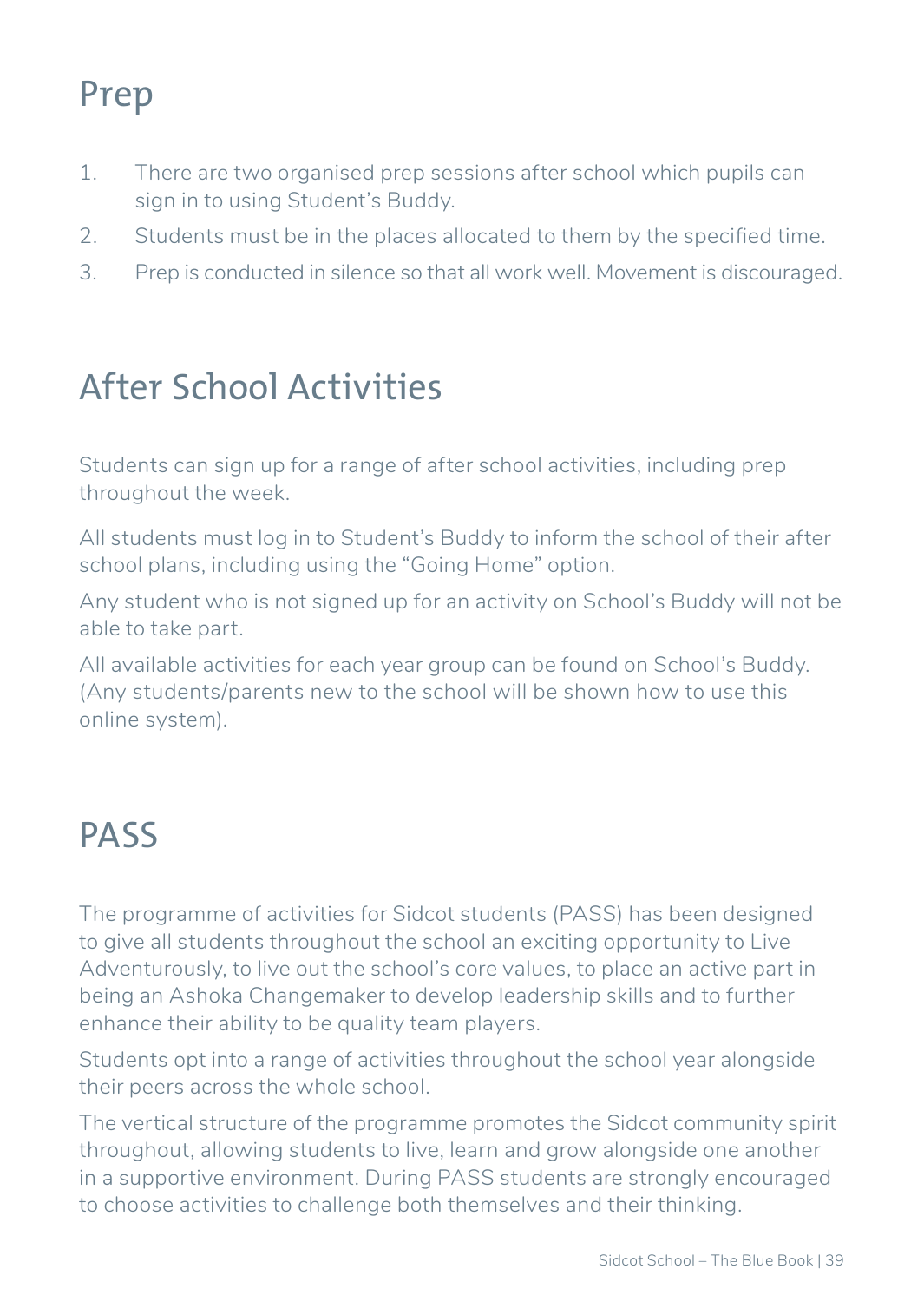# Prep

1. There are two organised prep sessions after school which pupils can sign in to using Student's Buddy.
2. Students must be in the places allocated to them by the specified time.
3. Prep is conducted in silence so that all work well. Movement is discouraged.

# After School Activities

Students can sign up for a range of after school activities, including prep throughout the week.

All students must log in to Student's Buddy to inform the school of their after school plans, including using the "Going Home" option.

Any student who is not signed up for an activity on School's Buddy will not be able to take part.

All available activities for each year group can be found on School's Buddy. (Any students/parents new to the school will be shown how to use this online system).

# PASS

The programme of activities for Sidcot students (PASS) has been designed to give all students throughout the school an exciting opportunity to Live Adventurously, to live out the school's core values, to place an active part in being an Ashoka Changemaker to develop leadership skills and to further enhance their ability to be quality team players.

Students opt into a range of activities throughout the school year alongside their peers across the whole school.

The vertical structure of the programme promotes the Sidcot community spirit throughout, allowing students to live, learn and grow alongside one another in a supportive environment. During PASS students are strongly encouraged to choose activities to challenge both themselves and their thinking.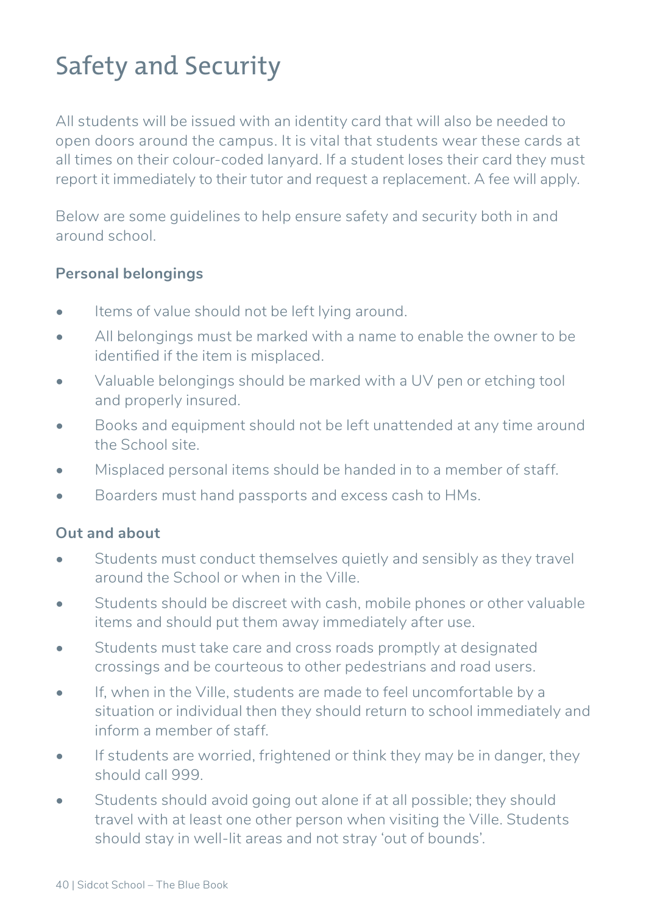# Safety and Security

All students will be issued with an identity card that will also be needed to open doors around the campus. It is vital that students wear these cards at all times on their colour-coded lanyard. If a student loses their card they must report it immediately to their tutor and request a replacement. A fee will apply.

Below are some guidelines to help ensure safety and security both in and around school.

**Personal belongings**

- Items of value should not be left lying around.
- All belongings must be marked with a name to enable the owner to be identified if the item is misplaced.
- Valuable belongings should be marked with a UV pen or etching tool and properly insured.
- Books and equipment should not be left unattended at any time around the School site.
- Misplaced personal items should be handed in to a member of staff.
- Boarders must hand passports and excess cash to HMs.

**Out and about**

- Students must conduct themselves quietly and sensibly as they travel around the School or when in the Ville.
- Students should be discreet with cash, mobile phones or other valuable items and should put them away immediately after use.
- Students must take care and cross roads promptly at designated crossings and be courteous to other pedestrians and road users.
- If, when in the Ville, students are made to feel uncomfortable by a situation or individual then they should return to school immediately and inform a member of staff.
- If students are worried, frightened or think they may be in danger, they should call 999.
- Students should avoid going out alone if at all possible; they should travel with at least one other person when visiting the Ville. Students should stay in well-lit areas and not stray 'out of bounds'.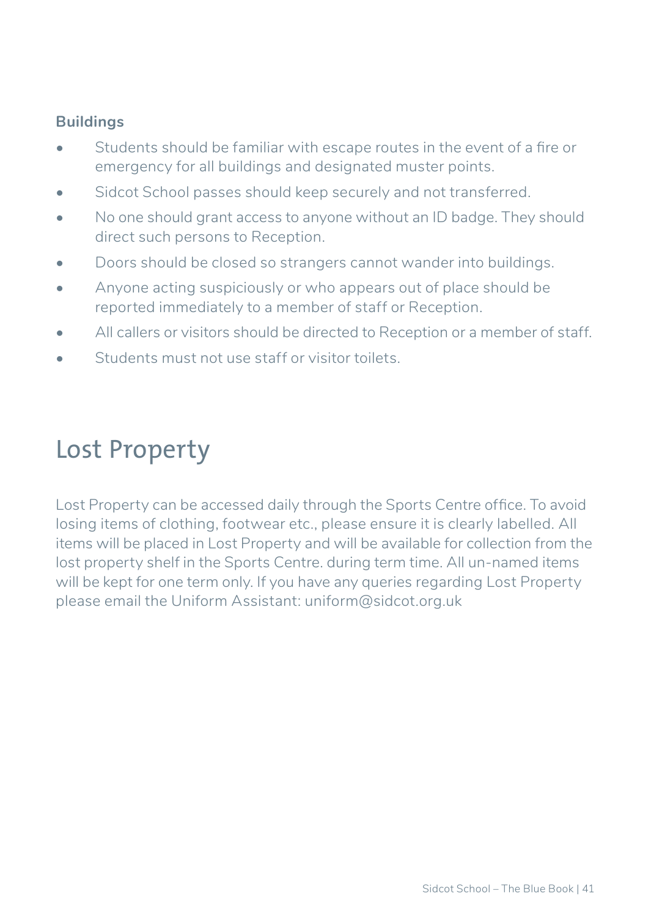### Buildings

- Students should be familiar with escape routes in the event of a fire or emergency for all buildings and designated muster points.
- Sidcot School passes should keep securely and not transferred.
- No one should grant access to anyone without an ID badge. They should direct such persons to Reception.
- Doors should be closed so strangers cannot wander into buildings.
- Anyone acting suspiciously or who appears out of place should be reported immediately to a member of staff or Reception.
- All callers or visitors should be directed to Reception or a member of staff.
- Students must not use staff or visitor toilets.

# Lost Property

Lost Property can be accessed daily through the Sports Centre office. To avoid losing items of clothing, footwear etc., please ensure it is clearly labelled. All items will be placed in Lost Property and will be available for collection from the lost property shelf in the Sports Centre. during term time. All un-named items will be kept for one term only. If you have any queries regarding Lost Property please email the Uniform Assistant: uniform@sidcot.org.uk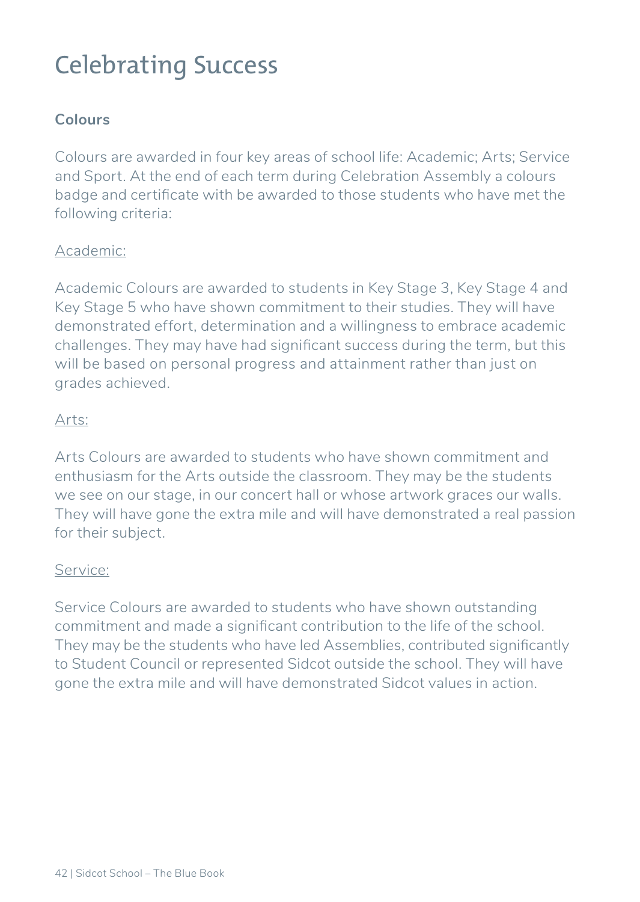# Celebrating Success

**Colours**

Colours are awarded in four key areas of school life: Academic; Arts; Service and Sport. At the end of each term during Celebration Assembly a colours badge and certificate with be awarded to those students who have met the following criteria:

<u>Academic:</u>

Academic Colours are awarded to students in Key Stage 3, Key Stage 4 and Key Stage 5 who have shown commitment to their studies. They will have demonstrated effort, determination and a willingness to embrace academic challenges. They may have had significant success during the term, but this will be based on personal progress and attainment rather than just on grades achieved.

<u>Arts:</u>

Arts Colours are awarded to students who have shown commitment and enthusiasm for the Arts outside the classroom. They may be the students we see on our stage, in our concert hall or whose artwork graces our walls. They will have gone the extra mile and will have demonstrated a real passion for their subject.

<u>Service:</u>

Service Colours are awarded to students who have shown outstanding commitment and made a significant contribution to the life of the school. They may be the students who have led Assemblies, contributed significantly to Student Council or represented Sidcot outside the school. They will have gone the extra mile and will have demonstrated Sidcot values in action.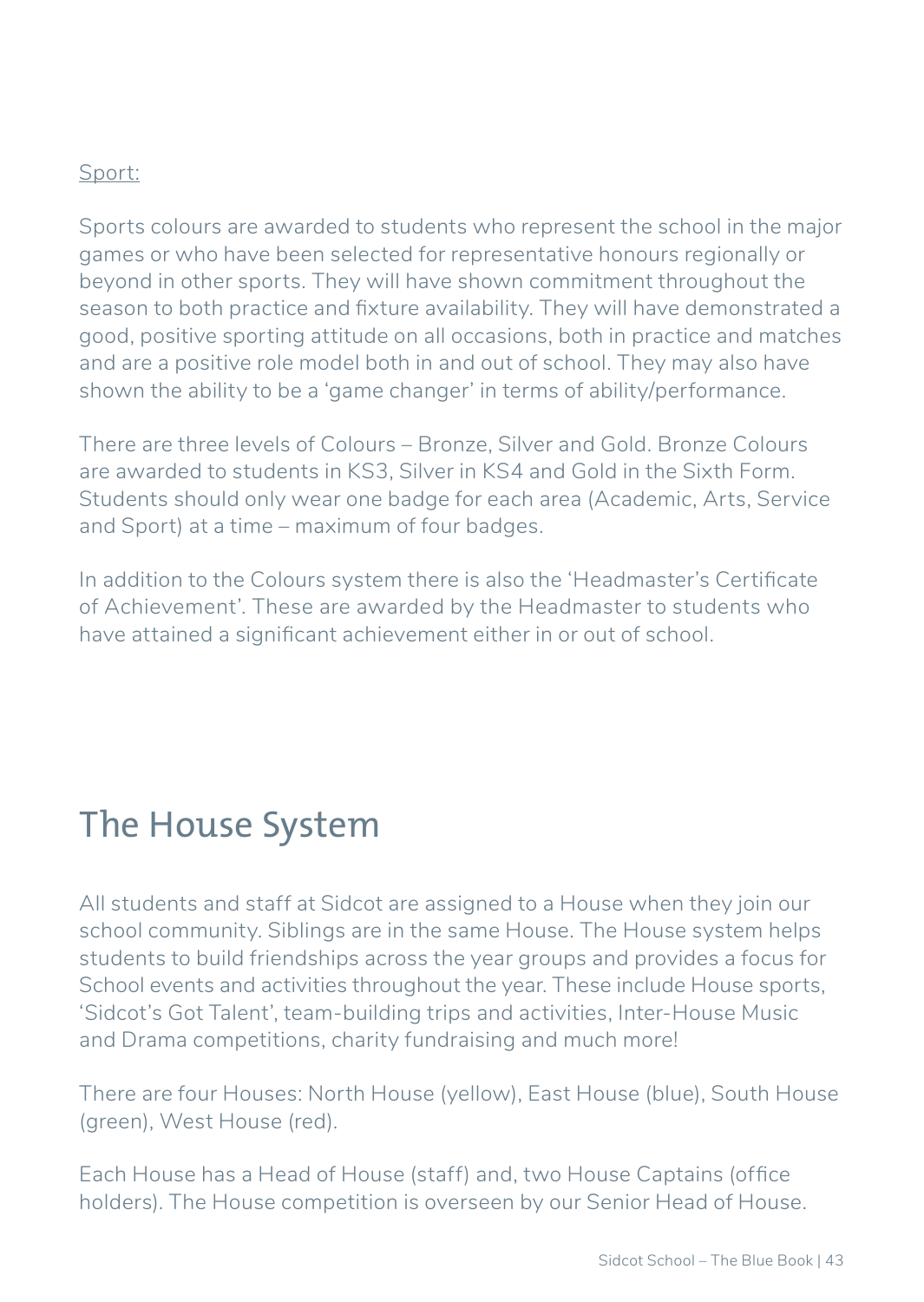Sport:

Sports colours are awarded to students who represent the school in the major games or who have been selected for representative honours regionally or beyond in other sports. They will have shown commitment throughout the season to both practice and fixture availability. They will have demonstrated a good, positive sporting attitude on all occasions, both in practice and matches and are a positive role model both in and out of school. They may also have shown the ability to be a 'game changer' in terms of ability/performance.

There are three levels of Colours – Bronze, Silver and Gold. Bronze Colours are awarded to students in KS3, Silver in KS4 and Gold in the Sixth Form. Students should only wear one badge for each area (Academic, Arts, Service and Sport) at a time – maximum of four badges.

In addition to the Colours system there is also the 'Headmaster's Certificate of Achievement'. These are awarded by the Headmaster to students who have attained a significant achievement either in or out of school.

## The House System

All students and staff at Sidcot are assigned to a House when they join our school community. Siblings are in the same House. The House system helps students to build friendships across the year groups and provides a focus for School events and activities throughout the year. These include House sports, 'Sidcot's Got Talent', team-building trips and activities, Inter-House Music and Drama competitions, charity fundraising and much more!

There are four Houses: North House (yellow), East House (blue), South House (green), West House (red).

Each House has a Head of House (staff) and, two House Captains (office holders). The House competition is overseen by our Senior Head of House.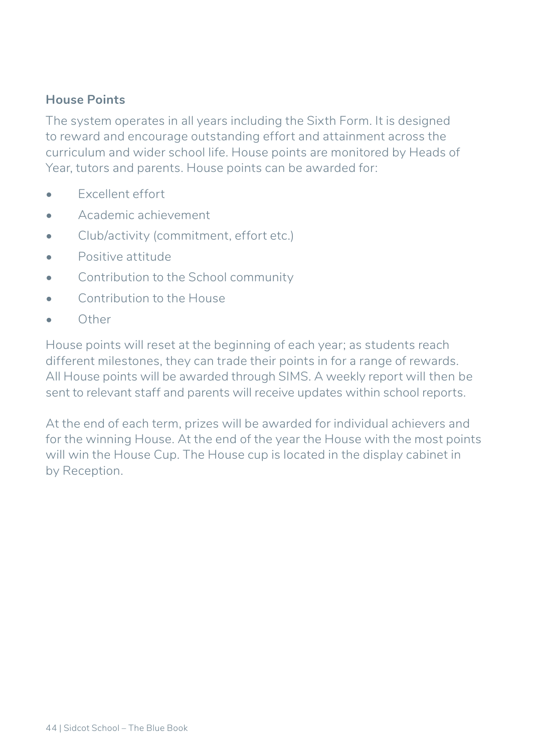### House Points

The system operates in all years including the Sixth Form. It is designed to reward and encourage outstanding effort and attainment across the curriculum and wider school life. House points are monitored by Heads of Year, tutors and parents. House points can be awarded for:

- Excellent effort
- Academic achievement
- Club/activity (commitment, effort etc.)
- Positive attitude
- Contribution to the School community
- Contribution to the House
- Other

House points will reset at the beginning of each year; as students reach different milestones, they can trade their points in for a range of rewards. All House points will be awarded through SIMS. A weekly report will then be sent to relevant staff and parents will receive updates within school reports.

At the end of each term, prizes will be awarded for individual achievers and for the winning House. At the end of the year the House with the most points will win the House Cup. The House cup is located in the display cabinet in by Reception.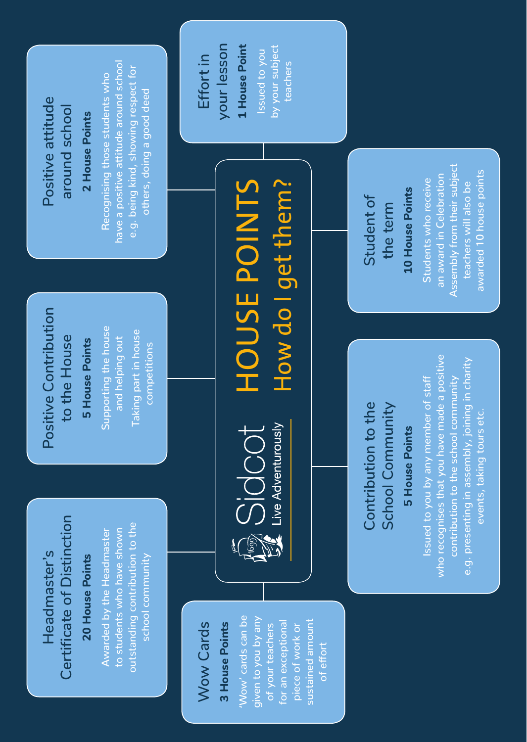# HOUSE POINTS

## How do I get them?

Sidcot
Live Adventurously

### Effort in your lesson

**1 House Point**

Issued to you by your subject teachers

### Positive attitude around school

**2 House Points**

Recognising those students who have a positive attitude around school e.g. being kind, showing respect for others, doing a good deed

### Wow Cards

**3 House Points**

'Wow' cards can be given to you by any of your teachers for an exceptional piece of work or sustained amount of effort

### Positive Contribution to the House

**5 House Points**

Supporting the house and helping out

Taking part in house competitions

### Contribution to the School Community

**5 House Points**

Issued to you by any member of staff who recognises that you have made a positive contribution to the school community e.g. presenting in assembly, joining in charity events, taking tours etc.

### Student of the term

**10 House Points**

Students who receive an award in Celebration Assembly from their subject teachers will also be awarded 10 house points

### Headmaster's Certificate of Distinction

**20 House Points**

Awarded by the Headmaster to students who have shown outstanding contribution to the school community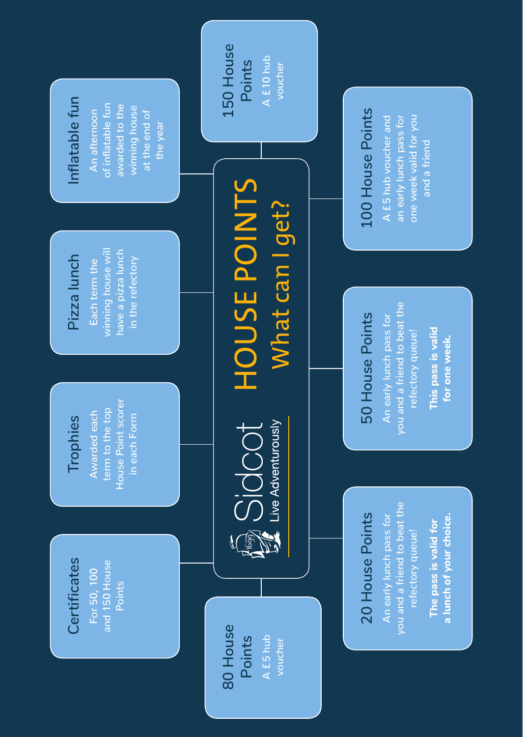# HOUSE POINTS

## What can I get?

Sidcot
Live Adventurously

### Certificates

For 50, 100 and 150 House Points

### Trophies

Awarded each term to the top House Point scorer in each Form

### Pizza lunch

Each term the winning house will have a pizza lunch in the refectory

### Inflatable fun

An afternoon of inflatable fun awarded to the winning house at the end of the year

### 150 House Points

A £10 hub voucher

### 100 House Points

A £5 hub voucher and an early lunch pass for one week valid for you and a friend

### 50 House Points

An early lunch pass for you and a friend to beat the refectory queue!

**This pass is valid for one week.**

### 20 House Points

An early lunch pass for you and a friend to beat the refectory queue!

**The pass is valid for a lunch of your choice.**

### 80 House Points

A £5 hub voucher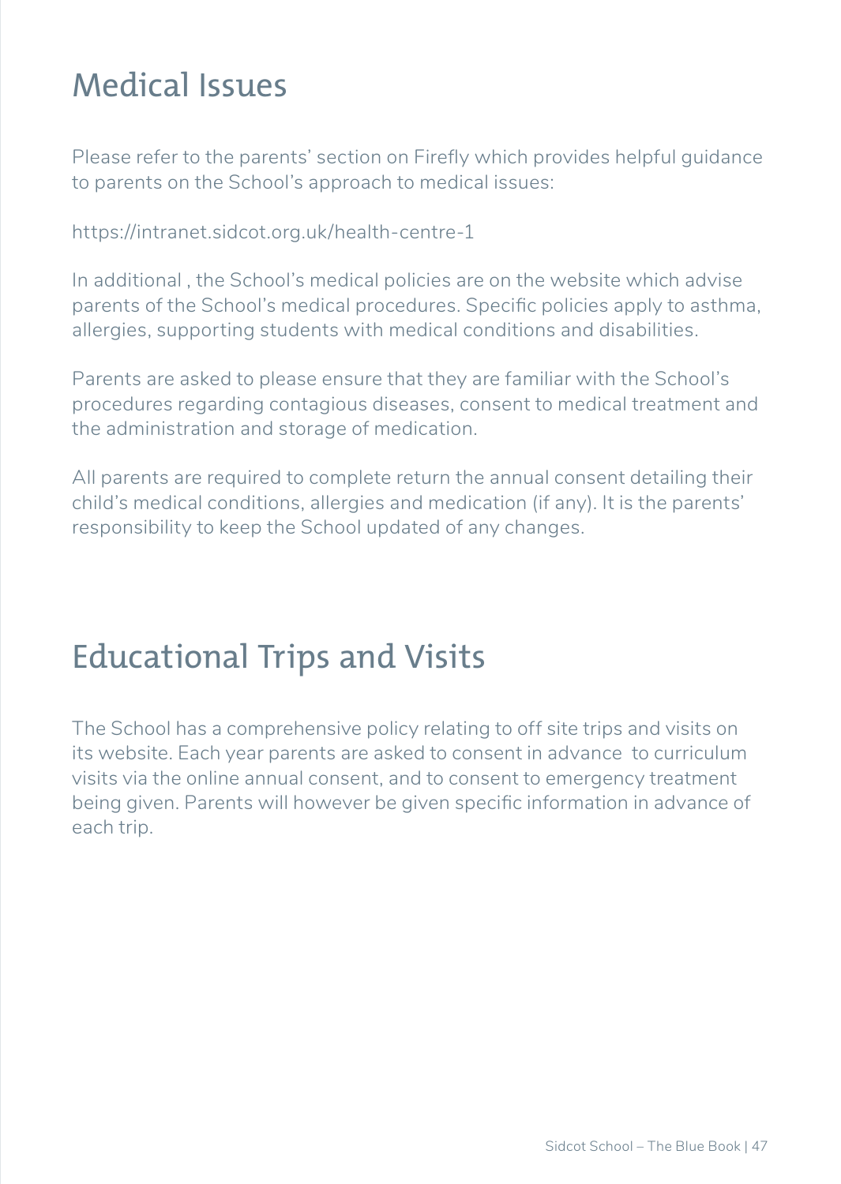# Medical Issues

Please refer to the parents' section on Firefly which provides helpful guidance to parents on the School's approach to medical issues:

https://intranet.sidcot.org.uk/health-centre-1

In additional , the School's medical policies are on the website which advise parents of the School's medical procedures. Specific policies apply to asthma, allergies, supporting students with medical conditions and disabilities.

Parents are asked to please ensure that they are familiar with the School's procedures regarding contagious diseases, consent to medical treatment and the administration and storage of medication.

All parents are required to complete return the annual consent detailing their child's medical conditions, allergies and medication (if any). It is the parents' responsibility to keep the School updated of any changes.

# Educational Trips and Visits

The School has a comprehensive policy relating to off site trips and visits on its website. Each year parents are asked to consent in advance to curriculum visits via the online annual consent, and to consent to emergency treatment being given. Parents will however be given specific information in advance of each trip.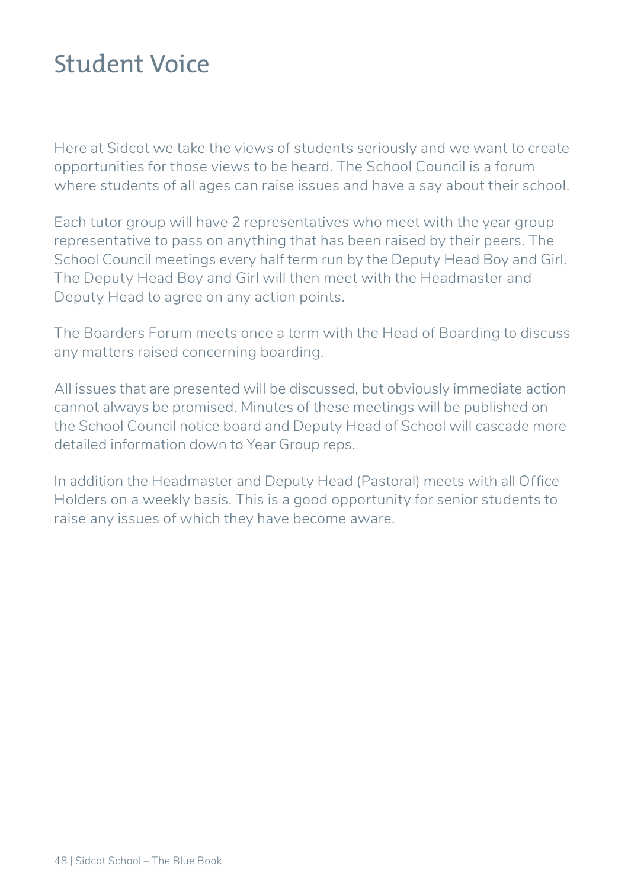# Student Voice

Here at Sidcot we take the views of students seriously and we want to create opportunities for those views to be heard. The School Council is a forum where students of all ages can raise issues and have a say about their school.

Each tutor group will have 2 representatives who meet with the year group representative to pass on anything that has been raised by their peers. The School Council meetings every half term run by the Deputy Head Boy and Girl. The Deputy Head Boy and Girl will then meet with the Headmaster and Deputy Head to agree on any action points.

The Boarders Forum meets once a term with the Head of Boarding to discuss any matters raised concerning boarding.

All issues that are presented will be discussed, but obviously immediate action cannot always be promised. Minutes of these meetings will be published on the School Council notice board and Deputy Head of School will cascade more detailed information down to Year Group reps.

In addition the Headmaster and Deputy Head (Pastoral) meets with all Office Holders on a weekly basis. This is a good opportunity for senior students to raise any issues of which they have become aware.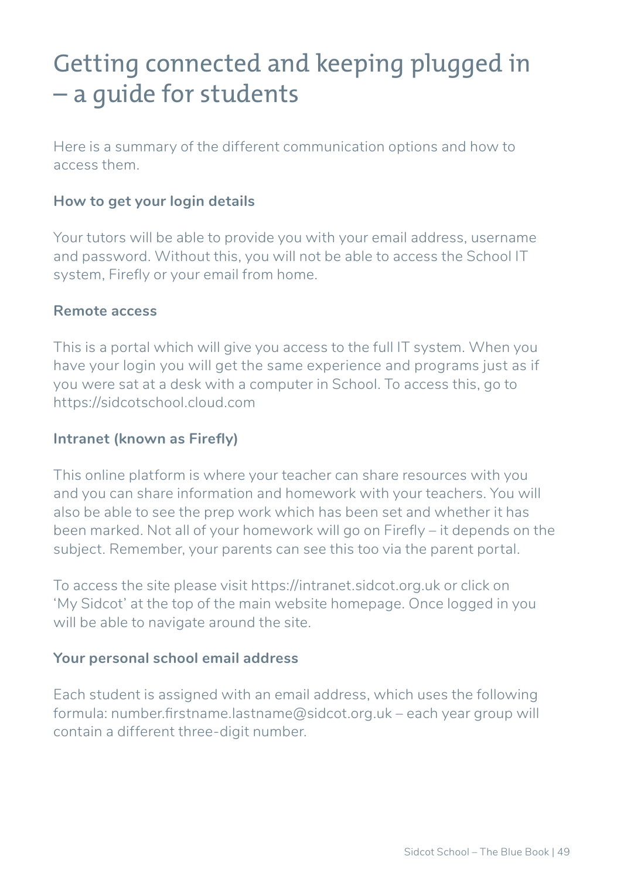# Getting connected and keeping plugged in – a guide for students

Here is a summary of the different communication options and how to access them.

### How to get your login details

Your tutors will be able to provide you with your email address, username and password. Without this, you will not be able to access the School IT system, Firefly or your email from home.

### Remote access

This is a portal which will give you access to the full IT system. When you have your login you will get the same experience and programs just as if you were sat at a desk with a computer in School. To access this, go to https://sidcotschool.cloud.com

### Intranet (known as Firefly)

This online platform is where your teacher can share resources with you and you can share information and homework with your teachers. You will also be able to see the prep work which has been set and whether it has been marked. Not all of your homework will go on Firefly – it depends on the subject. Remember, your parents can see this too via the parent portal.

To access the site please visit https://intranet.sidcot.org.uk or click on 'My Sidcot' at the top of the main website homepage. Once logged in you will be able to navigate around the site.

### Your personal school email address

Each student is assigned with an email address, which uses the following formula: number.firstname.lastname@sidcot.org.uk – each year group will contain a different three-digit number.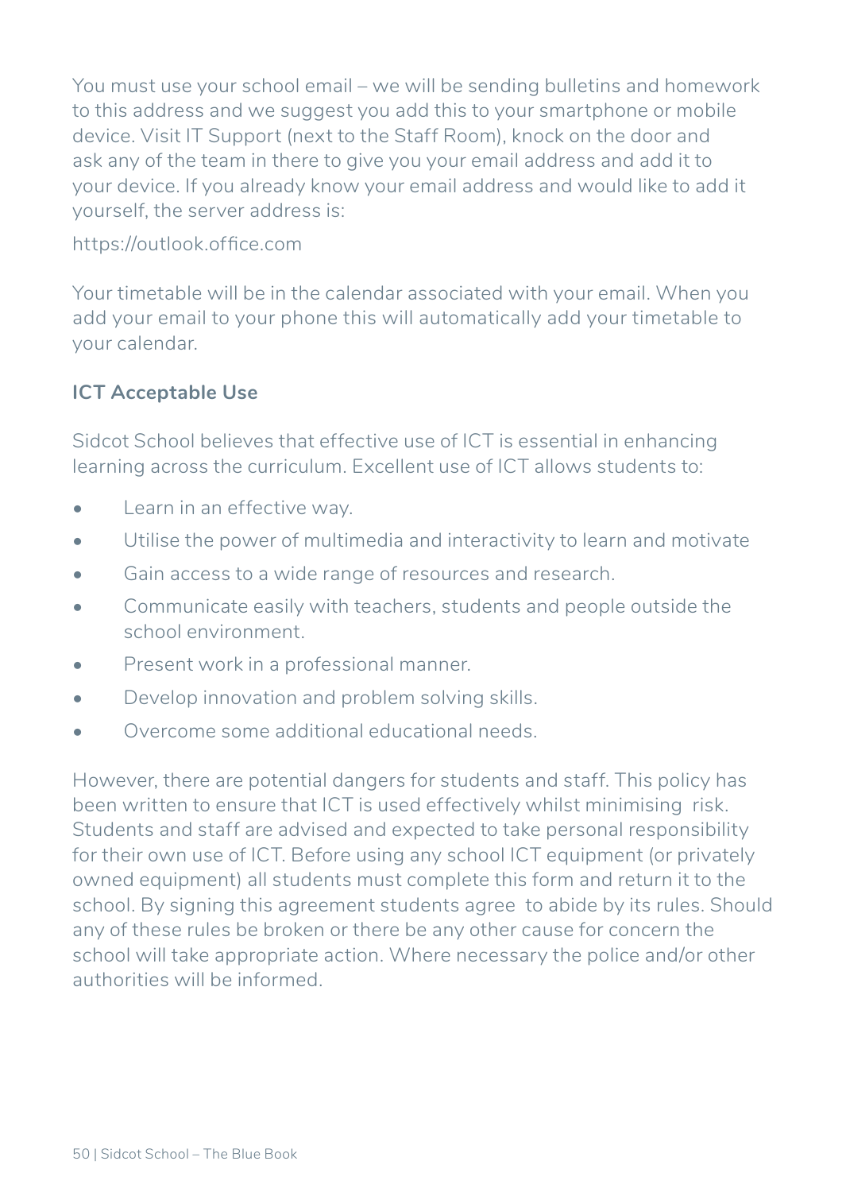You must use your school email – we will be sending bulletins and homework to this address and we suggest you add this to your smartphone or mobile device. Visit IT Support (next to the Staff Room), knock on the door and ask any of the team in there to give you your email address and add it to your device. If you already know your email address and would like to add it yourself, the server address is:

https://outlook.office.com

Your timetable will be in the calendar associated with your email. When you add your email to your phone this will automatically add your timetable to your calendar.

**ICT Acceptable Use**

Sidcot School believes that effective use of ICT is essential in enhancing learning across the curriculum. Excellent use of ICT allows students to:

- Learn in an effective way.
- Utilise the power of multimedia and interactivity to learn and motivate
- Gain access to a wide range of resources and research.
- Communicate easily with teachers, students and people outside the school environment.
- Present work in a professional manner.
- Develop innovation and problem solving skills.
- Overcome some additional educational needs.

However, there are potential dangers for students and staff. This policy has been written to ensure that ICT is used effectively whilst minimising risk. Students and staff are advised and expected to take personal responsibility for their own use of ICT. Before using any school ICT equipment (or privately owned equipment) all students must complete this form and return it to the school. By signing this agreement students agree to abide by its rules. Should any of these rules be broken or there be any other cause for concern the school will take appropriate action. Where necessary the police and/or other authorities will be informed.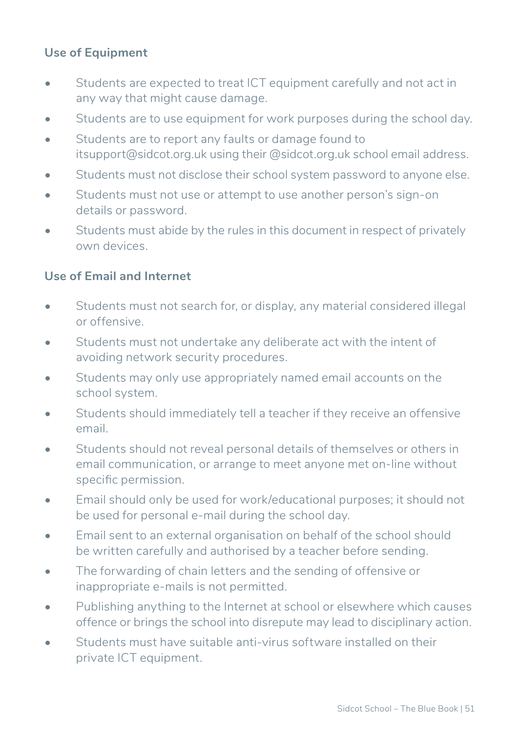### Use of Equipment

- Students are expected to treat ICT equipment carefully and not act in any way that might cause damage.
- Students are to use equipment for work purposes during the school day.
- Students are to report any faults or damage found to itsupport@sidcot.org.uk using their @sidcot.org.uk school email address.
- Students must not disclose their school system password to anyone else.
- Students must not use or attempt to use another person's sign-on details or password.
- Students must abide by the rules in this document in respect of privately own devices.

### Use of Email and Internet

- Students must not search for, or display, any material considered illegal or offensive.
- Students must not undertake any deliberate act with the intent of avoiding network security procedures.
- Students may only use appropriately named email accounts on the school system.
- Students should immediately tell a teacher if they receive an offensive email.
- Students should not reveal personal details of themselves or others in email communication, or arrange to meet anyone met on-line without specific permission.
- Email should only be used for work/educational purposes; it should not be used for personal e-mail during the school day.
- Email sent to an external organisation on behalf of the school should be written carefully and authorised by a teacher before sending.
- The forwarding of chain letters and the sending of offensive or inappropriate e-mails is not permitted.
- Publishing anything to the Internet at school or elsewhere which causes offence or brings the school into disrepute may lead to disciplinary action.
- Students must have suitable anti-virus software installed on their private ICT equipment.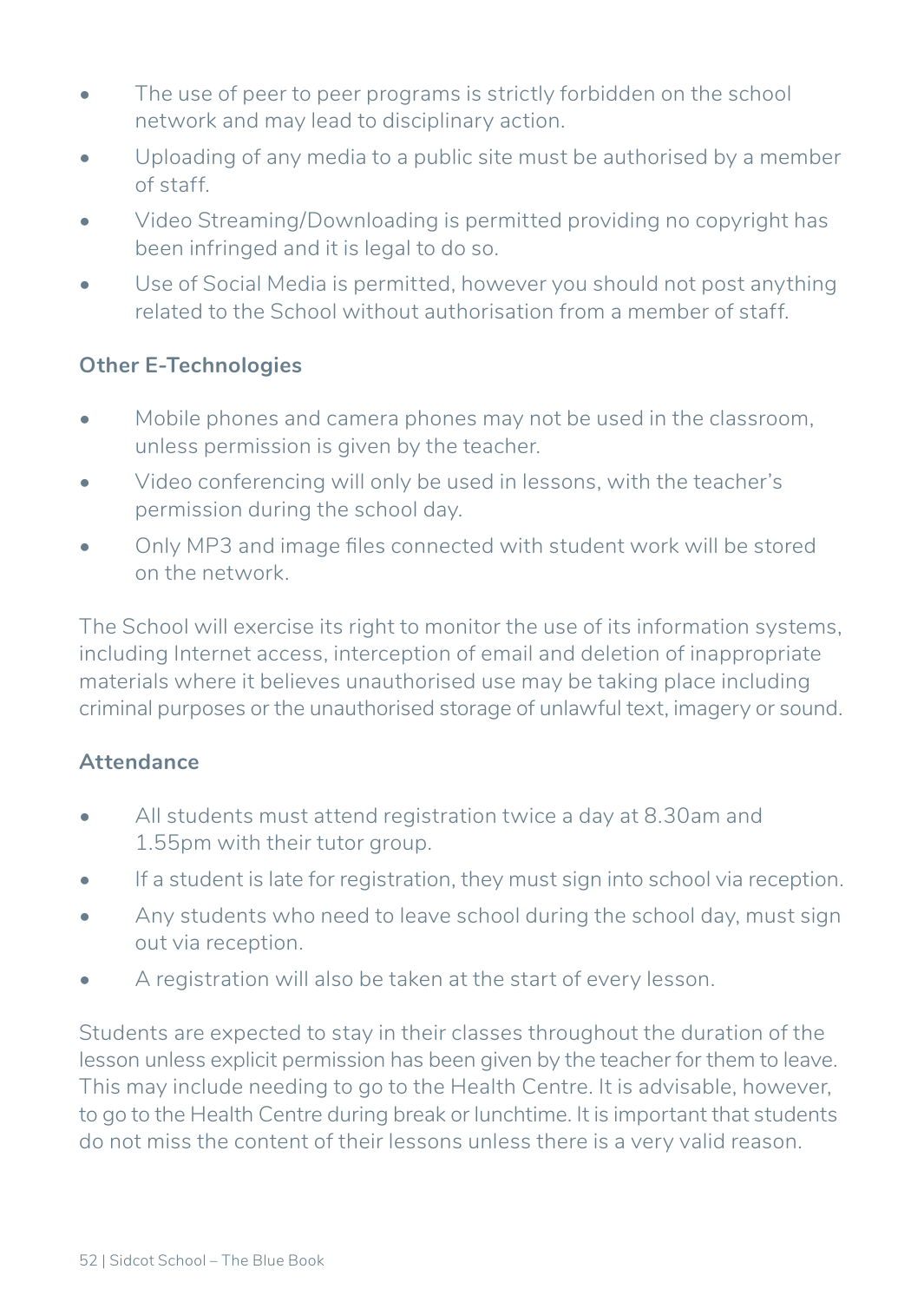- The use of peer to peer programs is strictly forbidden on the school network and may lead to disciplinary action.
- Uploading of any media to a public site must be authorised by a member of staff.
- Video Streaming/Downloading is permitted providing no copyright has been infringed and it is legal to do so.
- Use of Social Media is permitted, however you should not post anything related to the School without authorisation from a member of staff.

### Other E-Technologies

- Mobile phones and camera phones may not be used in the classroom, unless permission is given by the teacher.
- Video conferencing will only be used in lessons, with the teacher's permission during the school day.
- Only MP3 and image files connected with student work will be stored on the network.

The School will exercise its right to monitor the use of its information systems, including Internet access, interception of email and deletion of inappropriate materials where it believes unauthorised use may be taking place including criminal purposes or the unauthorised storage of unlawful text, imagery or sound.

### Attendance

- All students must attend registration twice a day at 8.30am and 1.55pm with their tutor group.
- If a student is late for registration, they must sign into school via reception.
- Any students who need to leave school during the school day, must sign out via reception.
- A registration will also be taken at the start of every lesson.

Students are expected to stay in their classes throughout the duration of the lesson unless explicit permission has been given by the teacher for them to leave. This may include needing to go to the Health Centre. It is advisable, however, to go to the Health Centre during break or lunchtime. It is important that students do not miss the content of their lessons unless there is a very valid reason.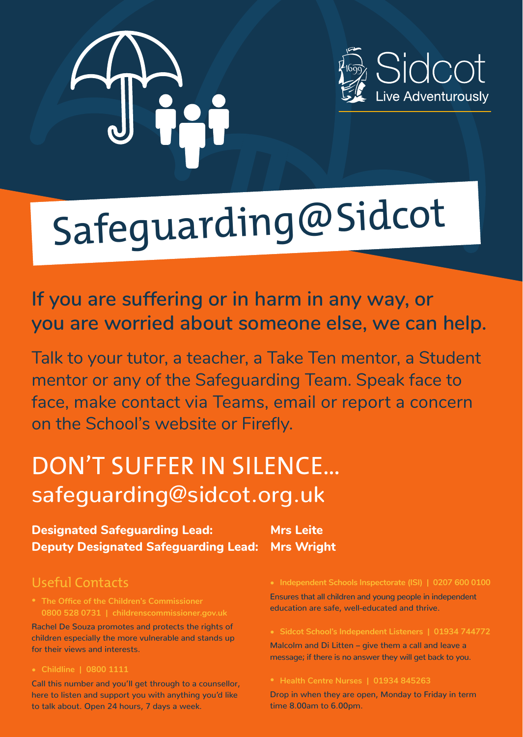Sidcot
Live Adventurously

# Safeguarding@Sidcot

## If you are suffering or in harm in any way, or you are worried about someone else, we can help.

Talk to your tutor, a teacher, a Take Ten mentor, a Student mentor or any of the Safeguarding Team. Speak face to face, make contact via Teams, email or report a concern on the School's website or Firefly.

## DON'T SUFFER IN SILENCE...

safeguarding@sidcot.org.uk

**Designated Safeguarding Lead:** **Mrs Leite**
**Deputy Designated Safeguarding Lead:** **Mrs Wright**

### Useful Contacts

- **The Office of the Children's Commissioner 0800 528 0731 | childrenscommissioner.gov.uk**

Rachel De Souza promotes and protects the rights of children especially the more vulnerable and stands up for their views and interests.

- **Childline | 0800 1111**

Call this number and you'll get through to a counsellor, here to listen and support you with anything you'd like to talk about. Open 24 hours, 7 days a week.

- **Independent Schools Inspectorate (ISI) | 0207 600 0100**

Ensures that all children and young people in independent education are safe, well-educated and thrive.

- **Sidcot School's Independent Listeners | 01934 744772**

Malcolm and Di Litten – give them a call and leave a message; if there is no answer they will get back to you.

- **Health Centre Nurses | 01934 845263**

Drop in when they are open, Monday to Friday in term time 8.00am to 6.00pm.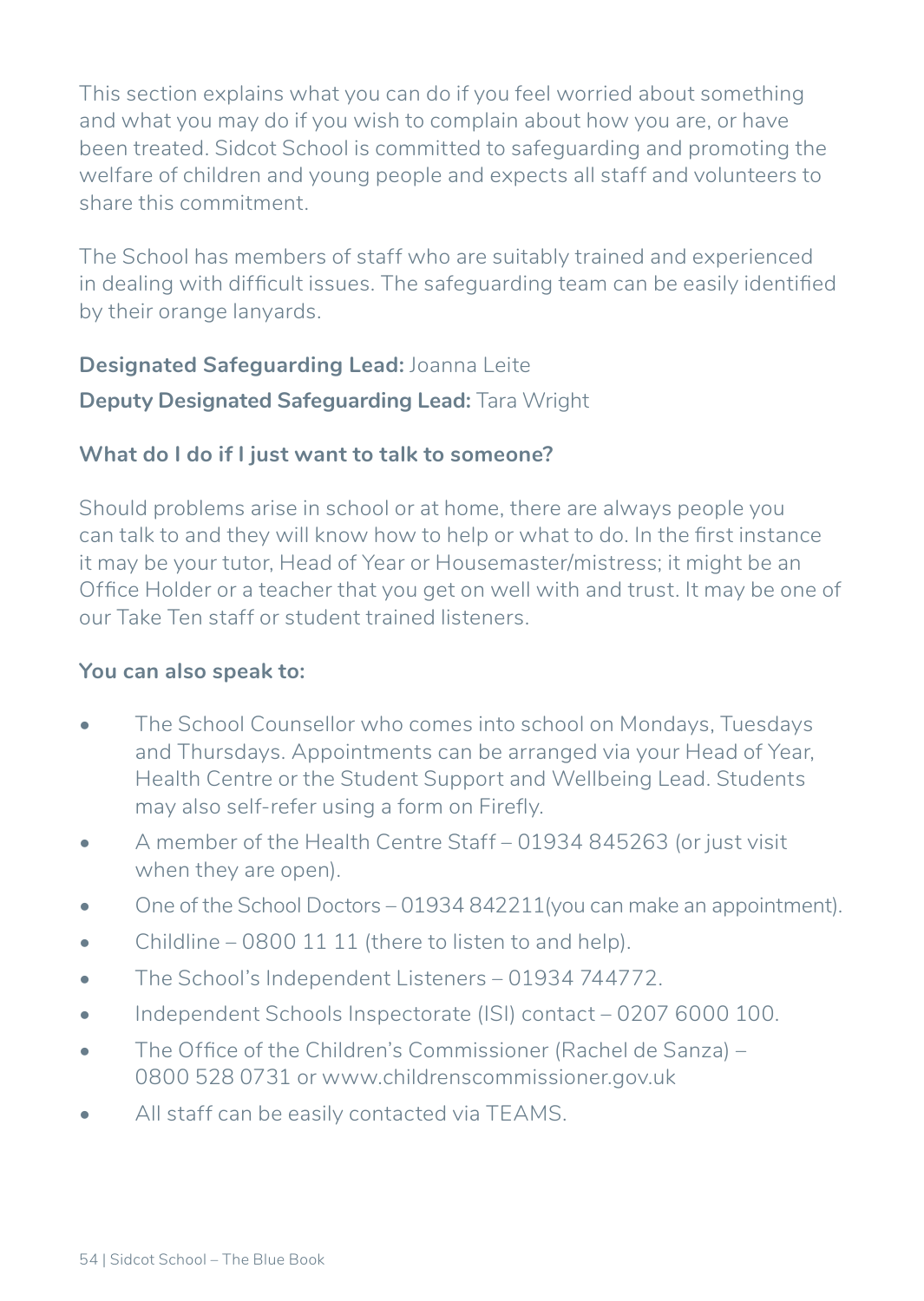This section explains what you can do if you feel worried about something and what you may do if you wish to complain about how you are, or have been treated. Sidcot School is committed to safeguarding and promoting the welfare of children and young people and expects all staff and volunteers to share this commitment.

The School has members of staff who are suitably trained and experienced in dealing with difficult issues. The safeguarding team can be easily identified by their orange lanyards.

**Designated Safeguarding Lead:** Joanna Leite

**Deputy Designated Safeguarding Lead:** Tara Wright

### What do I do if I just want to talk to someone?

Should problems arise in school or at home, there are always people you can talk to and they will know how to help or what to do. In the first instance it may be your tutor, Head of Year or Housemaster/mistress; it might be an Office Holder or a teacher that you get on well with and trust. It may be one of our Take Ten staff or student trained listeners.

### You can also speak to:

- The School Counsellor who comes into school on Mondays, Tuesdays and Thursdays. Appointments can be arranged via your Head of Year, Health Centre or the Student Support and Wellbeing Lead. Students may also self-refer using a form on Firefly.
- A member of the Health Centre Staff – 01934 845263 (or just visit when they are open).
- One of the School Doctors – 01934 842211(you can make an appointment).
- Childline – 0800 11 11 (there to listen to and help).
- The School's Independent Listeners – 01934 744772.
- Independent Schools Inspectorate (ISI) contact – 0207 6000 100.
- The Office of the Children's Commissioner (Rachel de Sanza) – 0800 528 0731 or www.childrenscommissioner.gov.uk
- All staff can be easily contacted via TEAMS.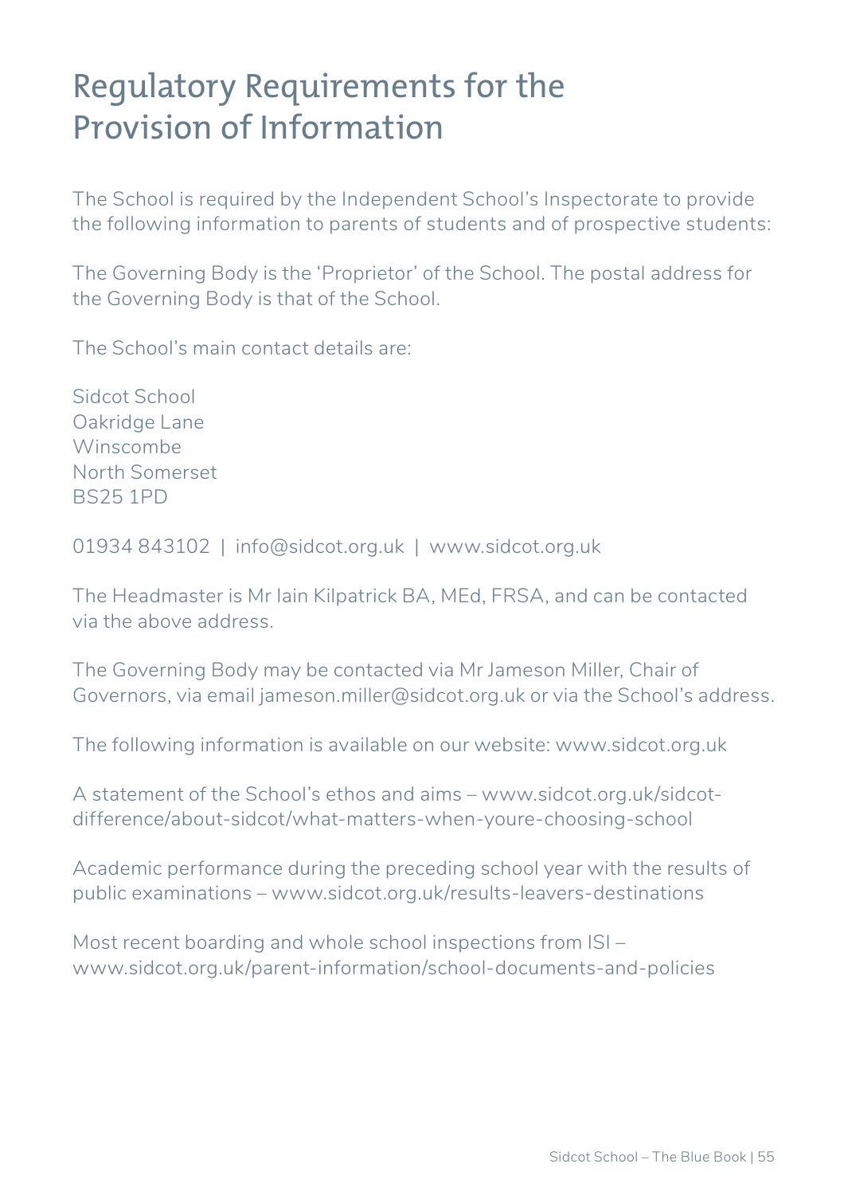# Regulatory Requirements for the Provision of Information

The School is required by the Independent School's Inspectorate to provide the following information to parents of students and of prospective students:

The Governing Body is the 'Proprietor' of the School. The postal address for the Governing Body is that of the School.

The School's main contact details are:

Sidcot School
Oakridge Lane
Winscombe
North Somerset
BS25 1PD

01934 843102 | info@sidcot.org.uk | www.sidcot.org.uk

The Headmaster is Mr Iain Kilpatrick BA, MEd, FRSA, and can be contacted via the above address.

The Governing Body may be contacted via Mr Jameson Miller, Chair of Governors, via email jameson.miller@sidcot.org.uk or via the School's address.

The following information is available on our website: www.sidcot.org.uk

A statement of the School's ethos and aims – www.sidcot.org.uk/sidcot-difference/about-sidcot/what-matters-when-youre-choosing-school

Academic performance during the preceding school year with the results of public examinations – www.sidcot.org.uk/results-leavers-destinations

Most recent boarding and whole school inspections from ISI – www.sidcot.org.uk/parent-information/school-documents-and-policies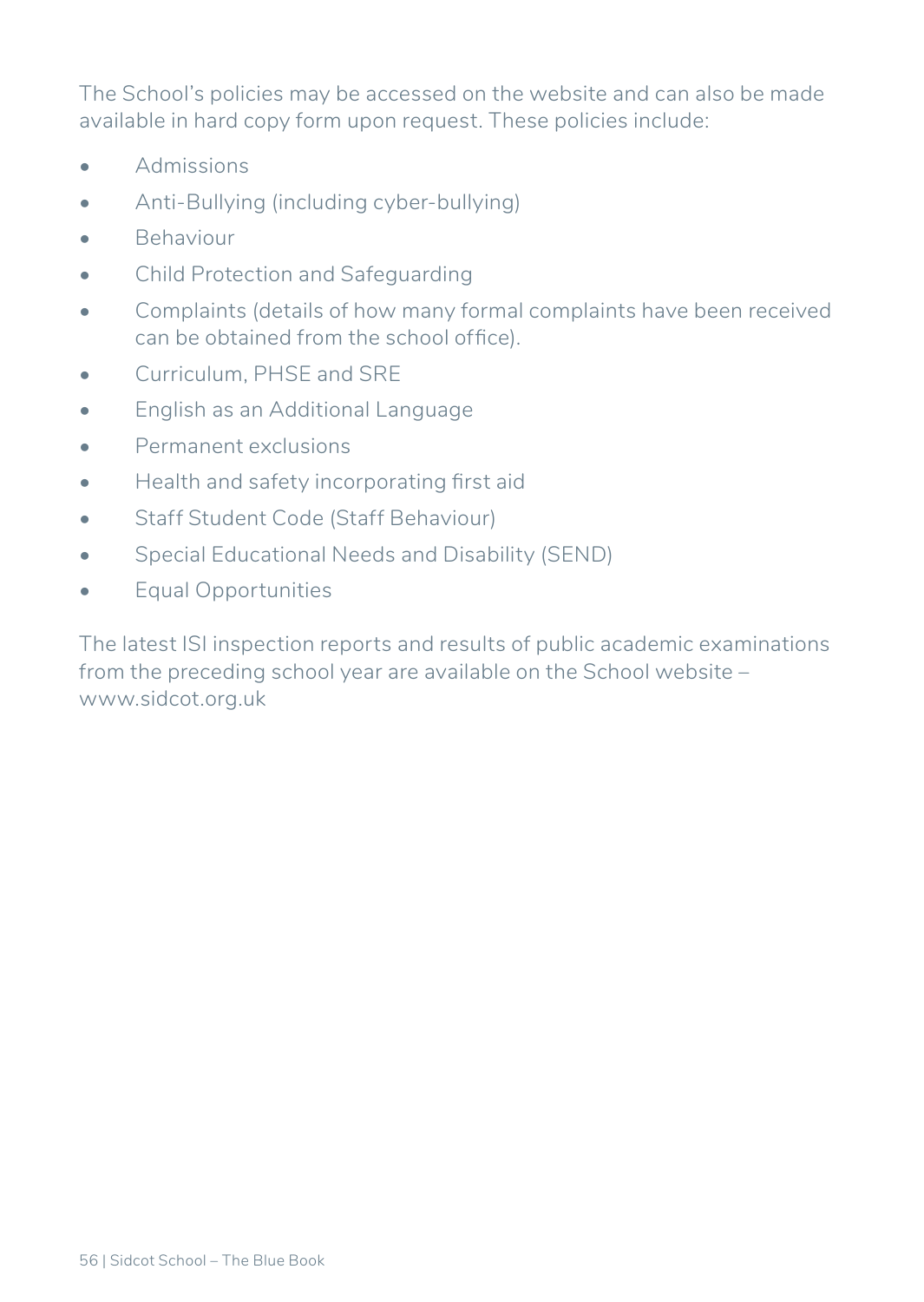The School's policies may be accessed on the website and can also be made available in hard copy form upon request. These policies include:

- Admissions
- Anti-Bullying (including cyber-bullying)
- Behaviour
- Child Protection and Safeguarding
- Complaints (details of how many formal complaints have been received can be obtained from the school office).
- Curriculum, PHSE and SRE
- English as an Additional Language
- Permanent exclusions
- Health and safety incorporating first aid
- Staff Student Code (Staff Behaviour)
- Special Educational Needs and Disability (SEND)
- Equal Opportunities

The latest ISI inspection reports and results of public academic examinations from the preceding school year are available on the School website – www.sidcot.org.uk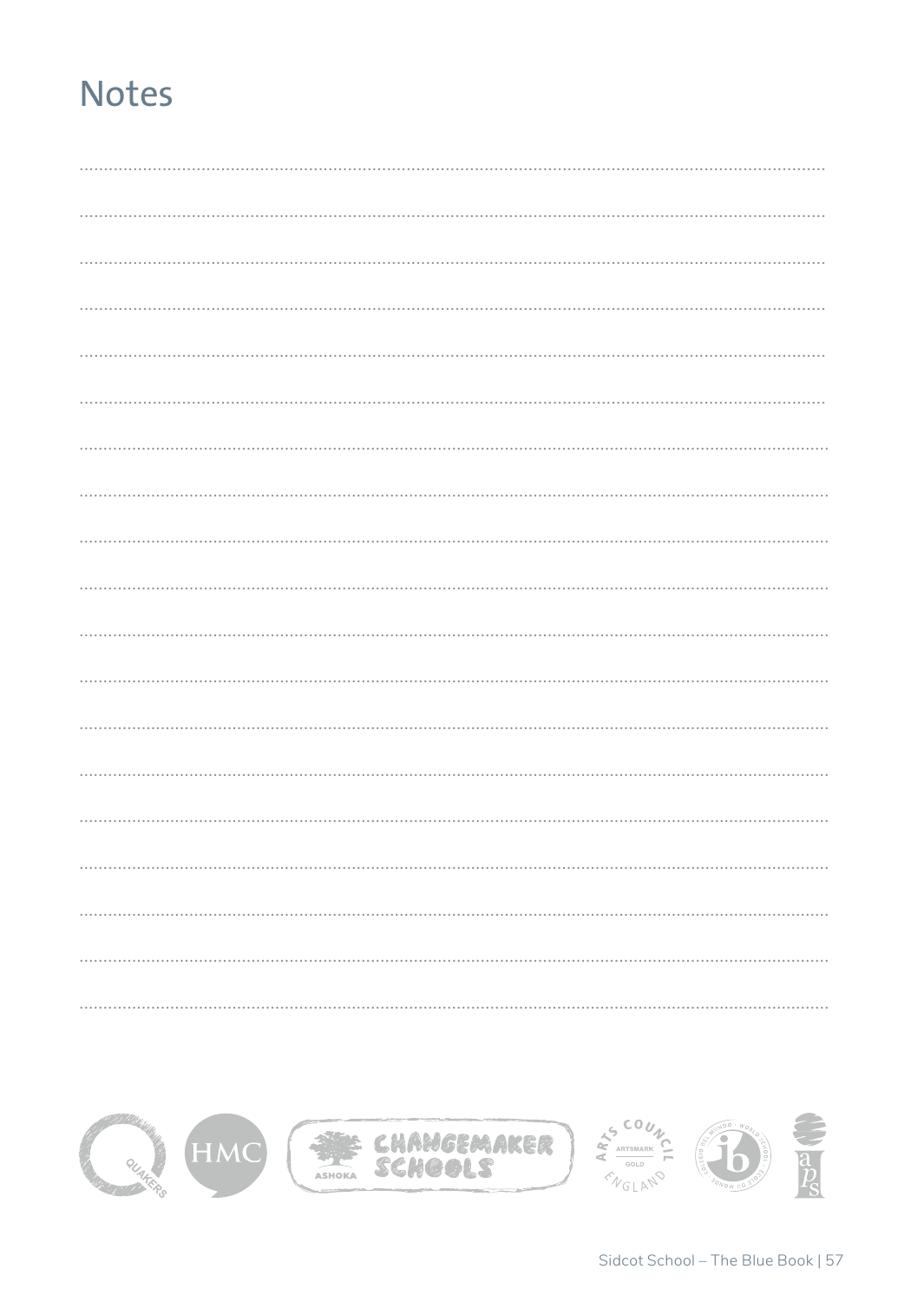# Notes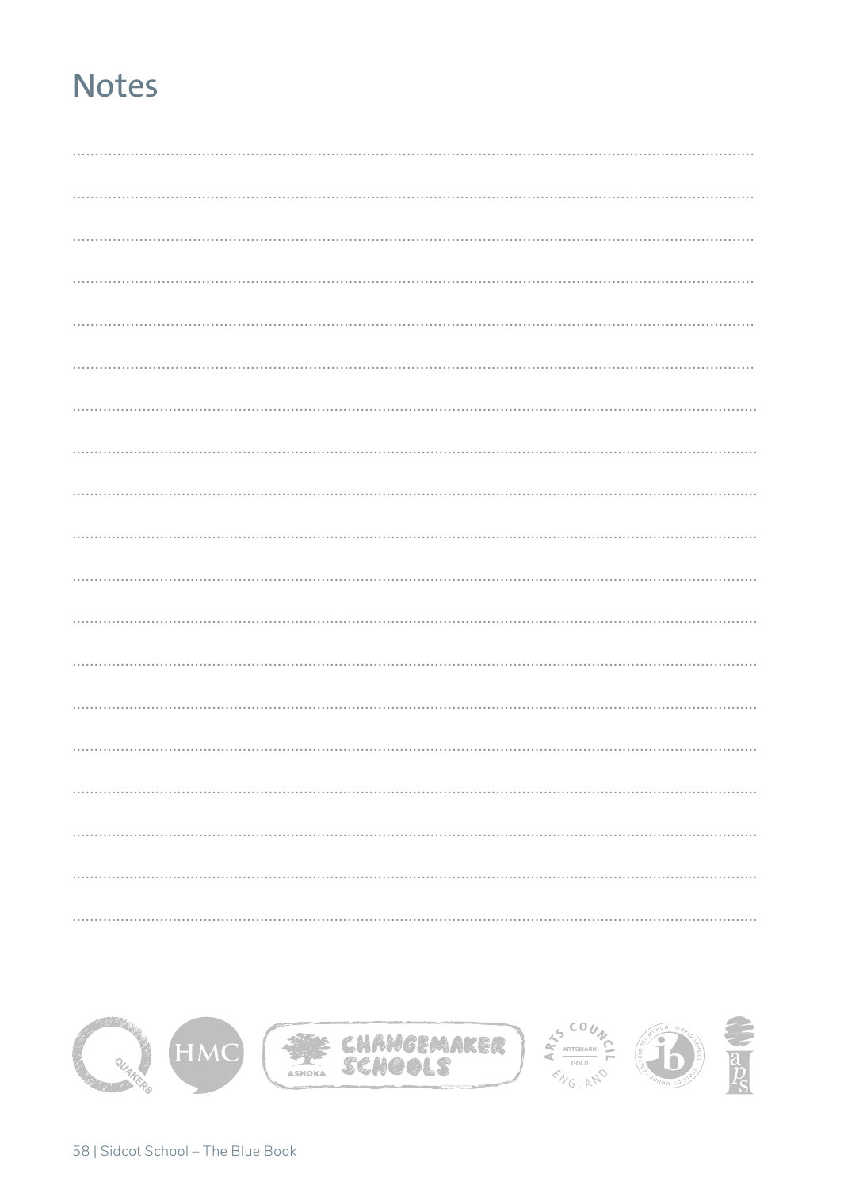# Notes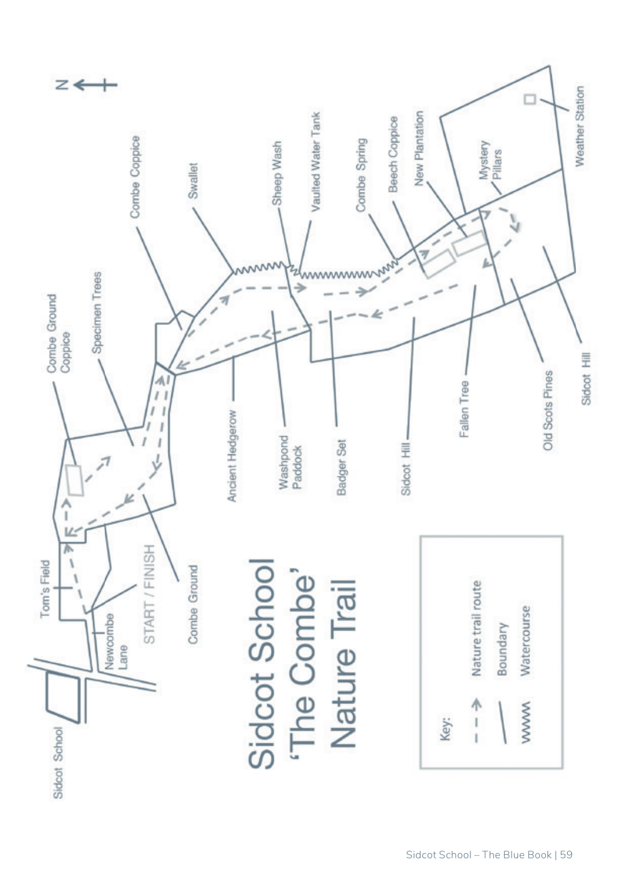# Sidcot School 'The Combe' Nature Trail

N

Sidcot School

Newcombe Lane

Tom's Field

START / FINISH

Combe Ground

Combe Ground Coppice

Specimen Trees

Combe Coppice

Ancient Hedgerow

Swallet

Washpond Paddock

Sheep Wash

Vaulted Water Tank

Badger Set

Combe Spring

Sidcot Hill

Beech Coppice

New Plantation

Fallen Tree

Mystery Pillars

Old Scots Pines

Sidcot Hill

Weather Station

Key:

- - → Nature trail route

— Boundary

WWW Watercourse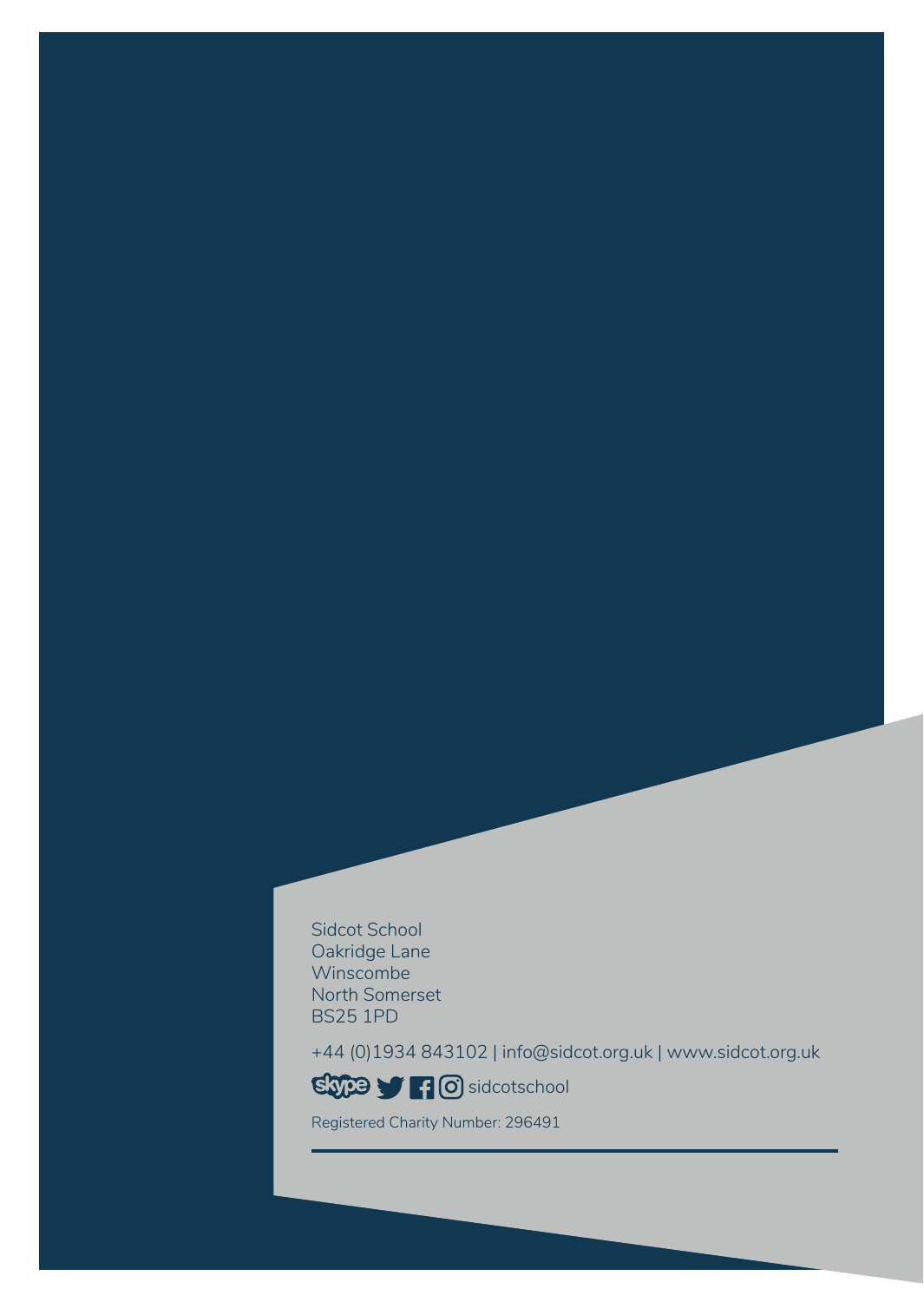Sidcot School
Oakridge Lane
Winscombe
North Somerset
BS25 1PD

+44 (0)1934 843102 | info@sidcot.org.uk | www.sidcot.org.uk

sidcotschool

Registered Charity Number: 296491